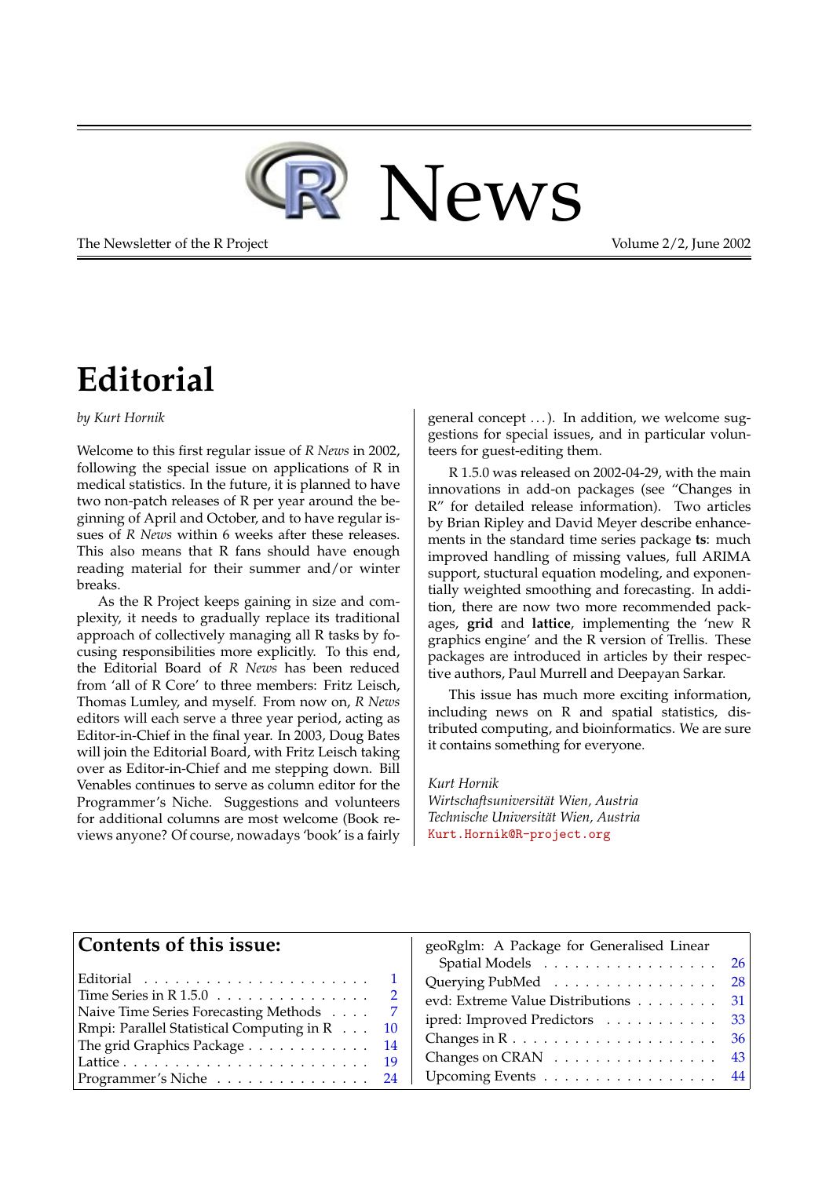# R News

The Newsletter of the R Project — Volume 2/2, June 2002

## Editorial

*by Kurt Hornik*

Welcome to this first regular issue of *R News* in 2002, following the special issue on applications of R in medical statistics. In the future, it is planned to have two non-patch releases of R per year around the beginning of April and October, and to have regular issues of *R News* within 6 weeks after these releases. This also means that R fans should have enough reading material for their summer and/or winter breaks.

As the R Project keeps gaining in size and complexity, it needs to gradually replace its traditional approach of collectively managing all R tasks by focusing responsibilities more explicitly. To this end, the Editorial Board of *R News* has been reduced from 'all of R Core' to three members: Fritz Leisch, Thomas Lumley, and myself. From now on, *R News* editors will each serve a three year period, acting as Editor-in-Chief in the final year. In 2003, Doug Bates will join the Editorial Board, with Fritz Leisch taking over as Editor-in-Chief and me stepping down. Bill Venables continues to serve as column editor for the Programmer's Niche. Suggestions and volunteers for additional columns are most welcome (Book reviews anyone? Of course, nowadays 'book' is a fairly general concept ...). In addition, we welcome suggestions for special issues, and in particular volunteers for guest-editing them.

R 1.5.0 was released on 2002-04-29, with the main innovations in add-on packages (see "Changes in R" for detailed release information). Two articles by Brian Ripley and David Meyer describe enhancements in the standard time series package **ts**: much improved handling of missing values, full ARIMA support, stuctural equation modeling, and exponentially weighted smoothing and forecasting. In addition, there are now two more recommended packages, **grid** and **lattice**, implementing the 'new R graphics engine' and the R version of Trellis. These packages are introduced in articles by their respective authors, Paul Murrell and Deepayan Sarkar.

This issue has much more exciting information, including news on R and spatial statistics, distributed computing, and bioinformatics. We are sure it contains something for everyone.

*Kurt Hornik*
*Wirtschaftsuniversität Wien, Austria*
*Technische Universität Wien, Austria*
Kurt.Hornik@R-project.org

### Contents of this issue:

| | |
|---|---|
| Editorial | 1 |
| Time Series in R 1.5.0 | 2 |
| Naive Time Series Forecasting Methods | 7 |
| Rmpi: Parallel Statistical Computing in R | 10 |
| The grid Graphics Package | 14 |
| Lattice | 19 |
| Programmer's Niche | 24 |
| geoRglm: A Package for Generalised Linear Spatial Models | 26 |
| Querying PubMed | 28 |
| evd: Extreme Value Distributions | 31 |
| ipred: Improved Predictors | 33 |
| Changes in R | 36 |
| Changes on CRAN | 43 |
| Upcoming Events | 44 |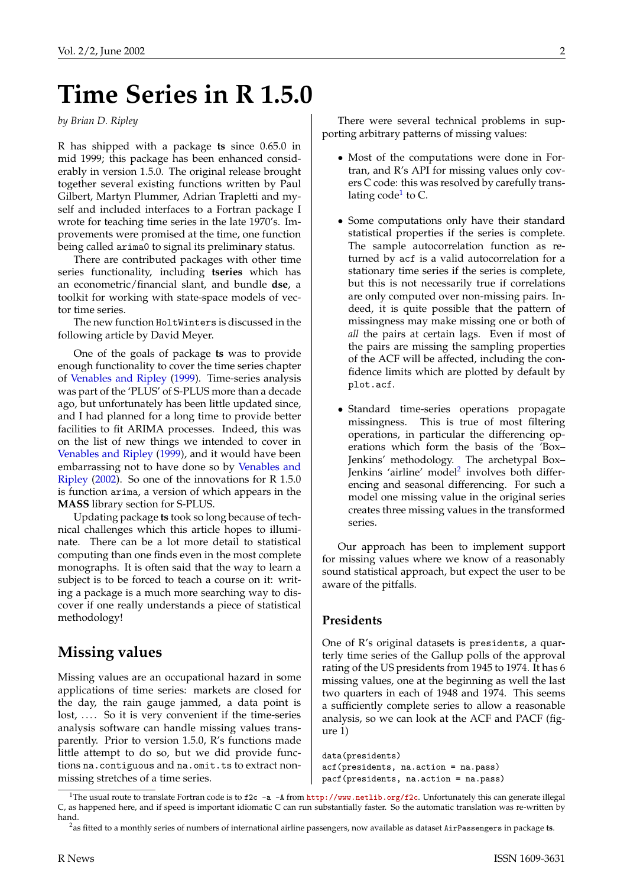# Time Series in R 1.5.0

*by Brian D. Ripley*

R has shipped with a package **ts** since 0.65.0 in mid 1999; this package has been enhanced considerably in version 1.5.0. The original release brought together several existing functions written by Paul Gilbert, Martyn Plummer, Adrian Trapletti and myself and included interfaces to a Fortran package I wrote for teaching time series in the late 1970's. Improvements were promised at the time, one function being called `arima0` to signal its preliminary status.

There are contributed packages with other time series functionality, including **tseries** which has an econometric/financial slant, and bundle **dse**, a toolkit for working with state-space models of vector time series.

The new function `HoltWinters` is discussed in the following article by David Meyer.

One of the goals of package **ts** was to provide enough functionality to cover the time series chapter of Venables and Ripley (1999). Time-series analysis was part of the 'PLUS' of S-PLUS more than a decade ago, but unfortunately has been little updated since, and I had planned for a long time to provide better facilities to fit ARIMA processes. Indeed, this was on the list of new things we intended to cover in Venables and Ripley (1999), and it would have been embarrassing not to have done so by Venables and Ripley (2002). So one of the innovations for R 1.5.0 is function `arima`, a version of which appears in the **MASS** library section for S-PLUS.

Updating package **ts** took so long because of technical challenges which this article hopes to illuminate. There can be a lot more detail to statistical computing than one finds even in the most complete monographs. It is often said that the way to learn a subject is to be forced to teach a course on it: writing a package is a much more searching way to discover if one really understands a piece of statistical methodology!

## Missing values

Missing values are an occupational hazard in some applications of time series: markets are closed for the day, the rain gauge jammed, a data point is lost, .... So it is very convenient if the time-series analysis software can handle missing values transparently. Prior to version 1.5.0, R's functions made little attempt to do so, but we did provide functions `na.contiguous` and `na.omit.ts` to extract non-missing stretches of a time series.

There were several technical problems in supporting arbitrary patterns of missing values:

- Most of the computations were done in Fortran, and R's API for missing values only covers C code: this was resolved by carefully translating code[1] to C.
- Some computations only have their standard statistical properties if the series is complete. The sample autocorrelation function as returned by `acf` is a valid autocorrelation for a stationary time series if the series is complete, but this is not necessarily true if correlations are only computed over non-missing pairs. Indeed, it is quite possible that the pattern of missingness may make missing one or both of *all* the pairs at certain lags. Even if most of the pairs are missing the sampling properties of the ACF will be affected, including the confidence limits which are plotted by default by `plot.acf`.
- Standard time-series operations propagate missingness. This is true of most filtering operations, in particular the differencing operations which form the basis of the 'Box–Jenkins' methodology. The archetypal Box–Jenkins 'airline' model[2] involves both differencing and seasonal differencing. For such a model one missing value in the original series creates three missing values in the transformed series.

Our approach has been to implement support for missing values where we know of a reasonably sound statistical approach, but expect the user to be aware of the pitfalls.

## Presidents

One of R's original datasets is `presidents`, a quarterly time series of the Gallup polls of the approval rating of the US presidents from 1945 to 1974. It has 6 missing values, one at the beginning as well the last two quarters in each of 1948 and 1974. This seems a sufficiently complete series to allow a reasonable analysis, so we can look at the ACF and PACF (figure 1)

```
data(presidents)
acf(presidents, na.action = na.pass)
pacf(presidents, na.action = na.pass)
```

[1] The usual route to translate Fortran code is to `f2c -a -A` from http://www.netlib.org/f2c. Unfortunately this can generate illegal C, as happened here, and if speed is important idiomatic C can run substantially faster. So the automatic translation was re-written by hand.

[2] as fitted to a monthly series of numbers of international airline passengers, now available as dataset `AirPassengers` in package **ts**.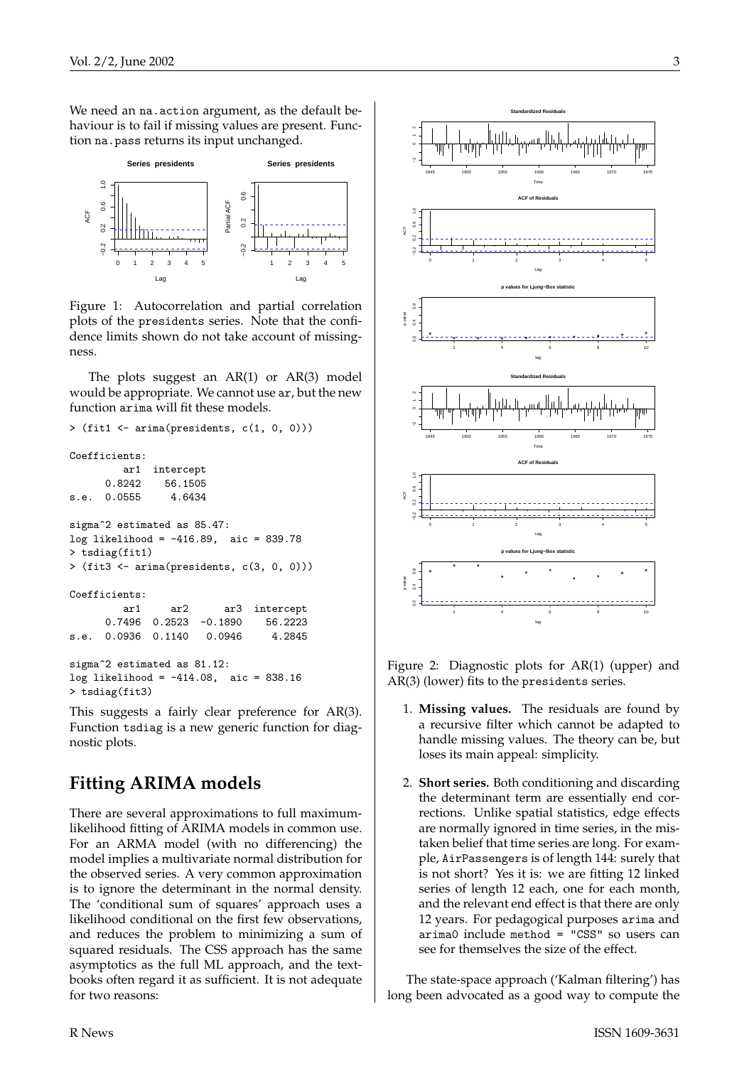We need an `na.action` argument, as the default behaviour is to fail if missing values are present. Function `na.pass` returns its input unchanged.

Figure 1: Autocorrelation and partial correlation plots of the `presidents` series. Note that the confidence limits shown do not take account of missingness.

The plots suggest an AR(1) or AR(3) model would be appropriate. We cannot use `ar`, but the new function `arima` will fit these models.

```
> (fit1 <- arima(presidents, c(1, 0, 0)))

Coefficients:
         ar1  intercept
      0.8242    56.1505
s.e.  0.0555     4.6434

sigma^2 estimated as 85.47:
log likelihood = -416.89,  aic = 839.78
> tsdiag(fit1)
> (fit3 <- arima(presidents, c(3, 0, 0)))

Coefficients:
         ar1     ar2      ar3  intercept
      0.7496  0.2523  -0.1890    56.2223
s.e.  0.0936  0.1140   0.0946     4.2845

sigma^2 estimated as 81.12:
log likelihood = -414.08,  aic = 838.16
> tsdiag(fit3)
```

This suggests a fairly clear preference for AR(3). Function `tsdiag` is a new generic function for diagnostic plots.

## Fitting ARIMA models

There are several approximations to full maximum-likelihood fitting of ARIMA models in common use. For an ARMA model (with no differencing) the model implies a multivariate normal distribution for the observed series. A very common approximation is to ignore the determinant in the normal density. The 'conditional sum of squares' approach uses a likelihood conditional on the first few observations, and reduces the problem to minimizing a sum of squared residuals. The CSS approach has the same asymptotics as the full ML approach, and the textbooks often regard it as sufficient. It is not adequate for two reasons:

Figure 2: Diagnostic plots for AR(1) (upper) and AR(3) (lower) fits to the `presidents` series.

1. **Missing values.** The residuals are found by a recursive filter which cannot be adapted to handle missing values. The theory can be, but loses its main appeal: simplicity.

2. **Short series.** Both conditioning and discarding the determinant term are essentially end corrections. Unlike spatial statistics, edge effects are normally ignored in time series, in the mistaken belief that time series are long. For example, `AirPassengers` is of length 144: surely that is not short? Yes it is: we are fitting 12 linked series of length 12 each, one for each month, and the relevant end effect is that there are only 12 years. For pedagogical purposes `arima` and `arima0` include `method = "CSS"` so users can see for themselves the size of the effect.

The state-space approach ('Kalman filtering') has long been advocated as a good way to compute the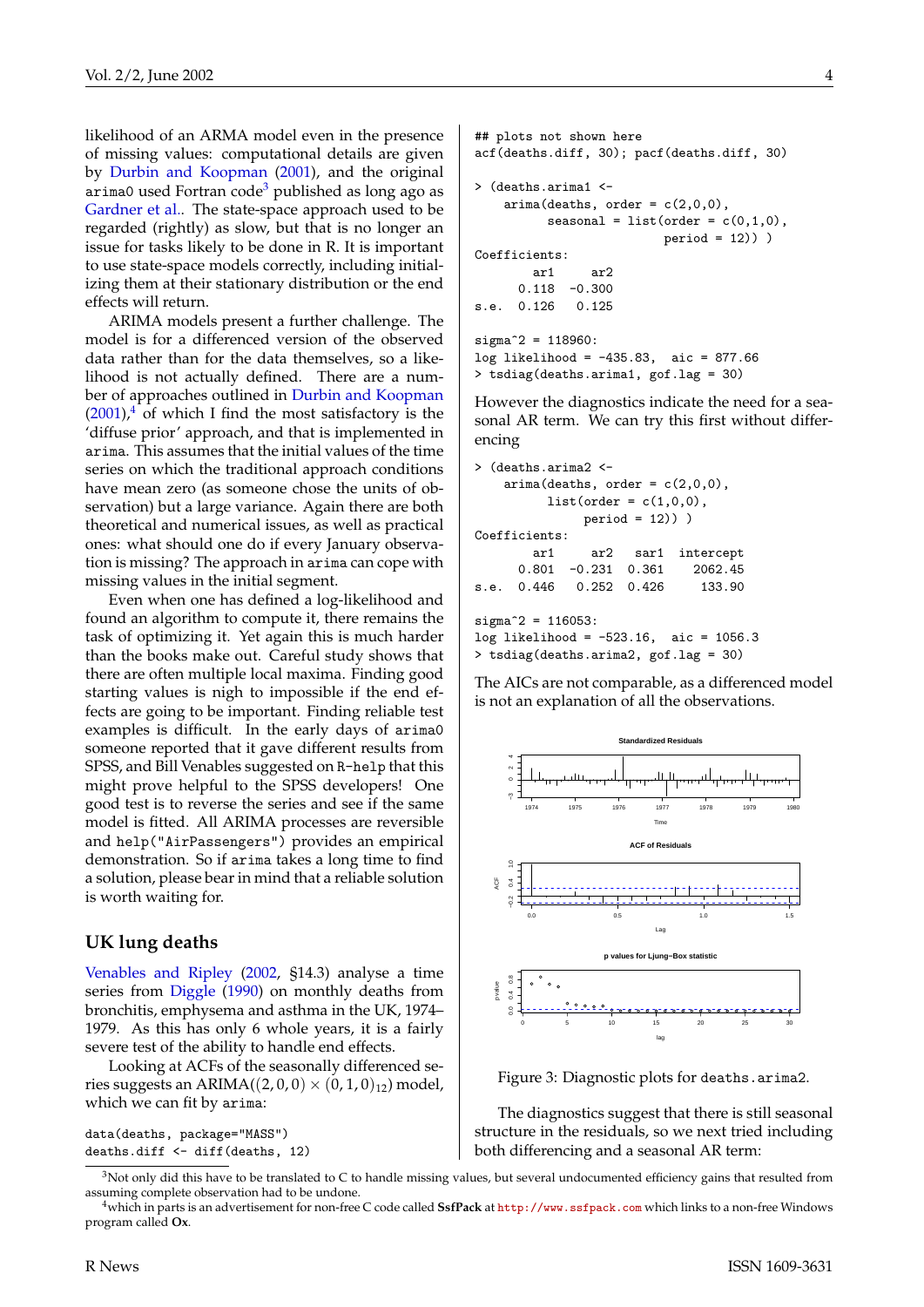likelihood of an ARMA model even in the presence of missing values: computational details are given by Durbin and Koopman (2001), and the original `arima0` used Fortran code[3] published as long ago as Gardner et al.. The state-space approach used to be regarded (rightly) as slow, but that is no longer an issue for tasks likely to be done in R. It is important to use state-space models correctly, including initializing them at their stationary distribution or the end effects will return.

ARIMA models present a further challenge. The model is for a differenced version of the observed data rather than for the data themselves, so a likelihood is not actually defined. There are a number of approaches outlined in Durbin and Koopman (2001),[4] of which I find the most satisfactory is the 'diffuse prior' approach, and that is implemented in `arima`. This assumes that the initial values of the time series on which the traditional approach conditions have mean zero (as someone chose the units of observation) but a large variance. Again there are both theoretical and numerical issues, as well as practical ones: what should one do if every January observation is missing? The approach in `arima` can cope with missing values in the initial segment.

Even when one has defined a log-likelihood and found an algorithm to compute it, there remains the task of optimizing it. Yet again this is much harder than the books make out. Careful study shows that there are often multiple local maxima. Finding good starting values is nigh to impossible if the end effects are going to be important. Finding reliable test examples is difficult. In the early days of `arima0` someone reported that it gave different results from SPSS, and Bill Venables suggested on `R-help` that this might prove helpful to the SPSS developers! One good test is to reverse the series and see if the same model is fitted. All ARIMA processes are reversible and `help("AirPassengers")` provides an empirical demonstration. So if `arima` takes a long time to find a solution, please bear in mind that a reliable solution is worth waiting for.

## UK lung deaths

Venables and Ripley (2002, §14.3) analyse a time series from Diggle (1990) on monthly deaths from bronchitis, emphysema and asthma in the UK, 1974–1979. As this has only 6 whole years, it is a fairly severe test of the ability to handle end effects.

Looking at ACFs of the seasonally differenced series suggests an ARIMA$((2,0,0) \times (0,1,0)_{12})$ model, which we can fit by `arima`:

```
data(deaths, package="MASS")
deaths.diff <- diff(deaths, 12)
## plots not shown here
acf(deaths.diff, 30); pacf(deaths.diff, 30)

> (deaths.arima1 <-
    arima(deaths, order = c(2,0,0),
          seasonal = list(order = c(0,1,0),
                          period = 12)) )
Coefficients:
        ar1     ar2
      0.118  -0.300
s.e.  0.126   0.125

sigma^2 = 118960:
log likelihood = -435.83,  aic = 877.66
> tsdiag(deaths.arima1, gof.lag = 30)
```

However the diagnostics indicate the need for a seasonal AR term. We can try this first without differencing

```
> (deaths.arima2 <-
    arima(deaths, order = c(2,0,0),
          list(order = c(1,0,0),
               period = 12)) )
Coefficients:
        ar1     ar2   sar1  intercept
      0.801  -0.231  0.361    2062.45
s.e.  0.446   0.252  0.426     133.90

sigma^2 = 116053:
log likelihood = -523.16,  aic = 1056.3
> tsdiag(deaths.arima2, gof.lag = 30)
```

The AICs are not comparable, as a differenced model is not an explanation of all the observations.

Figure 3: Diagnostic plots for `deaths.arima2`.

The diagnostics suggest that there is still seasonal structure in the residuals, so we next tried including both differencing and a seasonal AR term:

[3] Not only did this have to be translated to C to handle missing values, but several undocumented efficiency gains that resulted from assuming complete observation had to be undone.

[4] which in parts is an advertisement for non-free C code called **SsfPack** at http://www.ssfpack.com which links to a non-free Windows program called **Ox**.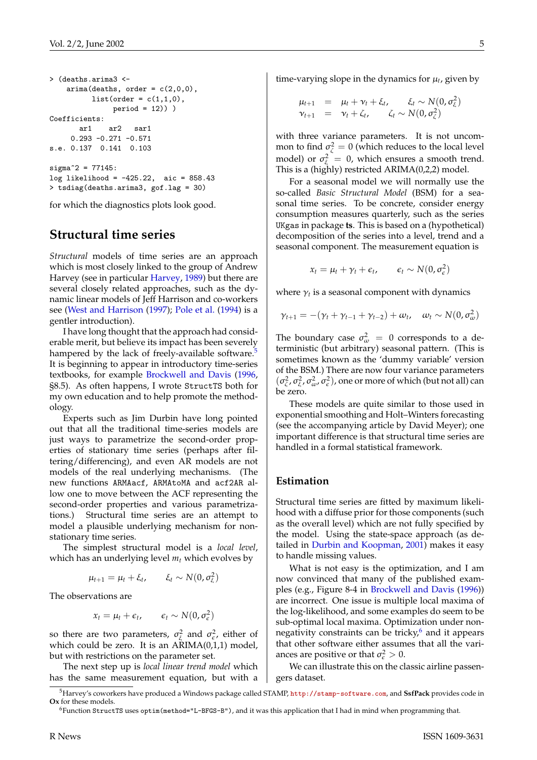```
> (deaths.arima3 <-
    arima(deaths, order = c(2,0,0),
          list(order = c(1,1,0),
               period = 12)) )
Coefficients:
        ar1     ar2    sar1
      0.293  -0.271  -0.571
s.e.  0.137   0.141   0.103

sigma^2 = 77145:
log likelihood = -425.22,  aic = 858.43
> tsdiag(deaths.arima3, gof.lag = 30)
```

for which the diagnostics plots look good.

## Structural time series

*Structural* models of time series are an approach which is most closely linked to the group of Andrew Harvey (see in particular Harvey, 1989) but there are several closely related approaches, such as the dynamic linear models of Jeff Harrison and co-workers see (West and Harrison (1997); Pole et al. (1994) is a gentler introduction).

I have long thought that the approach had considerable merit, but believe its impact has been severely hampered by the lack of freely-available software.[5] It is beginning to appear in introductory time-series textbooks, for example Brockwell and Davis (1996, §8.5). As often happens, I wrote `StructTS` both for my own education and to help promote the methodology.

Experts such as Jim Durbin have long pointed out that all the traditional time-series models are just ways to parametrize the second-order properties of stationary time series (perhaps after filtering/differencing), and even AR models are not models of the real underlying mechanisms. (The new functions `ARMAacf`, `ARMAtoMA` and `acf2AR` allow one to move between the ACF representing the second-order properties and various parametrizations.) Structural time series are an attempt to model a plausible underlying mechanism for non-stationary time series.

The simplest structural model is a *local level*, which has an underlying level $m_t$ which evolves by

$$\mu_{t+1} = \mu_t + \xi_t, \qquad \xi_t \sim N(0, \sigma_\xi^2)$$

The observations are

$$x_t = \mu_t + \epsilon_t, \qquad \epsilon_t \sim N(0, \sigma_\epsilon^2)$$

so there are two parameters, $\sigma_\xi^2$ and $\sigma_\epsilon^2$, either of which could be zero. It is an ARIMA(0,1,1) model, but with restrictions on the parameter set.

The next step up is *local linear trend model* which has the same measurement equation, but with a time-varying slope in the dynamics for $\mu_t$, given by

$$\begin{aligned}
\mu_{t+1} &= \mu_t + \nu_t + \xi_t, \qquad \xi_t \sim N(0, \sigma_\xi^2) \\
\nu_{t+1} &= \nu_t + \zeta_t, \qquad \zeta_t \sim N(0, \sigma_\zeta^2)
\end{aligned}$$

with three variance parameters. It is not uncommon to find $\sigma_\zeta^2 = 0$ (which reduces to the local level model) or $\sigma_\xi^2 = 0$, which ensures a smooth trend. This is a (highly) restricted ARIMA(0,2,2) model.

For a seasonal model we will normally use the so-called *Basic Structural Model* (BSM) for a seasonal time series. To be concrete, consider energy consumption measures quarterly, such as the series `UKgas` in package **ts**. This is based on a (hypothetical) decomposition of the series into a level, trend and a seasonal component. The measurement equation is

$$x_t = \mu_t + \gamma_t + \epsilon_t, \qquad \epsilon_t \sim N(0, \sigma_\epsilon^2)$$

where $\gamma_t$ is a seasonal component with dynamics

$$\gamma_{t+1} = -(\gamma_t + \gamma_{t-1} + \gamma_{t-2}) + \omega_t, \quad \omega_t \sim N(0, \sigma_\omega^2)$$

The boundary case $\sigma_\omega^2 = 0$ corresponds to a deterministic (but arbitrary) seasonal pattern. (This is sometimes known as the 'dummy variable' version of the BSM.) There are now four variance parameters $(\sigma_\zeta^2, \sigma_\xi^2, \sigma_\omega^2, \sigma_\epsilon^2)$, one or more of which (but not all) can be zero.

These models are quite similar to those used in exponential smoothing and Holt–Winters forecasting (see the accompanying article by David Meyer); one important difference is that structural time series are handled in a formal statistical framework.

### Estimation

Structural time series are fitted by maximum likelihood with a diffuse prior for those components (such as the overall level) which are not fully specified by the model. Using the state-space approach (as detailed in Durbin and Koopman, 2001) makes it easy to handle missing values.

What is not easy is the optimization, and I am now convinced that many of the published examples (e.g., Figure 8-4 in Brockwell and Davis (1996)) are incorrect. One issue is multiple local maxima of the log-likelihood, and some examples do seem to be sub-optimal local maxima. Optimization under non-negativity constraints can be tricky,[6] and it appears that other software either assumes that all the variances are positive or that $\sigma_\epsilon^2 > 0$.

We can illustrate this on the classic airline passengers dataset.

---

[5] Harvey's coworkers have produced a Windows package called STAMP, http://stamp-software.com, and **SsfPack** provides code in **Ox** for these models.

[6] Function `StructTS` uses `optim(method="L-BFGS-B")`, and it was this application that I had in mind when programming that.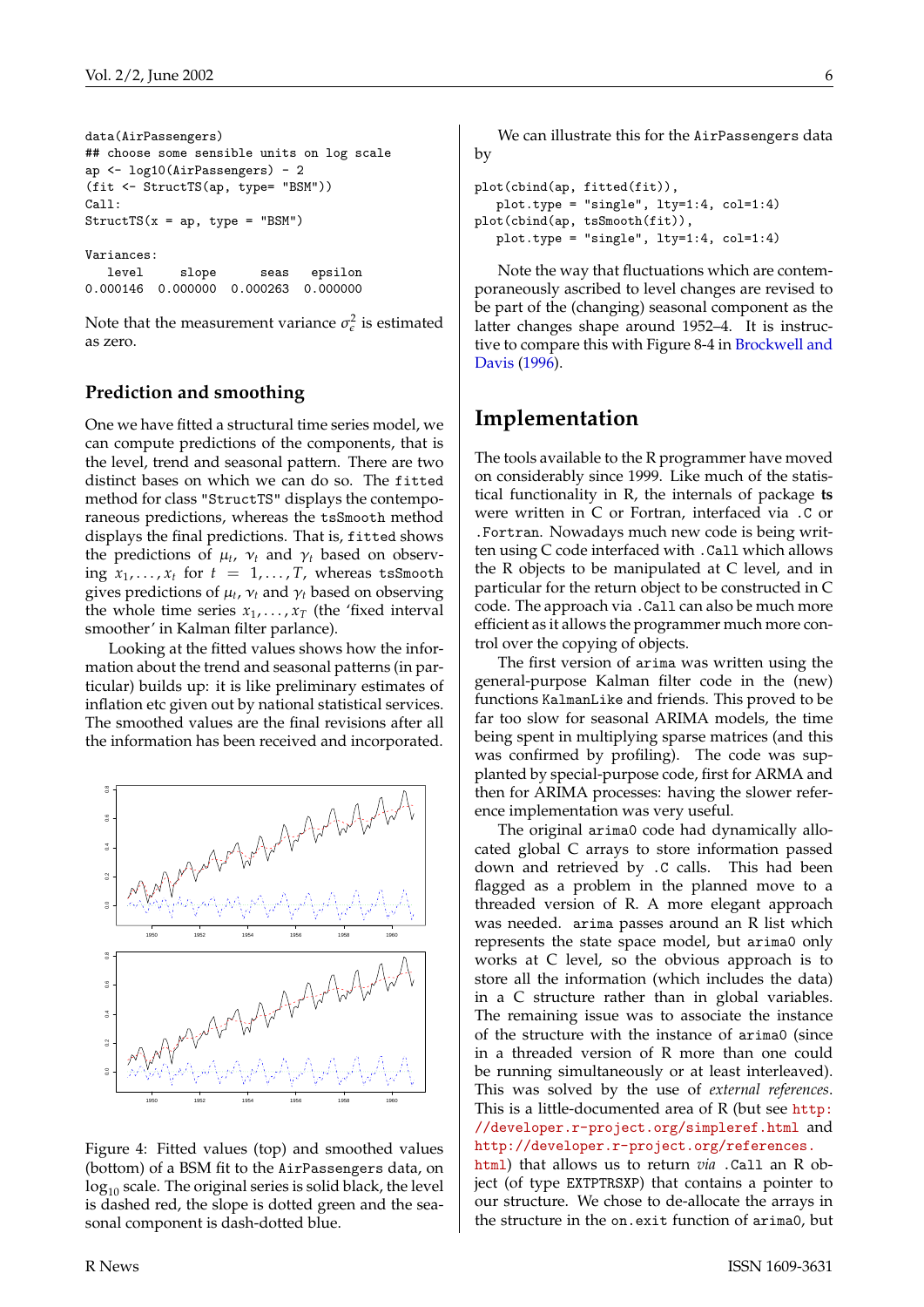```
data(AirPassengers)
## choose some sensible units on log scale
ap <- log10(AirPassengers) - 2
(fit <- StructTS(ap, type= "BSM"))
Call:
StructTS(x = ap, type = "BSM")

Variances:
    level     slope      seas   epsilon
 0.000146  0.000000  0.000263  0.000000
```

Note that the measurement variance $\sigma_\epsilon^2$ is estimated as zero.

### Prediction and smoothing

One we have fitted a structural time series model, we can compute predictions of the components, that is the level, trend and seasonal pattern. There are two distinct bases on which we can do so. The `fitted` method for class `"StructTS"` displays the contemporaneous predictions, whereas the `tsSmooth` method displays the final predictions. That is, `fitted` shows the predictions of $\mu_t$, $\nu_t$ and $\gamma_t$ based on observing $x_1, \ldots, x_t$ for $t = 1, \ldots, T$, whereas `tsSmooth` gives predictions of $\mu_t$, $\nu_t$ and $\gamma_t$ based on observing the whole time series $x_1, \ldots, x_T$ (the 'fixed interval smoother' in Kalman filter parlance).

Looking at the fitted values shows how the information about the trend and seasonal patterns (in particular) builds up: it is like preliminary estimates of inflation etc given out by national statistical services. The smoothed values are the final revisions after all the information has been received and incorporated.

Figure 4: Fitted values (top) and smoothed values (bottom) of a BSM fit to the `AirPassengers` data, on $\log_{10}$ scale. The original series is solid black, the level is dashed red, the slope is dotted green and the seasonal component is dash-dotted blue.

We can illustrate this for the `AirPassengers` data by

```
plot(cbind(ap, fitted(fit)),
   plot.type = "single", lty=1:4, col=1:4)
plot(cbind(ap, tsSmooth(fit)),
   plot.type = "single", lty=1:4, col=1:4)
```

Note the way that fluctuations which are contemporaneously ascribed to level changes are revised to be part of the (changing) seasonal component as the latter changes shape around 1952–4. It is instructive to compare this with Figure 8-4 in Brockwell and Davis (1996).

## Implementation

The tools available to the R programmer have moved on considerably since 1999. Like much of the statistical functionality in R, the internals of package **ts** were written in C or Fortran, interfaced via `.C` or `.Fortran`. Nowadays much new code is being written using C code interfaced with `.Call` which allows the R objects to be manipulated at C level, and in particular for the return object to be constructed in C code. The approach via `.Call` can also be much more efficient as it allows the programmer much more control over the copying of objects.

The first version of `arima` was written using the general-purpose Kalman filter code in the (new) functions `KalmanLike` and friends. This proved to be far too slow for seasonal ARIMA models, the time being spent in multiplying sparse matrices (and this was confirmed by profiling). The code was supplanted by special-purpose code, first for ARMA and then for ARIMA processes: having the slower reference implementation was very useful.

The original `arima0` code had dynamically allocated global C arrays to store information passed down and retrieved by `.C` calls. This had been flagged as a problem in the planned move to a threaded version of R. A more elegant approach was needed. `arima` passes around an R list which represents the state space model, but `arima0` only works at C level, so the obvious approach is to store all the information (which includes the data) in a C structure rather than in global variables. The remaining issue was to associate the instance of the structure with the instance of `arima0` (since in a threaded version of R more than one could be running simultaneously or at least interleaved). This was solved by the use of *external references*. This is a little-documented area of R (but see http://developer.r-project.org/simpleref.html and http://developer.r-project.org/references.html) that allows us to return *via* `.Call` an R object (of type `EXTPTRSXP`) that contains a pointer to our structure. We chose to de-allocate the arrays in the structure in the `on.exit` function of `arima0`, but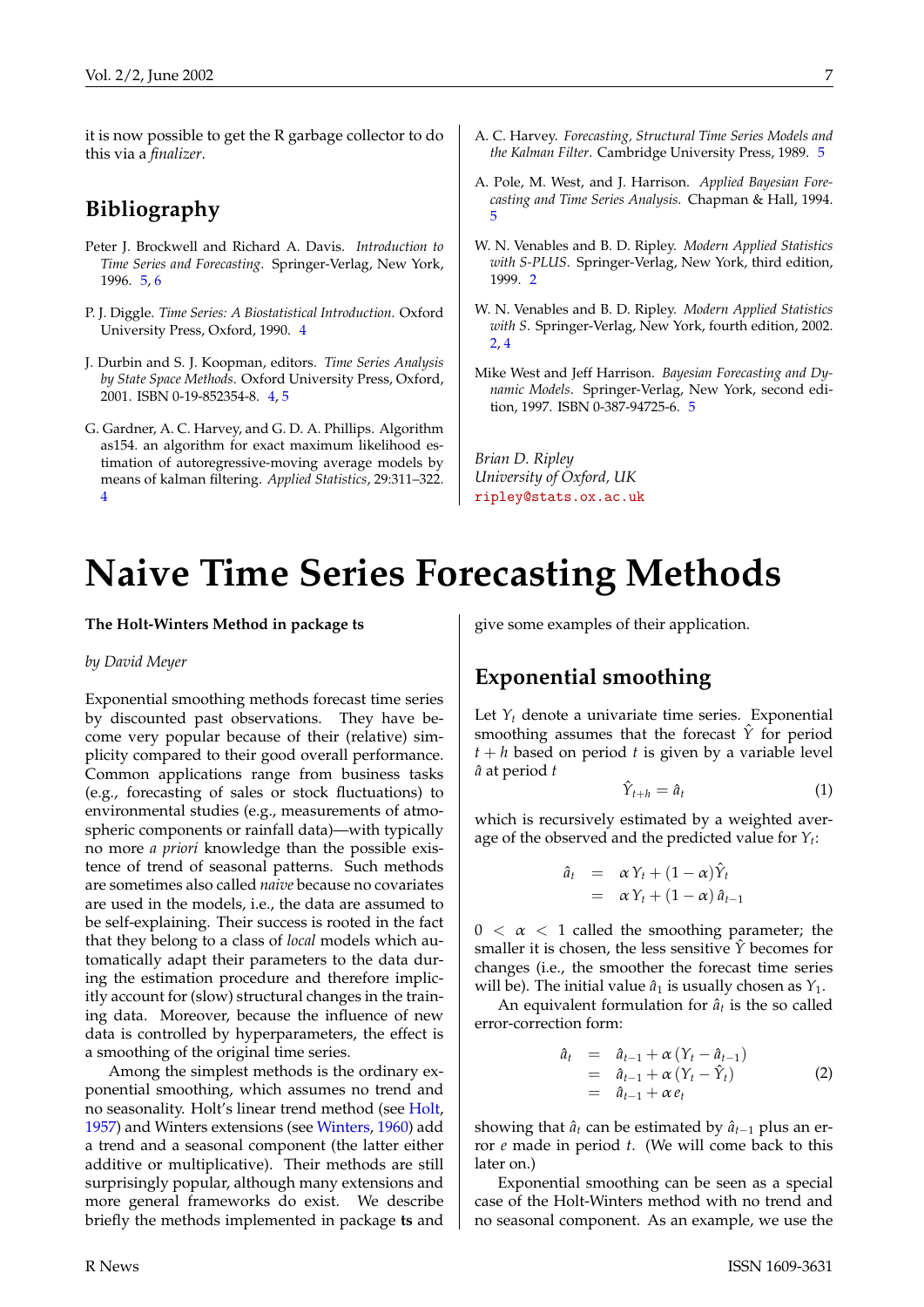it is now possible to get the R garbage collector to do this via a *finalizer*.

## Bibliography

Peter J. Brockwell and Richard A. Davis. *Introduction to Time Series and Forecasting*. Springer-Verlag, New York, 1996. 5, 6

P. J. Diggle. *Time Series: A Biostatistical Introduction*. Oxford University Press, Oxford, 1990. 4

J. Durbin and S. J. Koopman, editors. *Time Series Analysis by State Space Methods*. Oxford University Press, Oxford, 2001. ISBN 0-19-852354-8. 4, 5

G. Gardner, A. C. Harvey, and G. D. A. Phillips. Algorithm as154. an algorithm for exact maximum likelihood estimation of autoregressive-moving average models by means of kalman filtering. *Applied Statistics*, 29:311–322. 4

A. C. Harvey. *Forecasting, Structural Time Series Models and the Kalman Filter*. Cambridge University Press, 1989. 5

A. Pole, M. West, and J. Harrison. *Applied Bayesian Forecasting and Time Series Analysis*. Chapman & Hall, 1994. 5

W. N. Venables and B. D. Ripley. *Modern Applied Statistics with S-PLUS*. Springer-Verlag, New York, third edition, 1999. 2

W. N. Venables and B. D. Ripley. *Modern Applied Statistics with S*. Springer-Verlag, New York, fourth edition, 2002. 2, 4

Mike West and Jeff Harrison. *Bayesian Forecasting and Dynamic Models*. Springer-Verlag, New York, second edition, 1997. ISBN 0-387-94725-6. 5

*Brian D. Ripley*
*University of Oxford, UK*
ripley@stats.ox.ac.uk

# Naive Time Series Forecasting Methods

**The Holt-Winters Method in package ts**

*by David Meyer*

Exponential smoothing methods forecast time series by discounted past observations. They have become very popular because of their (relative) simplicity compared to their good overall performance. Common applications range from business tasks (e.g., forecasting of sales or stock fluctuations) to environmental studies (e.g., measurements of atmospheric components or rainfall data)—with typically no more *a priori* knowledge than the possible existence of trend of seasonal patterns. Such methods are sometimes also called *naive* because no covariates are used in the models, i.e., the data are assumed to be self-explaining. Their success is rooted in the fact that they belong to a class of *local* models which automatically adapt their parameters to the data during the estimation procedure and therefore implicitly account for (slow) structural changes in the training data. Moreover, because the influence of new data is controlled by hyperparameters, the effect is a smoothing of the original time series.

Among the simplest methods is the ordinary exponential smoothing, which assumes no trend and no seasonality. Holt's linear trend method (see Holt, 1957) and Winters extensions (see Winters, 1960) add a trend and a seasonal component (the latter either additive or multiplicative). Their methods are still surprisingly popular, although many extensions and more general frameworks do exist. We describe briefly the methods implemented in package **ts** and give some examples of their application.

## Exponential smoothing

Let $Y_t$ denote a univariate time series. Exponential smoothing assumes that the forecast $\hat{Y}$ for period $t+h$ based on period $t$ is given by a variable level $\hat{a}$ at period $t$

$$\hat{Y}_{t+h} = \hat{a}_t \tag{1}$$

which is recursively estimated by a weighted average of the observed and the predicted value for $Y_t$:

$$\begin{aligned}\hat{a}_t &= \alpha Y_t + (1-\alpha)\hat{Y}_t \\ &= \alpha Y_t + (1-\alpha)\,\hat{a}_{t-1}\end{aligned}$$

$0 < \alpha < 1$ called the smoothing parameter; the smaller it is chosen, the less sensitive $\hat{Y}$ becomes for changes (i.e., the smoother the forecast time series will be). The initial value $\hat{a}_1$ is usually chosen as $Y_1$.

An equivalent formulation for $\hat{a}_t$ is the so called error-correction form:

$$\begin{aligned}\hat{a}_t &= \hat{a}_{t-1} + \alpha\,(Y_t - \hat{a}_{t-1}) \\ &= \hat{a}_{t-1} + \alpha\,(Y_t - \hat{Y}_t) \\ &= \hat{a}_{t-1} + \alpha\, e_t\end{aligned} \tag{2}$$

showing that $\hat{a}_t$ can be estimated by $\hat{a}_{t-1}$ plus an error $e$ made in period $t$. (We will come back to this later on.)

Exponential smoothing can be seen as a special case of the Holt-Winters method with no trend and no seasonal component. As an example, we use the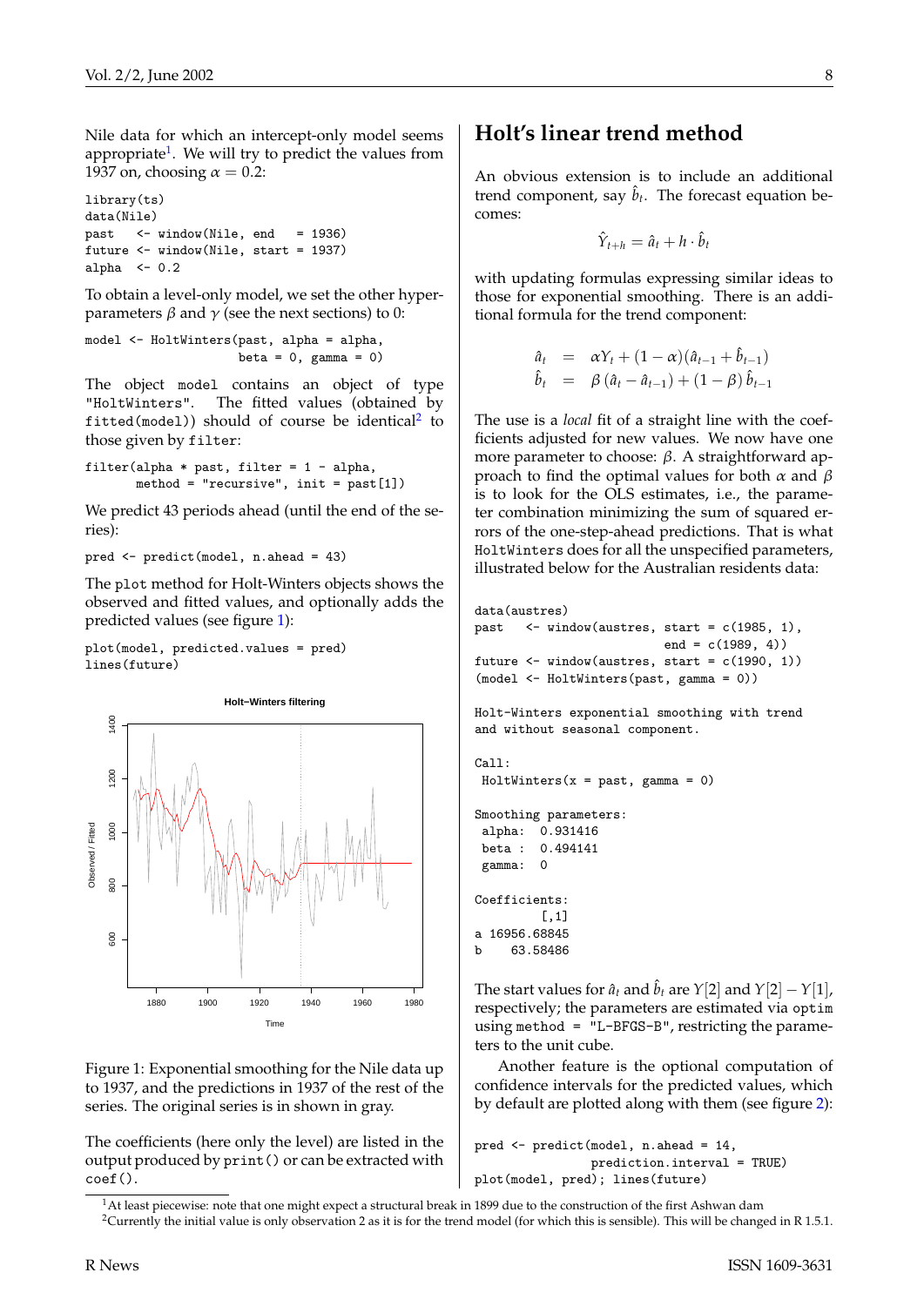Nile data for which an intercept-only model seems appropriate[1]. We will try to predict the values from 1937 on, choosing $\alpha = 0.2$:

```
library(ts)
data(Nile)
past   <- window(Nile, end   = 1936)
future <- window(Nile, start = 1937)
alpha  <- 0.2
```

To obtain a level-only model, we set the other hyper-parameters $\beta$ and $\gamma$ (see the next sections) to 0:

```
model <- HoltWinters(past, alpha = alpha,
                     beta = 0, gamma = 0)
```

The object `model` contains an object of type `"HoltWinters"`. The fitted values (obtained by `fitted(model)`) should of course be identical[2] to those given by `filter`:

```
filter(alpha * past, filter = 1 - alpha,
       method = "recursive", init = past[1])
```

We predict 43 periods ahead (until the end of the series):

```
pred <- predict(model, n.ahead = 43)
```

The `plot` method for Holt-Winters objects shows the observed and fitted values, and optionally adds the predicted values (see figure 1):

```
plot(model, predicted.values = pred)
lines(future)
```

Figure 1: Exponential smoothing for the Nile data up to 1937, and the predictions in 1937 of the rest of the series. The original series is in shown in gray.

The coefficients (here only the level) are listed in the output produced by `print()` or can be extracted with `coef()`.

## Holt's linear trend method

An obvious extension is to include an additional trend component, say $\hat{b}_t$. The forecast equation becomes:

$$\hat{Y}_{t+h} = \hat{a}_t + h \cdot \hat{b}_t$$

with updating formulas expressing similar ideas to those for exponential smoothing. There is an additional formula for the trend component:

$$\begin{aligned} \hat{a}_t &= \alpha Y_t + (1-\alpha)(\hat{a}_{t-1} + \hat{b}_{t-1}) \\ \hat{b}_t &= \beta\,(\hat{a}_t - \hat{a}_{t-1}) + (1-\beta)\,\hat{b}_{t-1} \end{aligned}$$

The use is a *local* fit of a straight line with the coefficients adjusted for new values. We now have one more parameter to choose: $\beta$. A straightforward approach to find the optimal values for both $\alpha$ and $\beta$ is to look for the OLS estimates, i.e., the parameter combination minimizing the sum of squared errors of the one-step-ahead predictions. That is what `HoltWinters` does for all the unspecified parameters, illustrated below for the Australian residents data:

```
data(austres)
past   <- window(austres, start = c(1985, 1),
                          end = c(1989, 4))
future <- window(austres, start = c(1990, 1))
(model <- HoltWinters(past, gamma = 0))

Holt-Winters exponential smoothing with trend
and without seasonal component.

Call:
 HoltWinters(x = past, gamma = 0)

Smoothing parameters:
 alpha:  0.931416
 beta :  0.494141
 gamma:  0

Coefficients:
         [,1]
a 16956.68845
b    63.58486
```

The start values for $\hat{a}_t$ and $\hat{b}_t$ are $Y[2]$ and $Y[2] - Y[1]$, respectively; the parameters are estimated via `optim` using `method = "L-BFGS-B"`, restricting the parameters to the unit cube.

Another feature is the optional computation of confidence intervals for the predicted values, which by default are plotted along with them (see figure 2):

```
pred <- predict(model, n.ahead = 14,
                prediction.interval = TRUE)
plot(model, pred); lines(future)
```

[1] At least piecewise: note that one might expect a structural break in 1899 due to the construction of the first Ashwan dam

[2] Currently the initial value is only observation 2 as it is for the trend model (for which this is sensible). This will be changed in R 1.5.1.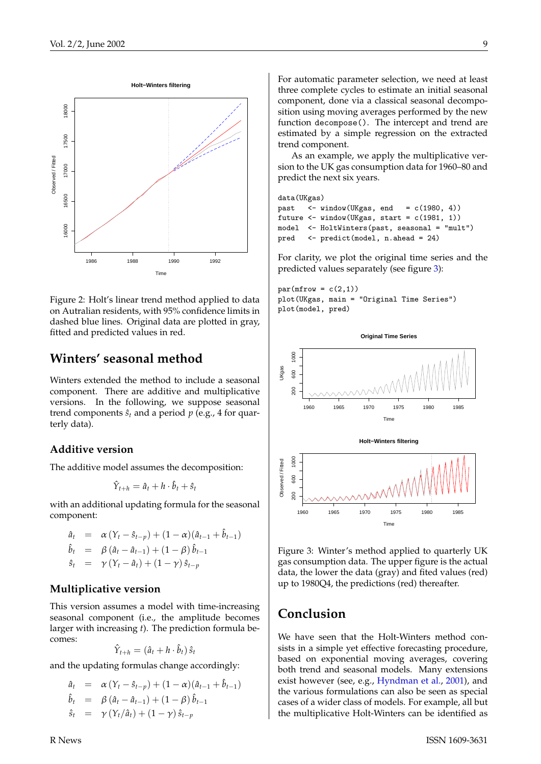Figure 2: Holt's linear trend method applied to data on Autralian residents, with 95% confidence limits in dashed blue lines. Original data are plotted in gray, fitted and predicted values in red.

## Winters' seasonal method

Winters extended the method to include a seasonal component. There are additive and multiplicative versions. In the following, we suppose seasonal trend components $\hat{s}_t$ and a period $p$ (e.g., 4 for quarterly data).

### Additive version

The additive model assumes the decomposition:

$$\hat{Y}_{t+h} = \hat{a}_t + h \cdot \hat{b}_t + \hat{s}_t$$

with an additional updating formula for the seasonal component:

$$\begin{aligned}
\hat{a}_t &= \alpha\,(Y_t - \hat{s}_{t-p}) + (1-\alpha)(\hat{a}_{t-1} + \hat{b}_{t-1}) \\
\hat{b}_t &= \beta\,(\hat{a}_t - \hat{a}_{t-1}) + (1-\beta)\,\hat{b}_{t-1} \\
\hat{s}_t &= \gamma\,(Y_t - \hat{a}_t) + (1-\gamma)\,\hat{s}_{t-p}
\end{aligned}$$

### Multiplicative version

This version assumes a model with time-increasing seasonal component (i.e., the amplitude becomes larger with increasing $t$). The prediction formula becomes:

$$\hat{Y}_{t+h} = (\hat{a}_t + h \cdot \hat{b}_t)\,\hat{s}_t$$

and the updating formulas change accordingly:

$$\begin{aligned}
\hat{a}_t &= \alpha\,(Y_t - \hat{s}_{t-p}) + (1-\alpha)(\hat{a}_{t-1} + \hat{b}_{t-1}) \\
\hat{b}_t &= \beta\,(\hat{a}_t - \hat{a}_{t-1}) + (1-\beta)\,\hat{b}_{t-1} \\
\hat{s}_t &= \gamma\,(Y_t / \hat{a}_t) + (1-\gamma)\,\hat{s}_{t-p}
\end{aligned}$$

For automatic parameter selection, we need at least three complete cycles to estimate an initial seasonal component, done via a classical seasonal decomposition using moving averages performed by the new function `decompose()`. The intercept and trend are estimated by a simple regression on the extracted trend component.

As an example, we apply the multiplicative version to the UK gas consumption data for 1960–80 and predict the next six years.

```
data(UKgas)
past   <- window(UKgas, end   = c(1980, 4))
future <- window(UKgas, start = c(1981, 1))
model  <- HoltWinters(past, seasonal = "mult")
pred   <- predict(model, n.ahead = 24)
```

For clarity, we plot the original time series and the predicted values separately (see figure 3):

```
par(mfrow = c(2,1))
plot(UKgas, main = "Original Time Series")
plot(model, pred)
```

Figure 3: Winter's method applied to quarterly UK gas consumption data. The upper figure is the actual data, the lower the data (gray) and fitted values (red) up to 1980Q4, the predictions (red) thereafter.

## Conclusion

We have seen that the Holt-Winters method consists in a simple yet effective forecasting procedure, based on exponential moving averages, covering both trend and seasonal models. Many extensions exist however (see, e.g., Hyndman et al., 2001), and the various formulations can also be seen as special cases of a wider class of models. For example, all but the multiplicative Holt-Winters can be identified as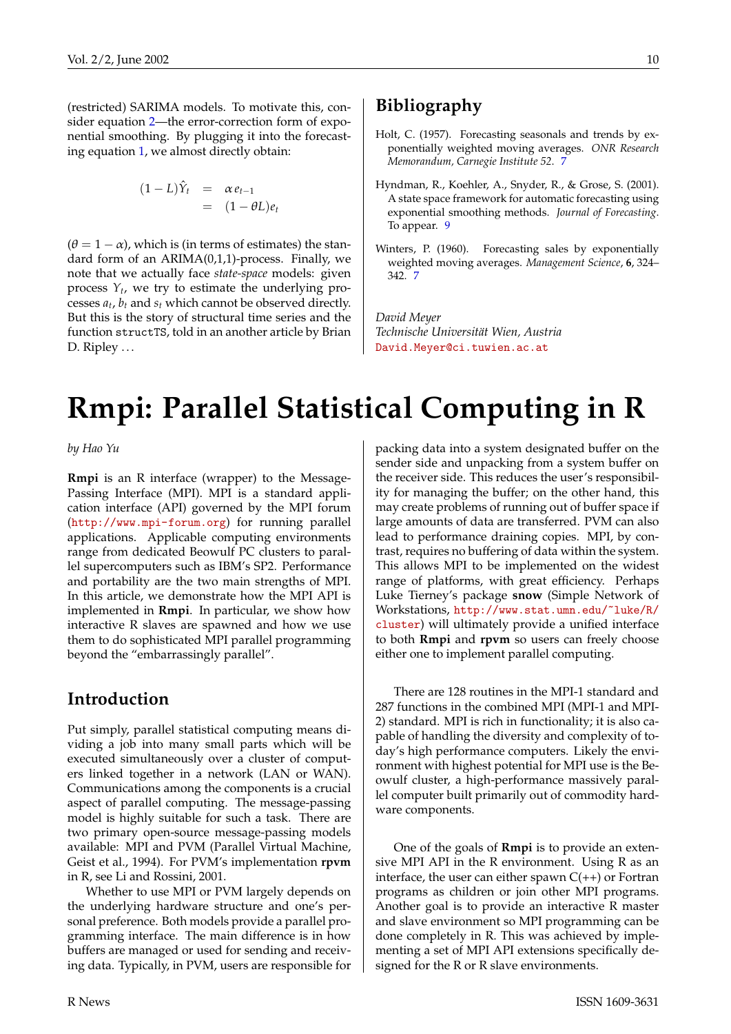(restricted) SARIMA models. To motivate this, consider equation 2—the error-correction form of exponential smoothing. By plugging it into the forecasting equation 1, we almost directly obtain:

$$
\begin{aligned}
(1-L)\hat{Y}_t &= \alpha e_{t-1} \\
&= (1-\theta L)e_t
\end{aligned}
$$

($\theta = 1 - \alpha$), which is (in terms of estimates) the standard form of an ARIMA(0,1,1)-process. Finally, we note that we actually face *state-space* models: given process $Y_t$, we try to estimate the underlying processes $a_t$, $b_t$ and $s_t$ which cannot be observed directly. But this is the story of structural time series and the function `structTS`, told in an another article by Brian D. Ripley …

## Bibliography

Holt, C. (1957). Forecasting seasonals and trends by exponentially weighted moving averages. *ONR Research Memorandum, Carnegie Institute 52*. 7

Hyndman, R., Koehler, A., Snyder, R., & Grose, S. (2001). A state space framework for automatic forecasting using exponential smoothing methods. *Journal of Forecasting*. To appear. 9

Winters, P. (1960). Forecasting sales by exponentially weighted moving averages. *Management Science*, **6**, 324–342. 7

*David Meyer*
*Technische Universität Wien, Austria*
David.Meyer@ci.tuwien.ac.at

# Rmpi: Parallel Statistical Computing in R

*by Hao Yu*

**Rmpi** is an R interface (wrapper) to the Message-Passing Interface (MPI). MPI is a standard application interface (API) governed by the MPI forum (http://www.mpi-forum.org) for running parallel applications. Applicable computing environments range from dedicated Beowulf PC clusters to parallel supercomputers such as IBM's SP2. Performance and portability are the two main strengths of MPI. In this article, we demonstrate how the MPI API is implemented in **Rmpi**. In particular, we show how interactive R slaves are spawned and how we use them to do sophisticated MPI parallel programming beyond the "embarrassingly parallel".

## Introduction

Put simply, parallel statistical computing means dividing a job into many small parts which will be executed simultaneously over a cluster of computers linked together in a network (LAN or WAN). Communications among the components is a crucial aspect of parallel computing. The message-passing model is highly suitable for such a task. There are two primary open-source message-passing models available: MPI and PVM (Parallel Virtual Machine, Geist et al., 1994). For PVM's implementation **rpvm** in R, see Li and Rossini, 2001.

Whether to use MPI or PVM largely depends on the underlying hardware structure and one's personal preference. Both models provide a parallel programming interface. The main difference is in how buffers are managed or used for sending and receiving data. Typically, in PVM, users are responsible for packing data into a system designated buffer on the sender side and unpacking from a system buffer on the receiver side. This reduces the user's responsibility for managing the buffer; on the other hand, this may create problems of running out of buffer space if large amounts of data are transferred. PVM can also lead to performance draining copies. MPI, by contrast, requires no buffering of data within the system. This allows MPI to be implemented on the widest range of platforms, with great efficiency. Perhaps Luke Tierney's package **snow** (Simple Network of Workstations, http://www.stat.umn.edu/~luke/R/cluster) will ultimately provide a unified interface to both **Rmpi** and **rpvm** so users can freely choose either one to implement parallel computing.

There are 128 routines in the MPI-1 standard and 287 functions in the combined MPI (MPI-1 and MPI-2) standard. MPI is rich in functionality; it is also capable of handling the diversity and complexity of today's high performance computers. Likely the environment with highest potential for MPI use is the Beowulf cluster, a high-performance massively parallel computer built primarily out of commodity hardware components.

One of the goals of **Rmpi** is to provide an extensive MPI API in the R environment. Using R as an interface, the user can either spawn C(++) or Fortran programs as children or join other MPI programs. Another goal is to provide an interactive R master and slave environment so MPI programming can be done completely in R. This was achieved by implementing a set of MPI API extensions specifically designed for the R or R slave environments.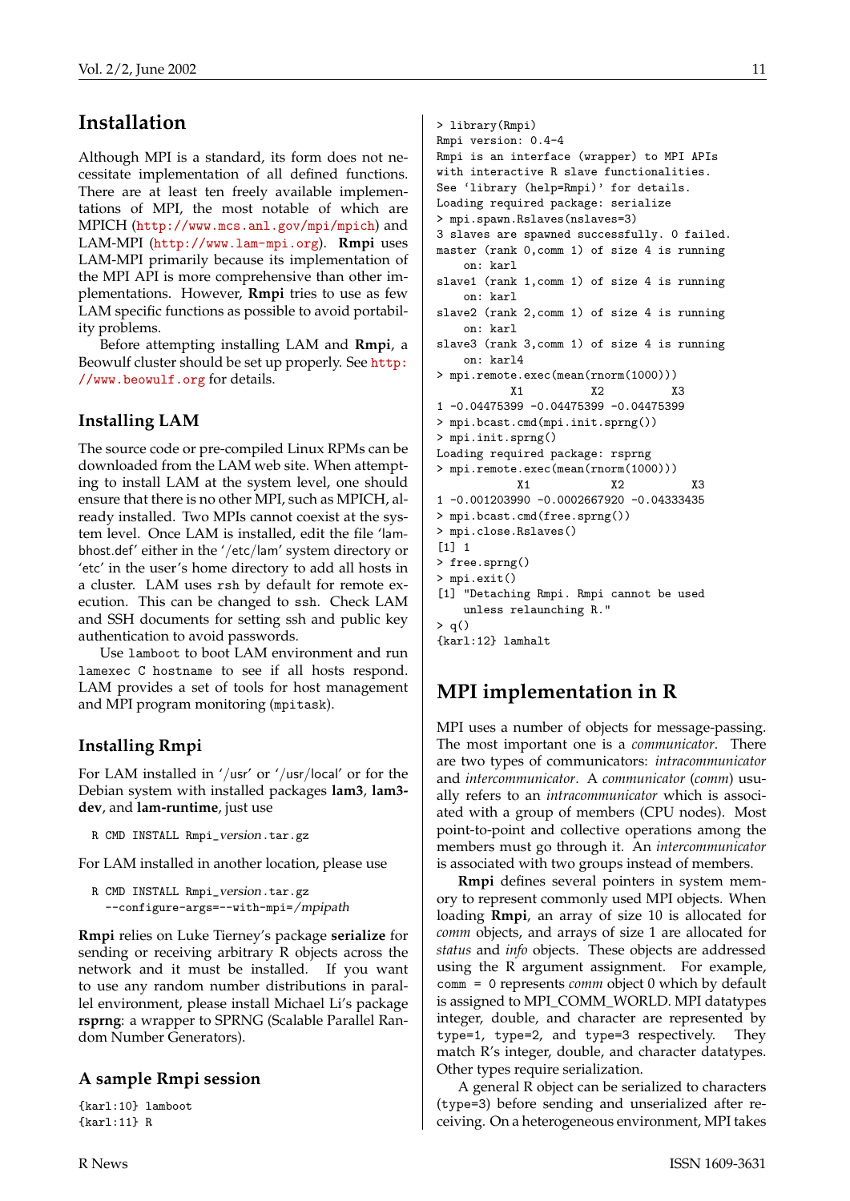## Installation

Although MPI is a standard, its form does not necessitate implementation of all defined functions. There are at least ten freely available implementations of MPI, the most notable of which are MPICH (http://www.mcs.anl.gov/mpi/mpich) and LAM-MPI (http://www.lam-mpi.org). **Rmpi** uses LAM-MPI primarily because its implementation of the MPI API is more comprehensive than other implementations. However, **Rmpi** tries to use as few LAM specific functions as possible to avoid portability problems.

Before attempting installing LAM and **Rmpi**, a Beowulf cluster should be set up properly. See http://www.beowulf.org for details.

### Installing LAM

The source code or pre-compiled Linux RPMs can be downloaded from the LAM web site. When attempting to install LAM at the system level, one should ensure that there is no other MPI, such as MPICH, already installed. Two MPIs cannot coexist at the system level. Once LAM is installed, edit the file 'lam-bhost.def' either in the '/etc/lam' system directory or 'etc' in the user's home directory to add all hosts in a cluster. LAM uses `rsh` by default for remote execution. This can be changed to `ssh`. Check LAM and SSH documents for setting ssh and public key authentication to avoid passwords.

Use `lamboot` to boot LAM environment and run `lamexec C hostname` to see if all hosts respond. LAM provides a set of tools for host management and MPI program monitoring (`mpitask`).

### Installing Rmpi

For LAM installed in '/usr' or '/usr/local' or for the Debian system with installed packages **lam3**, **lam3-dev**, and **lam-runtime**, just use

```
R CMD INSTALL Rmpi_version.tar.gz
```

For LAM installed in another location, please use

```
R CMD INSTALL Rmpi_version.tar.gz
  --configure-args=--with-mpi=/mpipath
```

**Rmpi** relies on Luke Tierney's package **serialize** for sending or receiving arbitrary R objects across the network and it must be installed. If you want to use any random number distributions in parallel environment, please install Michael Li's package **rsprng**: a wrapper to SPRNG (Scalable Parallel Random Number Generators).

### A sample Rmpi session

```
{karl:10} lamboot
{karl:11} R
> library(Rmpi)
Rmpi version: 0.4-4
Rmpi is an interface (wrapper) to MPI APIs
with interactive R slave functionalities.
See `library (help=Rmpi)' for details.
Loading required package: serialize
> mpi.spawn.Rslaves(nslaves=3)
3 slaves are spawned successfully. 0 failed.
master (rank 0,comm 1) of size 4 is running
    on: karl
slave1 (rank 1,comm 1) of size 4 is running
    on: karl
slave2 (rank 2,comm 1) of size 4 is running
    on: karl
slave3 (rank 3,comm 1) of size 4 is running
    on: karl4
> mpi.remote.exec(mean(rnorm(1000)))
          X1          X2          X3
1 -0.04475399 -0.04475399 -0.04475399
> mpi.bcast.cmd(mpi.init.sprng())
> mpi.init.sprng()
Loading required package: rsprng
> mpi.remote.exec(mean(rnorm(1000)))
           X1            X2          X3
1 -0.001203990 -0.0002667920 -0.04333435
> mpi.bcast.cmd(free.sprng())
> mpi.close.Rslaves()
[1] 1
> free.sprng()
> mpi.exit()
[1] "Detaching Rmpi. Rmpi cannot be used
    unless relaunching R."
> q()
{karl:12} lamhalt
```

## MPI implementation in R

MPI uses a number of objects for message-passing. The most important one is a *communicator*. There are two types of communicators: *intracommunicator* and *intercommunicator*. A *communicator* (*comm*) usually refers to an *intracommunicator* which is associated with a group of members (CPU nodes). Most point-to-point and collective operations among the members must go through it. An *intercommunicator* is associated with two groups instead of members.

**Rmpi** defines several pointers in system memory to represent commonly used MPI objects. When loading **Rmpi**, an array of size 10 is allocated for *comm* objects, and arrays of size 1 are allocated for *status* and *info* objects. These objects are addressed using the R argument assignment. For example, `comm = 0` represents *comm* object 0 which by default is assigned to MPI_COMM_WORLD. MPI datatypes integer, double, and character are represented by `type=1`, `type=2`, and `type=3` respectively. They match R's integer, double, and character datatypes. Other types require serialization.

A general R object can be serialized to characters (`type=3`) before sending and unserialized after receiving. On a heterogeneous environment, MPI takes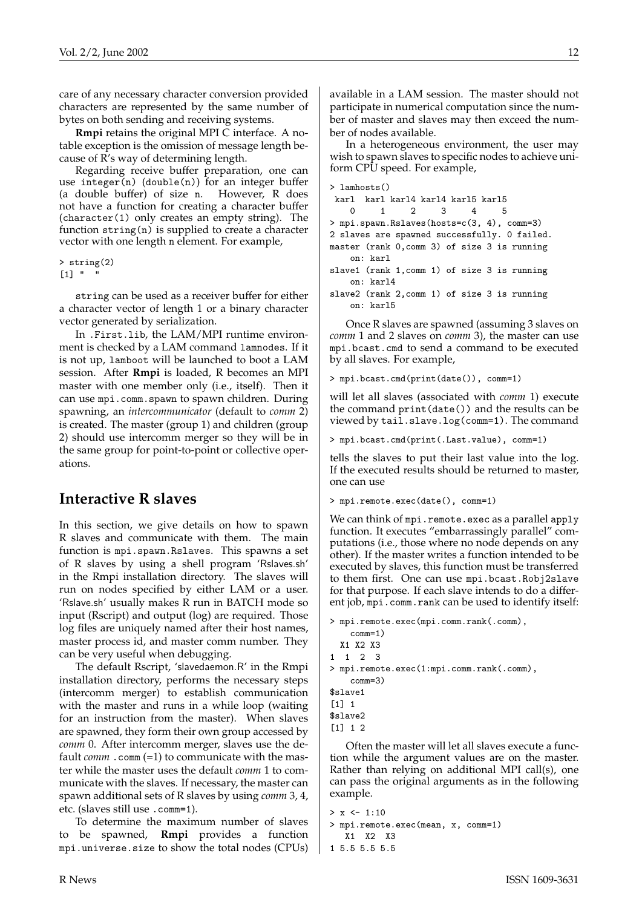care of any necessary character conversion provided characters are represented by the same number of bytes on both sending and receiving systems.

**Rmpi** retains the original MPI C interface. A notable exception is the omission of message length because of R's way of determining length.

Regarding receive buffer preparation, one can use `integer(n)` (`double(n)`) for an integer buffer (a double buffer) of size `n`. However, R does not have a function for creating a character buffer (`character(1)` only creates an empty string). The function `string(n)` is supplied to create a character vector with one length `n` element. For example,

```
> string(2)
[1] "  "
```

`string` can be used as a receiver buffer for either a character vector of length 1 or a binary character vector generated by serialization.

In `.First.lib`, the LAM/MPI runtime environment is checked by a LAM command `lamnodes`. If it is not up, `lamboot` will be launched to boot a LAM session. After **Rmpi** is loaded, R becomes an MPI master with one member only (i.e., itself). Then it can use `mpi.comm.spawn` to spawn children. During spawning, an *intercommunicator* (default to *comm* 2) is created. The master (group 1) and children (group 2) should use intercomm merger so they will be in the same group for point-to-point or collective operations.

## Interactive R slaves

In this section, we give details on how to spawn R slaves and communicate with them. The main function is `mpi.spawn.Rslaves`. This spawns a set of R slaves by using a shell program 'Rslaves.sh' in the Rmpi installation directory. The slaves will run on nodes specified by either LAM or a user. 'Rslave.sh' usually makes R run in BATCH mode so input (Rscript) and output (log) are required. Those log files are uniquely named after their host names, master process id, and master comm number. They can be very useful when debugging.

The default Rscript, 'slavedaemon.R' in the Rmpi installation directory, performs the necessary steps (intercomm merger) to establish communication with the master and runs in a while loop (waiting for an instruction from the master). When slaves are spawned, they form their own group accessed by *comm* 0. After intercomm merger, slaves use the default *comm* `.comm` (=1) to communicate with the master while the master uses the default *comm* 1 to communicate with the slaves. If necessary, the master can spawn additional sets of R slaves by using *comm* 3, 4, etc. (slaves still use `.comm=1`).

To determine the maximum number of slaves to be spawned, **Rmpi** provides a function `mpi.universe.size` to show the total nodes (CPUs) available in a LAM session. The master should not participate in numerical computation since the number of master and slaves may then exceed the number of nodes available.

In a heterogeneous environment, the user may wish to spawn slaves to specific nodes to achieve uniform CPU speed. For example,

```
> lamhosts()
 karl  karl karl4 karl4 karl5 karl5
    0     1     2     3     4     5
> mpi.spawn.Rslaves(hosts=c(3, 4), comm=3)
2 slaves are spawned successfully. 0 failed.
master (rank 0,comm 3) of size 3 is running
    on: karl
slave1 (rank 1,comm 1) of size 3 is running
    on: karl4
slave2 (rank 2,comm 1) of size 3 is running
    on: karl5
```

Once R slaves are spawned (assuming 3 slaves on *comm* 1 and 2 slaves on *comm* 3), the master can use `mpi.bcast.cmd` to send a command to be executed by all slaves. For example,

```
> mpi.bcast.cmd(print(date()), comm=1)
```

will let all slaves (associated with *comm* 1) execute the command `print(date())` and the results can be viewed by `tail.slave.log(comm=1)`. The command

```
> mpi.bcast.cmd(print(.Last.value), comm=1)
```

tells the slaves to put their last value into the log. If the executed results should be returned to master, one can use

```
> mpi.remote.exec(date(), comm=1)
```

We can think of `mpi.remote.exec` as a parallel `apply` function. It executes "embarrassingly parallel" computations (i.e., those where no node depends on any other). If the master writes a function intended to be executed by slaves, this function must be transferred to them first. One can use `mpi.bcast.Robj2slave` for that purpose. If each slave intends to do a different job, `mpi.comm.rank` can be used to identify itself:

```
> mpi.remote.exec(mpi.comm.rank(.comm),
    comm=1)
  X1 X2 X3
1  1  2  3
> mpi.remote.exec(1:mpi.comm.rank(.comm),
    comm=3)
$slave1
[1] 1
$slave2
[1] 1 2
```

Often the master will let all slaves execute a function while the argument values are on the master. Rather than relying on additional MPI call(s), one can pass the original arguments as in the following example.

```
> x <- 1:10
> mpi.remote.exec(mean, x, comm=1)
   X1  X2  X3
1 5.5 5.5 5.5
```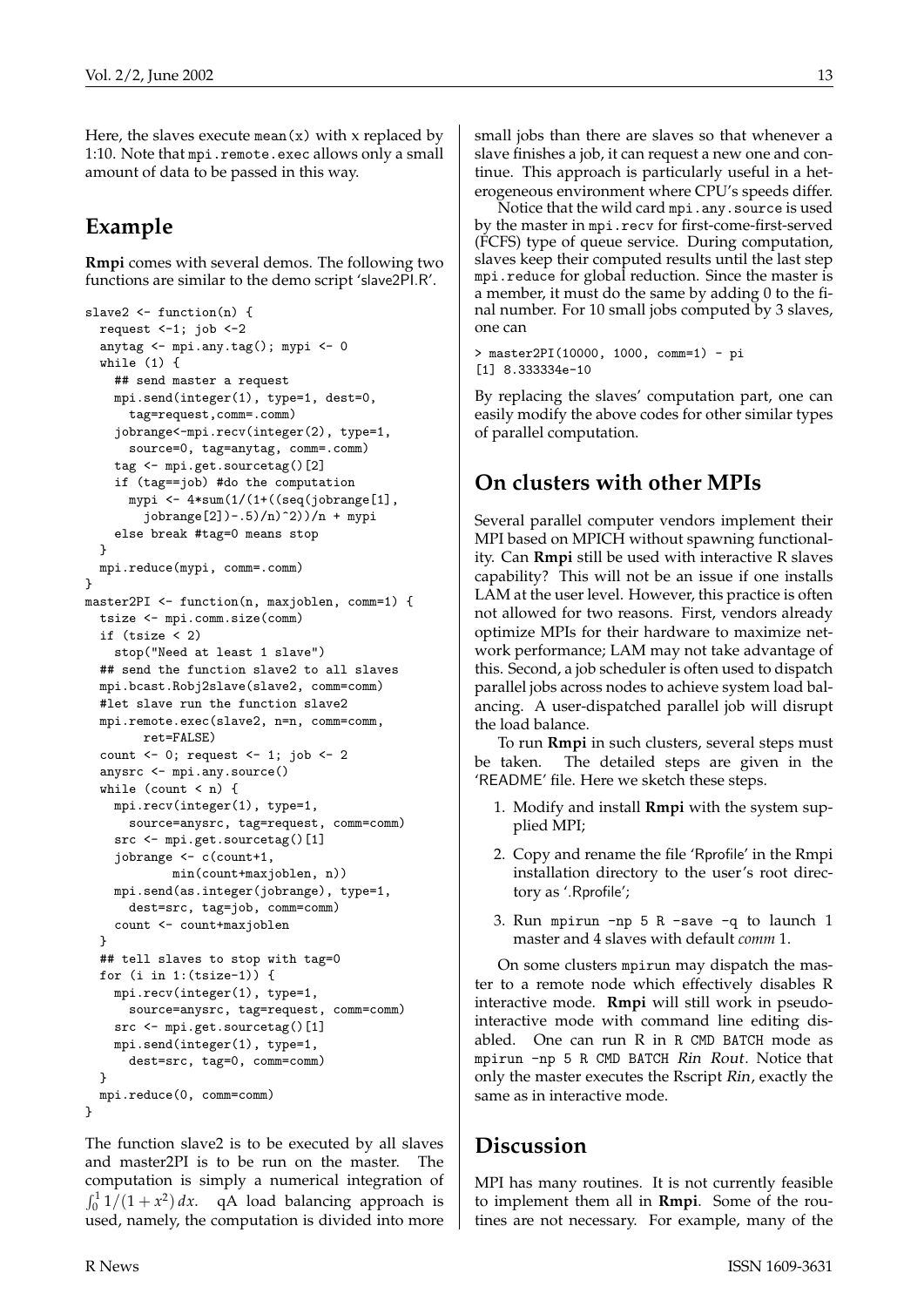Here, the slaves execute `mean(x)` with x replaced by 1:10. Note that `mpi.remote.exec` allows only a small amount of data to be passed in this way.

## Example

**Rmpi** comes with several demos. The following two functions are similar to the demo script 'slave2PI.R'.

```
slave2 <- function(n) {
  request <-1; job <-2
  anytag <- mpi.any.tag(); mypi <- 0
  while (1) {
    ## send master a request
    mpi.send(integer(1), type=1, dest=0,
      tag=request,comm=.comm)
    jobrange<-mpi.recv(integer(2), type=1,
      source=0, tag=anytag, comm=.comm)
    tag <- mpi.get.sourcetag()[2]
    if (tag==job) #do the computation
      mypi <- 4*sum(1/(1+((seq(jobrange[1],
        jobrange[2])-.5)/n)^2))/n + mypi
    else break #tag=0 means stop
  }
  mpi.reduce(mypi, comm=.comm)
}
master2PI <- function(n, maxjoblen, comm=1) {
  tsize <- mpi.comm.size(comm)
  if (tsize < 2)
    stop("Need at least 1 slave")
  ## send the function slave2 to all slaves
  mpi.bcast.Robj2slave(slave2, comm=comm)
  #let slave run the function slave2
  mpi.remote.exec(slave2, n=n, comm=comm,
        ret=FALSE)
  count <- 0; request <- 1; job <- 2
  anysrc <- mpi.any.source()
  while (count < n) {
    mpi.recv(integer(1), type=1,
      source=anysrc, tag=request, comm=comm)
    src <- mpi.get.sourcetag()[1]
    jobrange <- c(count+1,
           min(count+maxjoblen, n))
    mpi.send(as.integer(jobrange), type=1,
      dest=src, tag=job, comm=comm)
    count <- count+maxjoblen
  }
  ## tell slaves to stop with tag=0
  for (i in 1:(tsize-1)) {
    mpi.recv(integer(1), type=1,
      source=anysrc, tag=request, comm=comm)
    src <- mpi.get.sourcetag()[1]
    mpi.send(integer(1), type=1,
      dest=src, tag=0, comm=comm)
  }
  mpi.reduce(0, comm=comm)
}
```

The function slave2 is to be executed by all slaves and master2PI is to be run on the master. The computation is simply a numerical integration of $\int_0^1 1/(1+x^2)\,dx$. qA load balancing approach is used, namely, the computation is divided into more small jobs than there are slaves so that whenever a slave finishes a job, it can request a new one and continue. This approach is particularly useful in a heterogeneous environment where CPU's speeds differ.

Notice that the wild card `mpi.any.source` is used by the master in `mpi.recv` for first-come-first-served (FCFS) type of queue service. During computation, slaves keep their computed results until the last step `mpi.reduce` for global reduction. Since the master is a member, it must do the same by adding 0 to the final number. For 10 small jobs computed by 3 slaves, one can

```
> master2PI(10000, 1000, comm=1) - pi
[1] 8.333334e-10
```

By replacing the slaves' computation part, one can easily modify the above codes for other similar types of parallel computation.

## On clusters with other MPIs

Several parallel computer vendors implement their MPI based on MPICH without spawning functionality. Can **Rmpi** still be used with interactive R slaves capability? This will not be an issue if one installs LAM at the user level. However, this practice is often not allowed for two reasons. First, vendors already optimize MPIs for their hardware to maximize network performance; LAM may not take advantage of this. Second, a job scheduler is often used to dispatch parallel jobs across nodes to achieve system load balancing. A user-dispatched parallel job will disrupt the load balance.

To run **Rmpi** in such clusters, several steps must be taken. The detailed steps are given in the 'README' file. Here we sketch these steps.

1. Modify and install **Rmpi** with the system supplied MPI;
2. Copy and rename the file 'Rprofile' in the Rmpi installation directory to the user's root directory as '.Rprofile';
3. Run `mpirun -np 5 R -save -q` to launch 1 master and 4 slaves with default *comm* 1.

On some clusters `mpirun` may dispatch the master to a remote node which effectively disables R interactive mode. **Rmpi** will still work in pseudo-interactive mode with command line editing disabled. One can run R in `R CMD BATCH` mode as `mpirun -np 5 R CMD BATCH` *Rin Rout*. Notice that only the master executes the Rscript *Rin*, exactly the same as in interactive mode.

## Discussion

MPI has many routines. It is not currently feasible to implement them all in **Rmpi**. Some of the routines are not necessary. For example, many of the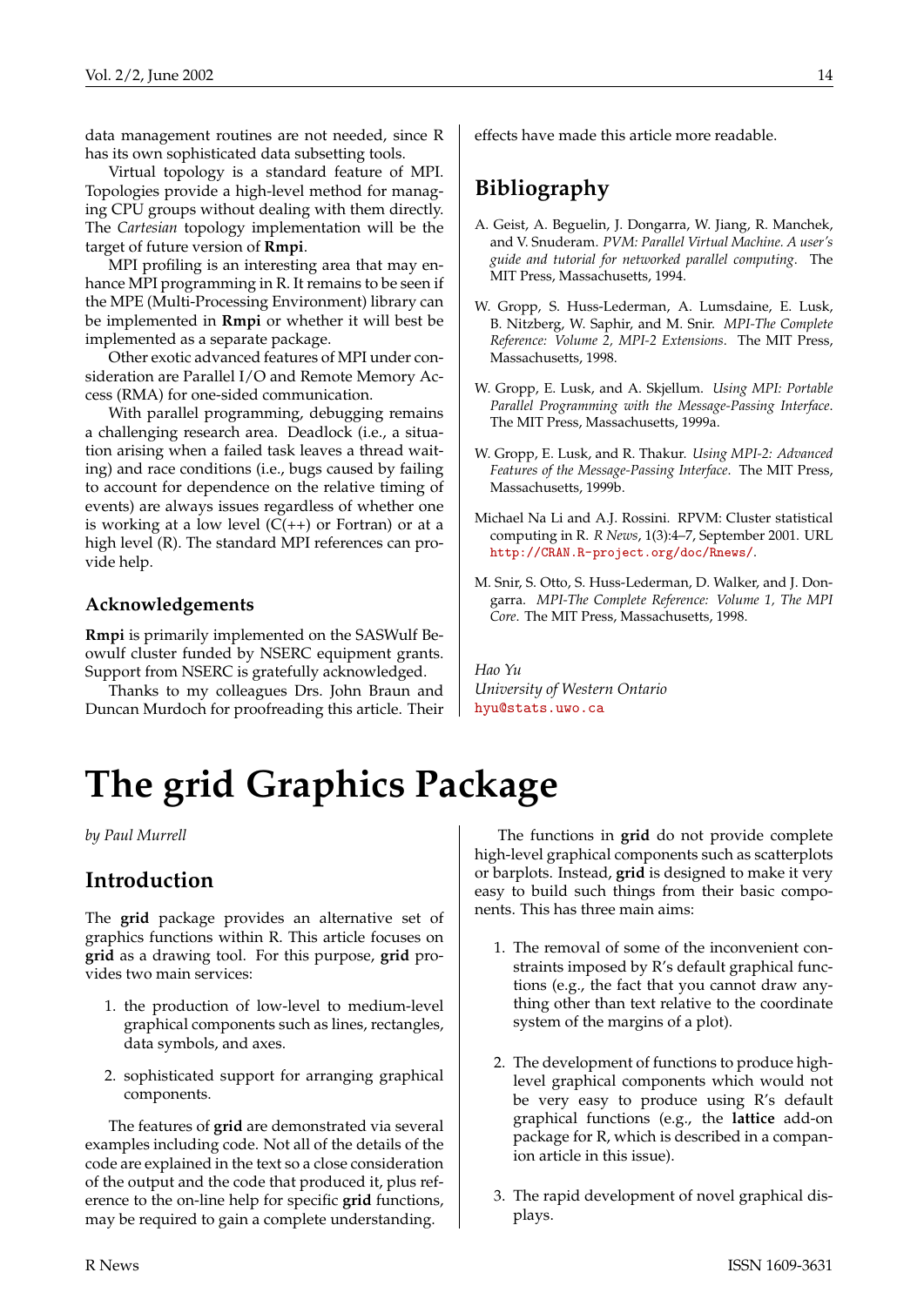data management routines are not needed, since R has its own sophisticated data subsetting tools.

Virtual topology is a standard feature of MPI. Topologies provide a high-level method for managing CPU groups without dealing with them directly. The *Cartesian* topology implementation will be the target of future version of **Rmpi**.

MPI profiling is an interesting area that may enhance MPI programming in R. It remains to be seen if the MPE (Multi-Processing Environment) library can be implemented in **Rmpi** or whether it will best be implemented as a separate package.

Other exotic advanced features of MPI under consideration are Parallel I/O and Remote Memory Access (RMA) for one-sided communication.

With parallel programming, debugging remains a challenging research area. Deadlock (i.e., a situation arising when a failed task leaves a thread waiting) and race conditions (i.e., bugs caused by failing to account for dependence on the relative timing of events) are always issues regardless of whether one is working at a low level (C(++) or Fortran) or at a high level (R). The standard MPI references can provide help.

### Acknowledgements

**Rmpi** is primarily implemented on the SASWulf Beowulf cluster funded by NSERC equipment grants. Support from NSERC is gratefully acknowledged.

Thanks to my colleagues Drs. John Braun and Duncan Murdoch for proofreading this article. Their effects have made this article more readable.

## Bibliography

A. Geist, A. Beguelin, J. Dongarra, W. Jiang, R. Manchek, and V. Snuderam. *PVM: Parallel Virtual Machine. A user's guide and tutorial for networked parallel computing*. The MIT Press, Massachusetts, 1994.

W. Gropp, S. Huss-Lederman, A. Lumsdaine, E. Lusk, B. Nitzberg, W. Saphir, and M. Snir. *MPI-The Complete Reference: Volume 2, MPI-2 Extensions*. The MIT Press, Massachusetts, 1998.

W. Gropp, E. Lusk, and A. Skjellum. *Using MPI: Portable Parallel Programming with the Message-Passing Interface*. The MIT Press, Massachusetts, 1999a.

W. Gropp, E. Lusk, and R. Thakur. *Using MPI-2: Advanced Features of the Message-Passing Interface*. The MIT Press, Massachusetts, 1999b.

Michael Na Li and A.J. Rossini. RPVM: Cluster statistical computing in R. *R News*, 1(3):4–7, September 2001. URL http://CRAN.R-project.org/doc/Rnews/.

M. Snir, S. Otto, S. Huss-Lederman, D. Walker, and J. Dongarra. *MPI-The Complete Reference: Volume 1, The MPI Core*. The MIT Press, Massachusetts, 1998.

*Hao Yu*
*University of Western Ontario*
hyu@stats.uwo.ca

# The grid Graphics Package

*by Paul Murrell*

## Introduction

The **grid** package provides an alternative set of graphics functions within R. This article focuses on **grid** as a drawing tool. For this purpose, **grid** provides two main services:

1. the production of low-level to medium-level graphical components such as lines, rectangles, data symbols, and axes.

2. sophisticated support for arranging graphical components.

The features of **grid** are demonstrated via several examples including code. Not all of the details of the code are explained in the text so a close consideration of the output and the code that produced it, plus reference to the on-line help for specific **grid** functions, may be required to gain a complete understanding.

The functions in **grid** do not provide complete high-level graphical components such as scatterplots or barplots. Instead, **grid** is designed to make it very easy to build such things from their basic components. This has three main aims:

1. The removal of some of the inconvenient constraints imposed by R's default graphical functions (e.g., the fact that you cannot draw anything other than text relative to the coordinate system of the margins of a plot).

2. The development of functions to produce high-level graphical components which would not be very easy to produce using R's default graphical functions (e.g., the **lattice** add-on package for R, which is described in a companion article in this issue).

3. The rapid development of novel graphical displays.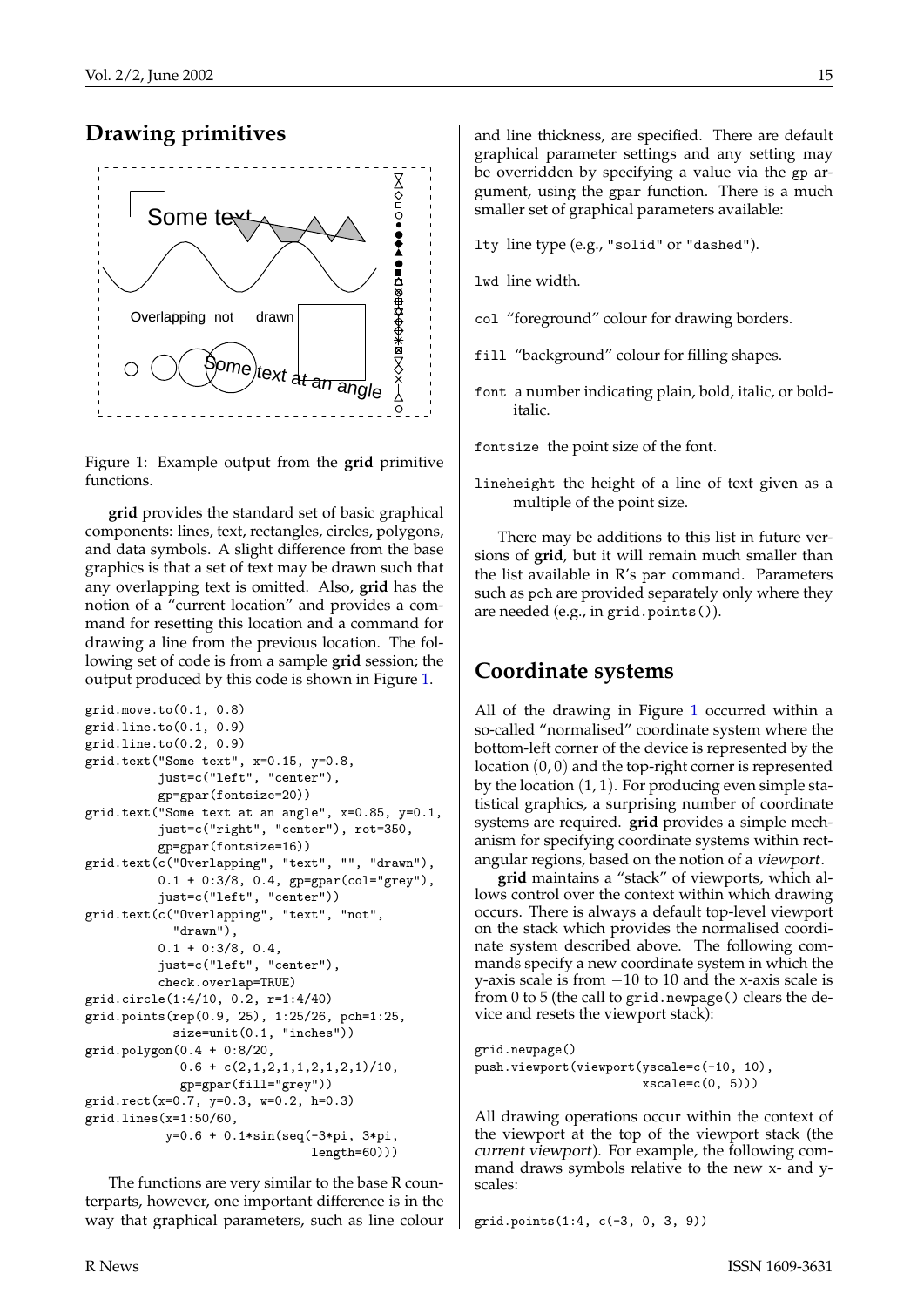## Drawing primitives

Figure 1: Example output from the **grid** primitive functions.

**grid** provides the standard set of basic graphical components: lines, text, rectangles, circles, polygons, and data symbols. A slight difference from the base graphics is that a set of text may be drawn such that any overlapping text is omitted. Also, **grid** has the notion of a "current location" and provides a command for resetting this location and a command for drawing a line from the previous location. The following set of code is from a sample **grid** session; the output produced by this code is shown in Figure 1.

```
grid.move.to(0.1, 0.8)
grid.line.to(0.1, 0.9)
grid.line.to(0.2, 0.9)
grid.text("Some text", x=0.15, y=0.8,
          just=c("left", "center"),
          gp=gpar(fontsize=20))
grid.text("Some text at an angle", x=0.85, y=0.1,
          just=c("right", "center"), rot=350,
          gp=gpar(fontsize=16))
grid.text(c("Overlapping", "text", "", "drawn"),
          0.1 + 0:3/8, 0.4, gp=gpar(col="grey"),
          just=c("left", "center"))
grid.text(c("Overlapping", "text", "not",
            "drawn"),
          0.1 + 0:3/8, 0.4,
          just=c("left", "center"),
          check.overlap=TRUE)
grid.circle(1:4/10, 0.2, r=1:4/40)
grid.points(rep(0.9, 25), 1:25/26, pch=1:25,
            size=unit(0.1, "inches"))
grid.polygon(0.4 + 0:8/20,
             0.6 + c(2,1,2,1,1,2,1,2,1)/10,
             gp=gpar(fill="grey"))
grid.rect(x=0.7, y=0.3, w=0.2, h=0.3)
grid.lines(x=1:50/60,
           y=0.6 + 0.1*sin(seq(-3*pi, 3*pi,
                               length=60)))
```

The functions are very similar to the base R counterparts, however, one important difference is in the way that graphical parameters, such as line colour and line thickness, are specified. There are default graphical parameter settings and any setting may be overridden by specifying a value via the gp argument, using the gpar function. There is a much smaller set of graphical parameters available:

lty line type (e.g., "solid" or "dashed").

lwd line width.

col "foreground" colour for drawing borders.

fill "background" colour for filling shapes.

font a number indicating plain, bold, italic, or bold-italic.

fontsize the point size of the font.

lineheight the height of a line of text given as a multiple of the point size.

There may be additions to this list in future versions of **grid**, but it will remain much smaller than the list available in R's par command. Parameters such as pch are provided separately only where they are needed (e.g., in grid.points()).

## Coordinate systems

All of the drawing in Figure 1 occurred within a so-called "normalised" coordinate system where the bottom-left corner of the device is represented by the location $(0, 0)$ and the top-right corner is represented by the location $(1, 1)$. For producing even simple statistical graphics, a surprising number of coordinate systems are required. **grid** provides a simple mechanism for specifying coordinate systems within rectangular regions, based on the notion of a *viewport*.

**grid** maintains a "stack" of viewports, which allows control over the context within which drawing occurs. There is always a default top-level viewport on the stack which provides the normalised coordinate system described above. The following commands specify a new coordinate system in which the y-axis scale is from $-10$ to 10 and the x-axis scale is from 0 to 5 (the call to grid.newpage() clears the device and resets the viewport stack):

```
grid.newpage()
push.viewport(viewport(yscale=c(-10, 10),
                       xscale=c(0, 5)))
```

All drawing operations occur within the context of the viewport at the top of the viewport stack (the *current viewport*). For example, the following command draws symbols relative to the new x- and y-scales:

```
grid.points(1:4, c(-3, 0, 3, 9))
```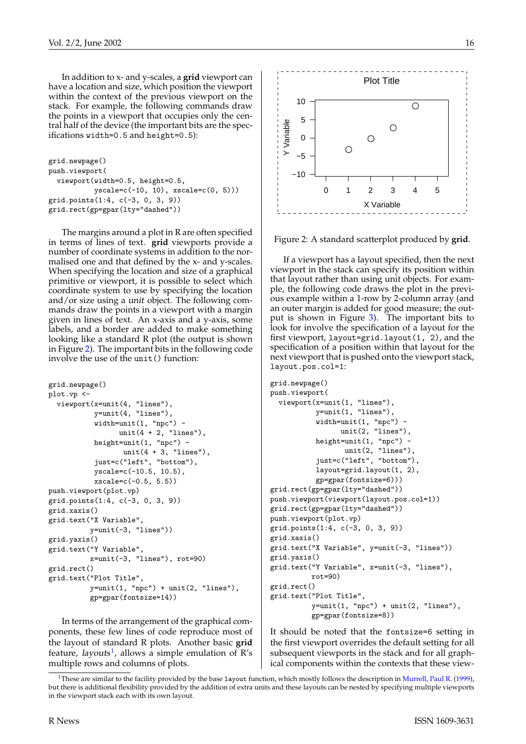In addition to x- and y-scales, a **grid** viewport can have a location and size, which position the viewport within the context of the previous viewport on the stack. For example, the following commands draw the points in a viewport that occupies only the central half of the device (the important bits are the specifications `width=0.5` and `height=0.5`):

```
grid.newpage()
push.viewport(
  viewport(width=0.5, height=0.5,
           yscale=c(-10, 10), xscale=c(0, 5)))
grid.points(1:4, c(-3, 0, 3, 9))
grid.rect(gp=gpar(lty="dashed"))
```

The margins around a plot in R are often specified in terms of lines of text. **grid** viewports provide a number of coordinate systems in addition to the normalised one and that defined by the x- and y-scales. When specifying the location and size of a graphical primitive or viewport, it is possible to select which coordinate system to use by specifying the location and/or size using a *unit* object. The following commands draw the points in a viewport with a margin given in lines of text. An x-axis and a y-axis, some labels, and a border are added to make something looking like a standard R plot (the output is shown in Figure 2). The important bits in the following code involve the use of the `unit()` function:

```
grid.newpage()
plot.vp <-
  viewport(x=unit(4, "lines"),
           y=unit(4, "lines"),
           width=unit(1, "npc") -
                 unit(4 + 2, "lines"),
           height=unit(1, "npc") -
                  unit(4 + 3, "lines"),
           just=c("left", "bottom"),
           yscale=c(-10.5, 10.5),
           xscale=c(-0.5, 5.5))
push.viewport(plot.vp)
grid.points(1:4, c(-3, 0, 3, 9))
grid.xaxis()
grid.text("X Variable",
          y=unit(-3, "lines"))
grid.yaxis()
grid.text("Y Variable",
          x=unit(-3, "lines"), rot=90)
grid.rect()
grid.text("Plot Title",
          y=unit(1, "npc") + unit(2, "lines"),
          gp=gpar(fontsize=14))
```

In terms of the arrangement of the graphical components, these few lines of code reproduce most of the layout of standard R plots. Another basic **grid** feature, *layouts*[1], allows a simple emulation of R's multiple rows and columns of plots.

Figure 2: A standard scatterplot produced by **grid**.

If a viewport has a layout specified, then the next viewport in the stack can specify its position within that layout rather than using unit objects. For example, the following code draws the plot in the previous example within a 1-row by 2-column array (and an outer margin is added for good measure; the output is shown in Figure 3). The important bits to look for involve the specification of a layout for the first viewport, `layout=grid.layout(1, 2)`, and the specification of a position within that layout for the next viewport that is pushed onto the viewport stack, `layout.pos.col=1`:

```
grid.newpage()
push.viewport(
  viewport(x=unit(1, "lines"),
           y=unit(1, "lines"),
           width=unit(1, "npc") -
                 unit(2, "lines"),
           height=unit(1, "npc") -
                  unit(2, "lines"),
           just=c("left", "bottom"),
           layout=grid.layout(1, 2),
           gp=gpar(fontsize=6)))
grid.rect(gp=gpar(lty="dashed"))
push.viewport(viewport(layout.pos.col=1))
grid.rect(gp=gpar(lty="dashed"))
push.viewport(plot.vp)
grid.points(1:4, c(-3, 0, 3, 9))
grid.xaxis()
grid.text("X Variable", y=unit(-3, "lines"))
grid.yaxis()
grid.text("Y Variable", x=unit(-3, "lines"),
          rot=90)
grid.rect()
grid.text("Plot Title",
          y=unit(1, "npc") + unit(2, "lines"),
          gp=gpar(fontsize=8))
```

It should be noted that the `fontsize=6` setting in the first viewport overrides the default setting for all subsequent viewports in the stack and for all graphical components within the contexts that these view-

[1] These are similar to the facility provided by the base `layout` function, which mostly follows the description in Murrell, Paul R. (1999), but there is additional flexibility provided by the addition of extra units and these layouts can be nested by specifying multiple viewports in the viewport stack each with its own layout.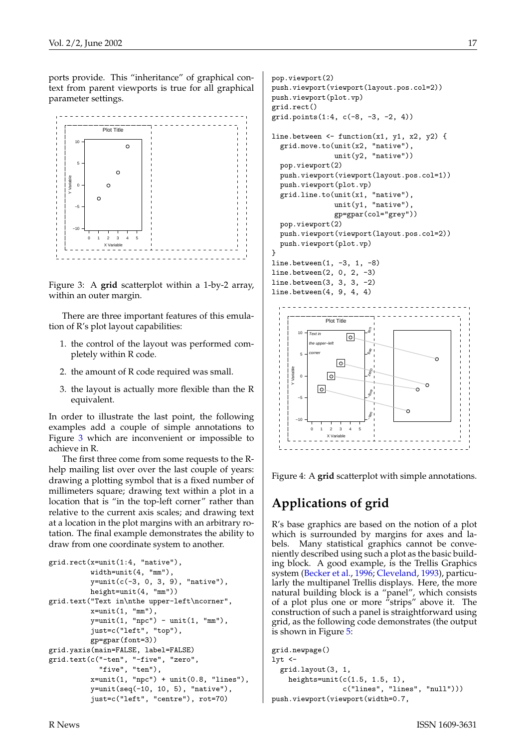ports provide. This "inheritance" of graphical context from parent viewports is true for all graphical parameter settings.

Figure 3: A **grid** scatterplot within a 1-by-2 array, within an outer margin.

There are three important features of this emulation of R's plot layout capabilities:

1. the control of the layout was performed completely within R code.

2. the amount of R code required was small.

3. the layout is actually more flexible than the R equivalent.

In order to illustrate the last point, the following examples add a couple of simple annotations to Figure 3 which are inconvenient or impossible to achieve in R.

The first three come from some requests to the R-help mailing list over over the last couple of years: drawing a plotting symbol that is a fixed number of millimeters square; drawing text within a plot in a location that is "in the top-left corner" rather than relative to the current axis scales; and drawing text at a location in the plot margins with an arbitrary rotation. The final example demonstrates the ability to draw from one coordinate system to another.

```
grid.rect(x=unit(1:4, "native"),
          width=unit(4, "mm"),
          y=unit(c(-3, 0, 3, 9), "native"),
          height=unit(4, "mm"))
grid.text("Text in\nthe upper-left\ncorner",
          x=unit(1, "mm"),
          y=unit(1, "npc") - unit(1, "mm"),
          just=c("left", "top"),
          gp=gpar(font=3))
grid.yaxis(main=FALSE, label=FALSE)
grid.text(c("-ten", "-five", "zero",
            "five", "ten"),
          x=unit(1, "npc") + unit(0.8, "lines"),
          y=unit(seq(-10, 10, 5), "native"),
          just=c("left", "centre"), rot=70)
pop.viewport(2)
push.viewport(viewport(layout.pos.col=2))
push.viewport(plot.vp)
grid.rect()
grid.points(1:4, c(-8, -3, -2, 4))

line.between <- function(x1, y1, x2, y2) {
  grid.move.to(unit(x2, "native"),
               unit(y2, "native"))
  pop.viewport(2)
  push.viewport(viewport(layout.pos.col=1))
  push.viewport(plot.vp)
  grid.line.to(unit(x1, "native"),
               unit(y1, "native"),
               gp=gpar(col="grey"))
  pop.viewport(2)
  push.viewport(viewport(layout.pos.col=2))
  push.viewport(plot.vp)
}
line.between(1, -3, 1, -8)
line.between(2, 0, 2, -3)
line.between(3, 3, 3, -2)
line.between(4, 9, 4, 4)
```

Figure 4: A **grid** scatterplot with simple annotations.

## Applications of grid

R's base graphics are based on the notion of a plot which is surrounded by margins for axes and labels. Many statistical graphics cannot be conveniently described using such a plot as the basic building block. A good example, is the Trellis Graphics system (Becker et al., 1996; Cleveland, 1993), particularly the multipanel Trellis displays. Here, the more natural building block is a "panel", which consists of a plot plus one or more "strips" above it. The construction of such a panel is straightforward using grid, as the following code demonstrates (the output is shown in Figure 5:

```
grid.newpage()
lyt <-
  grid.layout(3, 1,
    heights=unit(c(1.5, 1.5, 1),
                 c("lines", "lines", "null")))
push.viewport(viewport(width=0.7,
```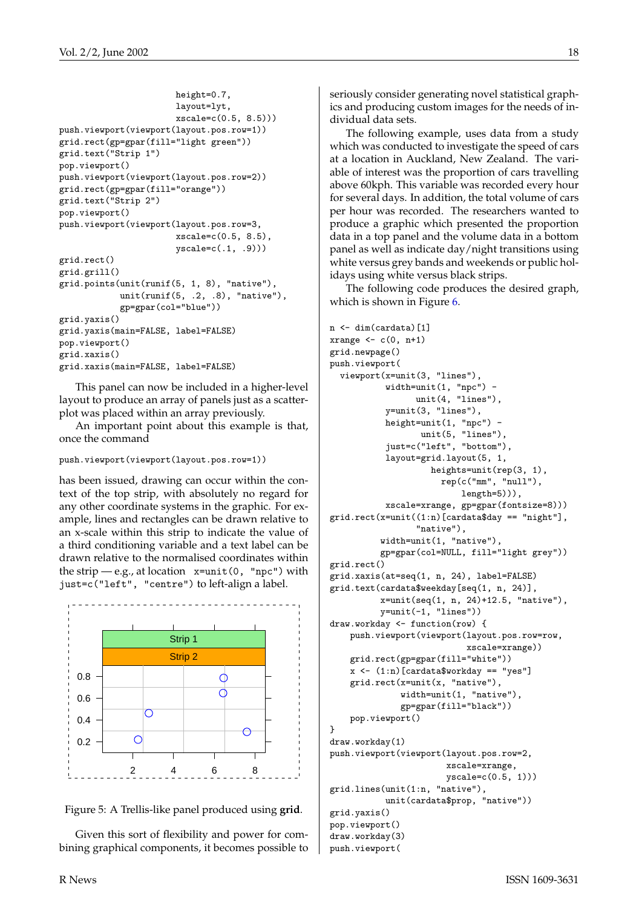```
                       height=0.7,
                       layout=lyt,
                       xscale=c(0.5, 8.5)))
push.viewport(viewport(layout.pos.row=1))
grid.rect(gp=gpar(fill="light green"))
grid.text("Strip 1")
pop.viewport()
push.viewport(viewport(layout.pos.row=2))
grid.rect(gp=gpar(fill="orange"))
grid.text("Strip 2")
pop.viewport()
push.viewport(viewport(layout.pos.row=3,
                       xscale=c(0.5, 8.5),
                       yscale=c(.1, .9)))
grid.rect()
grid.grill()
grid.points(unit(runif(5, 1, 8), "native"),
            unit(runif(5, .2, .8), "native"),
            gp=gpar(col="blue"))
grid.yaxis()
grid.yaxis(main=FALSE, label=FALSE)
pop.viewport()
grid.xaxis()
grid.xaxis(main=FALSE, label=FALSE)
```

This panel can now be included in a higher-level layout to produce an array of panels just as a scatterplot was placed within an array previously.

An important point about this example is that, once the command

```
push.viewport(viewport(layout.pos.row=1))
```

has been issued, drawing can occur within the context of the top strip, with absolutely no regard for any other coordinate systems in the graphic. For example, lines and rectangles can be drawn relative to an x-scale within this strip to indicate the value of a third conditioning variable and a text label can be drawn relative to the normalised coordinates within the strip — e.g., at location `x=unit(0, "npc")` with `just=c("left", "centre")` to left-align a label.

Figure 5: A Trellis-like panel produced using **grid**.

Given this sort of flexibility and power for combining graphical components, it becomes possible to seriously consider generating novel statistical graphics and producing custom images for the needs of individual data sets.

The following example, uses data from a study which was conducted to investigate the speed of cars at a location in Auckland, New Zealand. The variable of interest was the proportion of cars travelling above 60kph. This variable was recorded every hour for several days. In addition, the total volume of cars per hour was recorded. The researchers wanted to produce a graphic which presented the proportion data in a top panel and the volume data in a bottom panel as well as indicate day/night transitions using white versus grey bands and weekends or public holidays using white versus black strips.

The following code produces the desired graph, which is shown in Figure 6.

```
n <- dim(cardata)[1]
xrange <- c(0, n+1)
grid.newpage()
push.viewport(
  viewport(x=unit(3, "lines"),
           width=unit(1, "npc") -
                 unit(4, "lines"),
           y=unit(3, "lines"),
           height=unit(1, "npc") -
                  unit(5, "lines"),
           just=c("left", "bottom"),
           layout=grid.layout(5, 1,
                    heights=unit(rep(3, 1),
                      rep(c("mm", "null"),
                          length=5))),
           xscale=xrange, gp=gpar(fontsize=8)))
grid.rect(x=unit((1:n)[cardata$day == "night"],
               "native"),
          width=unit(1, "native"),
          gp=gpar(col=NULL, fill="light grey"))
grid.rect()
grid.xaxis(at=seq(1, n, 24), label=FALSE)
grid.text(cardata$weekday[seq(1, n, 24)],
          x=unit(seq(1, n, 24)+12.5, "native"),
          y=unit(-1, "lines"))
draw.workday <- function(row) {
    push.viewport(viewport(layout.pos.row=row,
                           xscale=xrange))
    grid.rect(gp=gpar(fill="white"))
    x <- (1:n)[cardata$workday == "yes"]
    grid.rect(x=unit(x, "native"),
              width=unit(1, "native"),
              gp=gpar(fill="black"))
    pop.viewport()
}
draw.workday(1)
push.viewport(viewport(layout.pos.row=2,
                       xscale=xrange,
                       yscale=c(0.5, 1)))
grid.lines(unit(1:n, "native"),
           unit(cardata$prop, "native"))
grid.yaxis()
pop.viewport()
draw.workday(3)
push.viewport(
```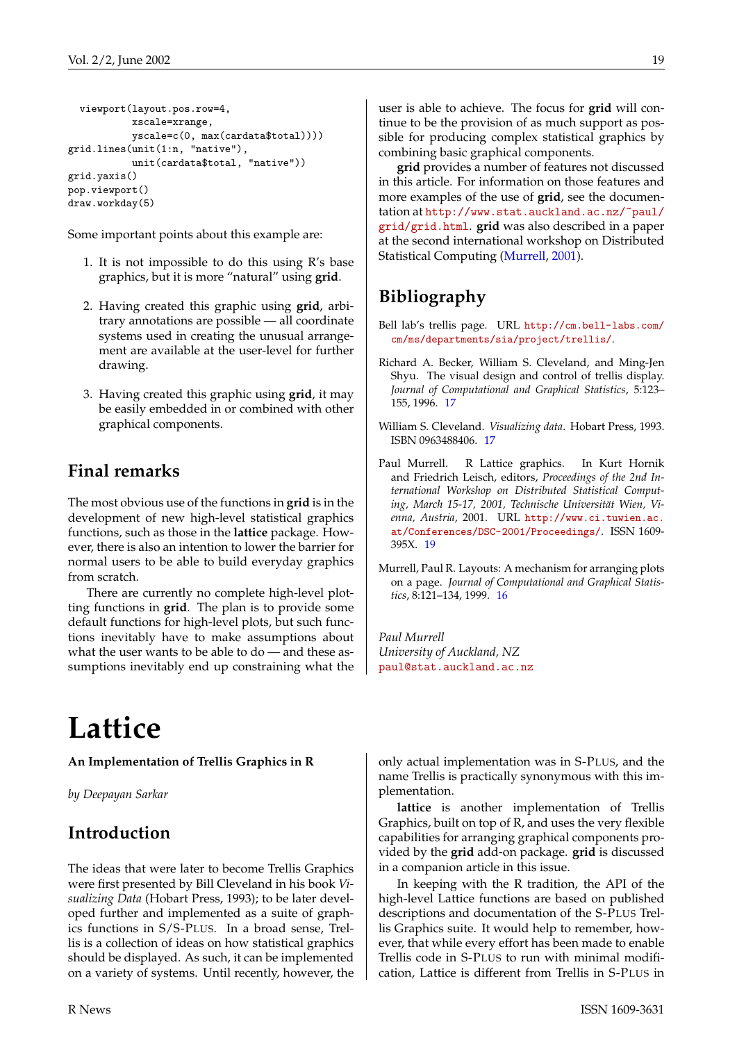```
  viewport(layout.pos.row=4,
           xscale=xrange,
           yscale=c(0, max(cardata$total))))
grid.lines(unit(1:n, "native"),
           unit(cardata$total, "native"))
grid.yaxis()
pop.viewport()
draw.workday(5)
```

Some important points about this example are:

1. It is not impossible to do this using R's base graphics, but it is more "natural" using **grid**.

2. Having created this graphic using **grid**, arbitrary annotations are possible — all coordinate systems used in creating the unusual arrangement are available at the user-level for further drawing.

3. Having created this graphic using **grid**, it may be easily embedded in or combined with other graphical components.

## Final remarks

The most obvious use of the functions in **grid** is in the development of new high-level statistical graphics functions, such as those in the **lattice** package. However, there is also an intention to lower the barrier for normal users to be able to build everyday graphics from scratch.

There are currently no complete high-level plotting functions in **grid**. The plan is to provide some default functions for high-level plots, but such functions inevitably have to make assumptions about what the user wants to be able to do — and these assumptions inevitably end up constraining what the user is able to achieve. The focus for **grid** will continue to be the provision of as much support as possible for producing complex statistical graphics by combining basic graphical components.

**grid** provides a number of features not discussed in this article. For information on those features and more examples of the use of **grid**, see the documentation at http://www.stat.auckland.ac.nz/~paul/grid/grid.html. **grid** was also described in a paper at the second international workshop on Distributed Statistical Computing (Murrell, 2001).

## Bibliography

Bell lab's trellis page. URL http://cm.bell-labs.com/cm/ms/departments/sia/project/trellis/.

Richard A. Becker, William S. Cleveland, and Ming-Jen Shyu. The visual design and control of trellis display. *Journal of Computational and Graphical Statistics*, 5:123–155, 1996. 17

William S. Cleveland. *Visualizing data*. Hobart Press, 1993. ISBN 0963488406. 17

Paul Murrell. R Lattice graphics. In Kurt Hornik and Friedrich Leisch, editors, *Proceedings of the 2nd International Workshop on Distributed Statistical Computing, March 15-17, 2001, Technische Universität Wien, Vienna, Austria*, 2001. URL http://www.ci.tuwien.ac.at/Conferences/DSC-2001/Proceedings/. ISSN 1609-395X. 19

Murrell, Paul R. Layouts: A mechanism for arranging plots on a page. *Journal of Computational and Graphical Statistics*, 8:121–134, 1999. 16

*Paul Murrell*
*University of Auckland, NZ*
paul@stat.auckland.ac.nz

# Lattice

**An Implementation of Trellis Graphics in R**

*by Deepayan Sarkar*

## Introduction

The ideas that were later to become Trellis Graphics were first presented by Bill Cleveland in his book *Visualizing Data* (Hobart Press, 1993); to be later developed further and implemented as a suite of graphics functions in S/S-PLUS. In a broad sense, Trellis is a collection of ideas on how statistical graphics should be displayed. As such, it can be implemented on a variety of systems. Until recently, however, the only actual implementation was in S-PLUS, and the name Trellis is practically synonymous with this implementation.

**lattice** is another implementation of Trellis Graphics, built on top of R, and uses the very flexible capabilities for arranging graphical components provided by the **grid** add-on package. **grid** is discussed in a companion article in this issue.

In keeping with the R tradition, the API of the high-level Lattice functions are based on published descriptions and documentation of the S-PLUS Trellis Graphics suite. It would help to remember, however, that while every effort has been made to enable Trellis code in S-PLUS to run with minimal modification, Lattice is different from Trellis in S-PLUS in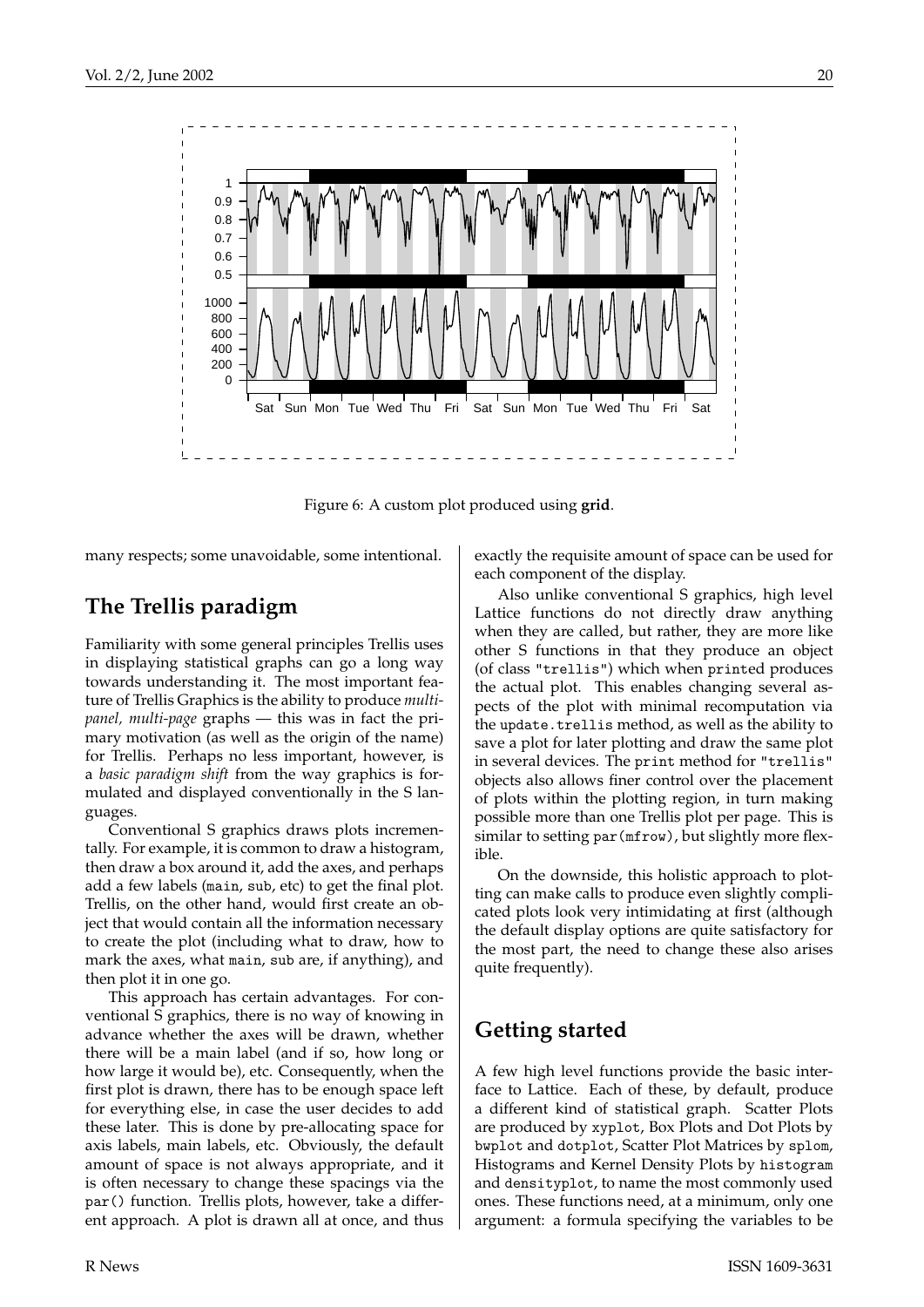Figure 6: A custom plot produced using **grid**.

many respects; some unavoidable, some intentional.

## The Trellis paradigm

Familiarity with some general principles Trellis uses in displaying statistical graphs can go a long way towards understanding it. The most important feature of Trellis Graphics is the ability to produce *multi-panel, multi-page* graphs — this was in fact the primary motivation (as well as the origin of the name) for Trellis. Perhaps no less important, however, is a *basic paradigm shift* from the way graphics is formulated and displayed conventionally in the S languages.

Conventional S graphics draws plots incrementally. For example, it is common to draw a histogram, then draw a box around it, add the axes, and perhaps add a few labels (`main`, `sub`, etc) to get the final plot. Trellis, on the other hand, would first create an object that would contain all the information necessary to create the plot (including what to draw, how to mark the axes, what `main`, `sub` are, if anything), and then plot it in one go.

This approach has certain advantages. For conventional S graphics, there is no way of knowing in advance whether the axes will be drawn, whether there will be a main label (and if so, how long or how large it would be), etc. Consequently, when the first plot is drawn, there has to be enough space left for everything else, in case the user decides to add these later. This is done by pre-allocating space for axis labels, main labels, etc. Obviously, the default amount of space is not always appropriate, and it is often necessary to change these spacings via the `par()` function. Trellis plots, however, take a different approach. A plot is drawn all at once, and thus exactly the requisite amount of space can be used for each component of the display.

Also unlike conventional S graphics, high level Lattice functions do not directly draw anything when they are called, but rather, they are more like other S functions in that they produce an object (of class `"trellis"`) which when `print`ed produces the actual plot. This enables changing several aspects of the plot with minimal recomputation via the `update.trellis` method, as well as the ability to save a plot for later plotting and draw the same plot in several devices. The `print` method for `"trellis"` objects also allows finer control over the placement of plots within the plotting region, in turn making possible more than one Trellis plot per page. This is similar to setting `par(mfrow)`, but slightly more flexible.

On the downside, this holistic approach to plotting can make calls to produce even slightly complicated plots look very intimidating at first (although the default display options are quite satisfactory for the most part, the need to change these also arises quite frequently).

## Getting started

A few high level functions provide the basic interface to Lattice. Each of these, by default, produce a different kind of statistical graph. Scatter Plots are produced by `xyplot`, Box Plots and Dot Plots by `bwplot` and `dotplot`, Scatter Plot Matrices by `splom`, Histograms and Kernel Density Plots by `histogram` and `densityplot`, to name the most commonly used ones. These functions need, at a minimum, only one argument: a formula specifying the variables to be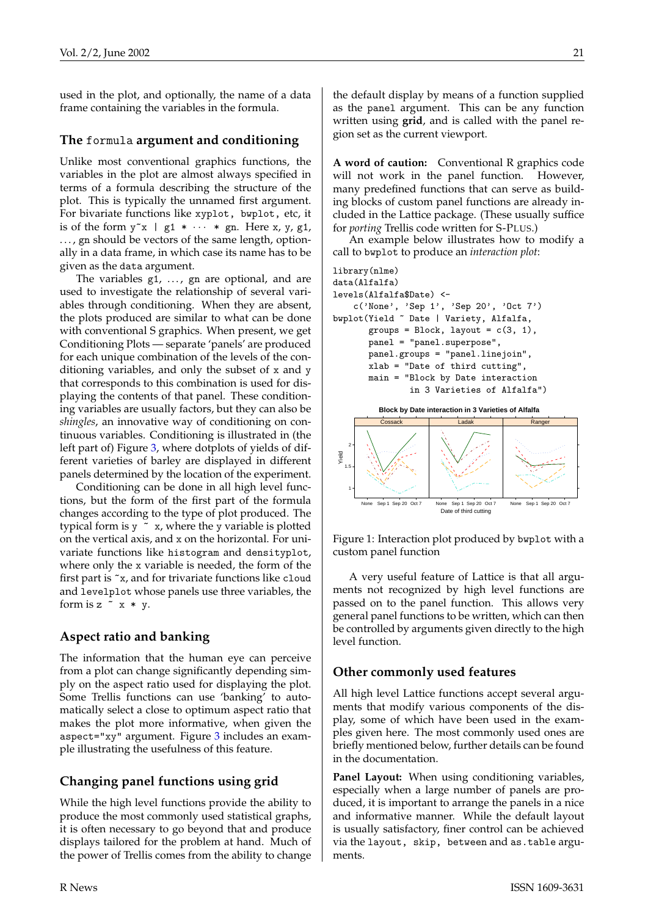used in the plot, and optionally, the name of a data frame containing the variables in the formula.

## The `formula` argument and conditioning

Unlike most conventional graphics functions, the variables in the plot are almost always specified in terms of a formula describing the structure of the plot. This is typically the unnamed first argument. For bivariate functions like `xyplot`, `bwplot`, etc, it is of the form `y~x | g1 * ··· * gn`. Here `x`, `y`, `g1`, ..., `gn` should be vectors of the same length, optionally in a data frame, in which case its name has to be given as the `data` argument.

The variables `g1`, ..., `gn` are optional, and are used to investigate the relationship of several variables through conditioning. When they are absent, the plots produced are similar to what can be done with conventional S graphics. When present, we get Conditioning Plots — separate 'panels' are produced for each unique combination of the levels of the conditioning variables, and only the subset of `x` and `y` that corresponds to this combination is used for displaying the contents of that panel. These conditioning variables are usually factors, but they can also be *shingles*, an innovative way of conditioning on continuous variables. Conditioning is illustrated in (the left part of) Figure 3, where dotplots of yields of different varieties of barley are displayed in different panels determined by the location of the experiment.

Conditioning can be done in all high level functions, but the form of the first part of the formula changes according to the type of plot produced. The typical form is `y ~ x`, where the `y` variable is plotted on the vertical axis, and `x` on the horizontal. For univariate functions like `histogram` and `densityplot`, where only the `x` variable is needed, the form of the first part is `~x`, and for trivariate functions like `cloud` and `levelplot` whose panels use three variables, the form is `z ~ x * y`.

## Aspect ratio and banking

The information that the human eye can perceive from a plot can change significantly depending simply on the aspect ratio used for displaying the plot. Some Trellis functions can use 'banking' to automatically select a close to optimum aspect ratio that makes the plot more informative, when given the `aspect="xy"` argument. Figure 3 includes an example illustrating the usefulness of this feature.

## Changing panel functions using grid

While the high level functions provide the ability to produce the most commonly used statistical graphs, it is often necessary to go beyond that and produce displays tailored for the problem at hand. Much of the power of Trellis comes from the ability to change the default display by means of a function supplied as the `panel` argument. This can be any function written using **grid**, and is called with the panel region set as the current viewport.

**A word of caution:** Conventional R graphics code will not work in the panel function. However, many predefined functions that can serve as building blocks of custom panel functions are already included in the Lattice package. (These usually suffice for *porting* Trellis code written for S-PLUS.)

An example below illustrates how to modify a call to `bwplot` to produce an *interaction plot*:

```
library(nlme)
data(Alfalfa)
levels(Alfalfa$Date) <-
    c('None', 'Sep 1', 'Sep 20', 'Oct 7')
bwplot(Yield ~ Date | Variety, Alfalfa,
       groups = Block, layout = c(3, 1),
       panel = "panel.superpose",
       panel.groups = "panel.linejoin",
       xlab = "Date of third cutting",
       main = "Block by Date interaction
               in 3 Varieties of Alfalfa")
```

Figure 1: Interaction plot produced by `bwplot` with a custom panel function

A very useful feature of Lattice is that all arguments not recognized by high level functions are passed on to the panel function. This allows very general panel functions to be written, which can then be controlled by arguments given directly to the high level function.

## Other commonly used features

All high level Lattice functions accept several arguments that modify various components of the display, some of which have been used in the examples given here. The most commonly used ones are briefly mentioned below, further details can be found in the documentation.

**Panel Layout:** When using conditioning variables, especially when a large number of panels are produced, it is important to arrange the panels in a nice and informative manner. While the default layout is usually satisfactory, finer control can be achieved via the `layout`, `skip`, `between` and `as.table` arguments.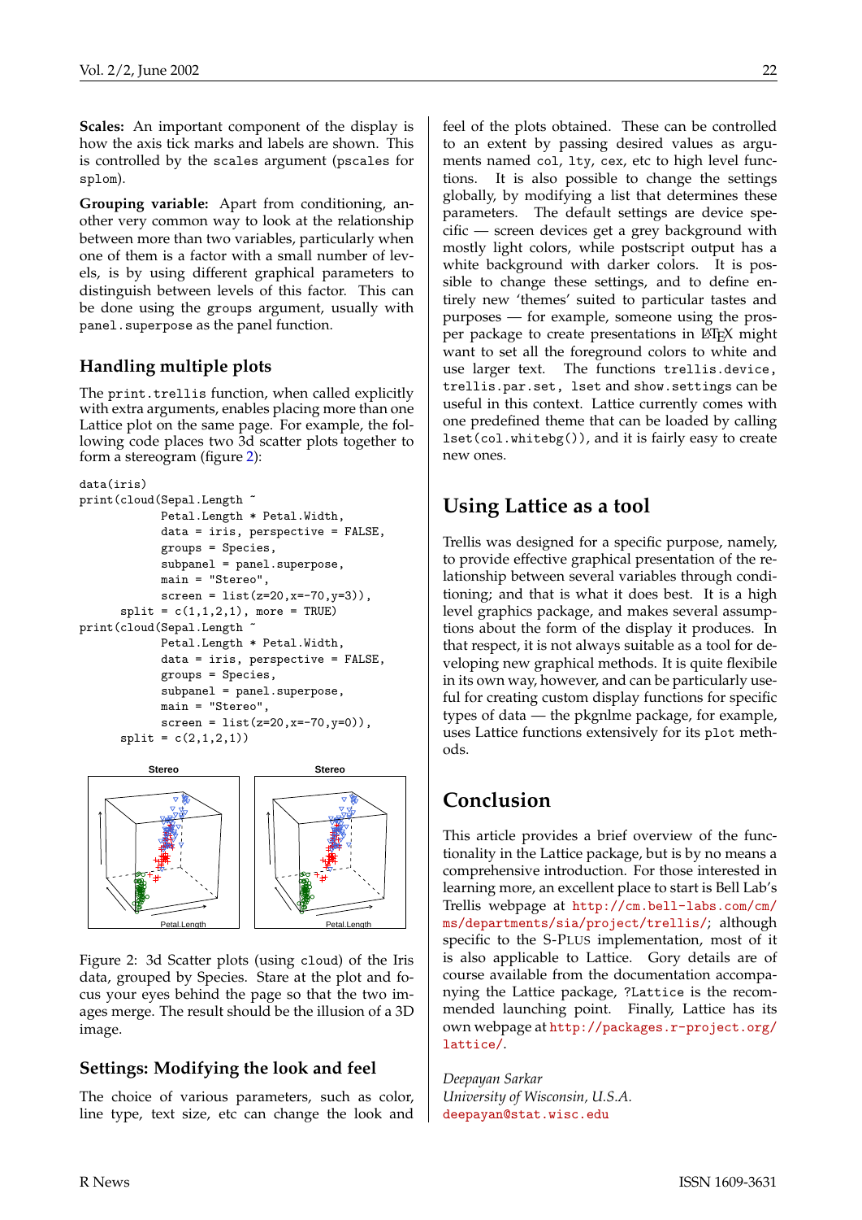**Scales:** An important component of the display is how the axis tick marks and labels are shown. This is controlled by the `scales` argument (`pscales` for `splom`).

**Grouping variable:** Apart from conditioning, another very common way to look at the relationship between more than two variables, particularly when one of them is a factor with a small number of levels, is by using different graphical parameters to distinguish between levels of this factor. This can be done using the `groups` argument, usually with `panel.superpose` as the panel function.

## Handling multiple plots

The `print.trellis` function, when called explicitly with extra arguments, enables placing more than one Lattice plot on the same page. For example, the following code places two 3d scatter plots together to form a stereogram (figure 2):

```
data(iris)
print(cloud(Sepal.Length ~
            Petal.Length * Petal.Width,
            data = iris, perspective = FALSE,
            groups = Species,
            subpanel = panel.superpose,
            main = "Stereo",
            screen = list(z=20,x=-70,y=3)),
      split = c(1,1,2,1), more = TRUE)
print(cloud(Sepal.Length ~
            Petal.Length * Petal.Width,
            data = iris, perspective = FALSE,
            groups = Species,
            subpanel = panel.superpose,
            main = "Stereo",
            screen = list(z=20,x=-70,y=0)),
      split = c(2,1,2,1))
```

Figure 2: 3d Scatter plots (using `cloud`) of the Iris data, grouped by Species. Stare at the plot and focus your eyes behind the page so that the two images merge. The result should be the illusion of a 3D image.

## Settings: Modifying the look and feel

The choice of various parameters, such as color, line type, text size, etc can change the look and feel of the plots obtained. These can be controlled to an extent by passing desired values as arguments named `col`, `lty`, `cex`, etc to high level functions. It is also possible to change the settings globally, by modifying a list that determines these parameters. The default settings are device specific — screen devices get a grey background with mostly light colors, while postscript output has a white background with darker colors. It is possible to change these settings, and to define entirely new 'themes' suited to particular tastes and purposes — for example, someone using the prosper package to create presentations in LaTeX might want to set all the foreground colors to white and use larger text. The functions `trellis.device`, `trellis.par.set`, `lset` and `show.settings` can be useful in this context. Lattice currently comes with one predefined theme that can be loaded by calling `lset(col.whitebg())`, and it is fairly easy to create new ones.

## Using Lattice as a tool

Trellis was designed for a specific purpose, namely, to provide effective graphical presentation of the relationship between several variables through conditioning; and that is what it does best. It is a high level graphics package, and makes several assumptions about the form of the display it produces. In that respect, it is not always suitable as a tool for developing new graphical methods. It is quite flexible in its own way, however, and can be particularly useful for creating custom display functions for specific types of data — the pkgnlme package, for example, uses Lattice functions extensively for its `plot` methods.

## Conclusion

This article provides a brief overview of the functionality in the Lattice package, but is by no means a comprehensive introduction. For those interested in learning more, an excellent place to start is Bell Lab's Trellis webpage at http://cm.bell-labs.com/cm/ms/departments/sia/project/trellis/; although specific to the S-PLUS implementation, most of it is also applicable to Lattice. Gory details are of course available from the documentation accompanying the Lattice package, `?Lattice` is the recommended launching point. Finally, Lattice has its own webpage at http://packages.r-project.org/lattice/.

*Deepayan Sarkar*
*University of Wisconsin, U.S.A.*
deepayan@stat.wisc.edu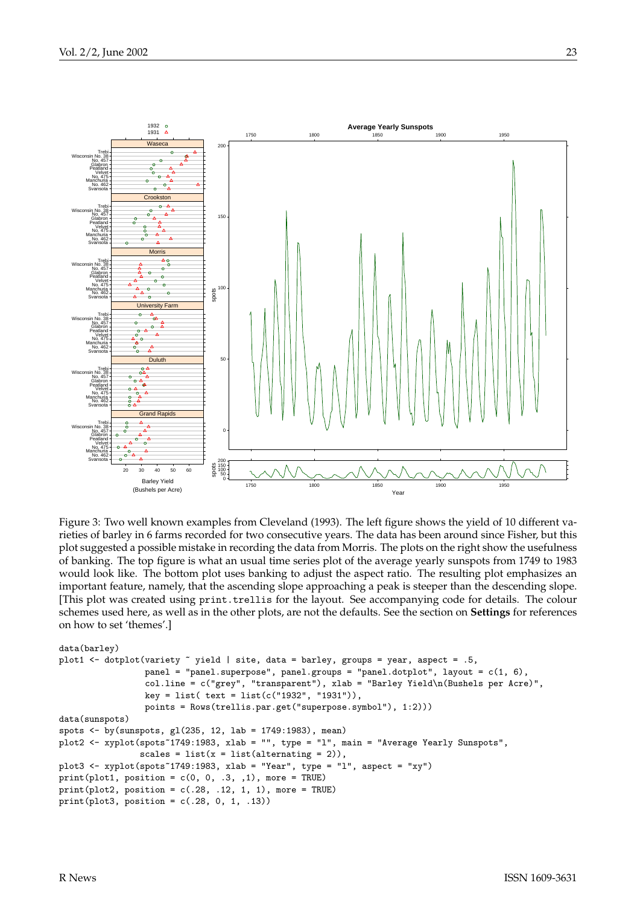Figure 3: Two well known examples from Cleveland (1993). The left figure shows the yield of 10 different varieties of barley in 6 farms recorded for two consecutive years. The data has been around since Fisher, but this plot suggested a possible mistake in recording the data from Morris. The plots on the right show the usefulness of banking. The top figure is what an usual time series plot of the average yearly sunspots from 1749 to 1983 would look like. The bottom plot uses banking to adjust the aspect ratio. The resulting plot emphasizes an important feature, namely, that the ascending slope approaching a peak is steeper than the descending slope. [This plot was created using `print.trellis` for the layout. See accompanying code for details. The colour schemes used here, as well as in the other plots, are not the defaults. See the section on **Settings** for references on how to set 'themes'.]

```
data(barley)
plot1 <- dotplot(variety ~ yield | site, data = barley, groups = year, aspect = .5,
                 panel = "panel.superpose", panel.groups = "panel.dotplot", layout = c(1, 6),
                 col.line = c("grey", "transparent"), xlab = "Barley Yield\n(Bushels per Acre)",
                 key = list( text = list(c("1932", "1931")),
                 points = Rows(trellis.par.get("superpose.symbol"), 1:2)))
data(sunspots)
spots <- by(sunspots, gl(235, 12, lab = 1749:1983), mean)
plot2 <- xyplot(spots~1749:1983, xlab = "", type = "l", main = "Average Yearly Sunspots",
                scales = list(x = list(alternating = 2)),
plot3 <- xyplot(spots~1749:1983, xlab = "Year", type = "l", aspect = "xy")
print(plot1, position = c(0, 0, .3, ,1), more = TRUE)
print(plot2, position = c(.28, .12, 1, 1), more = TRUE)
print(plot3, position = c(.28, 0, 1, .13))
```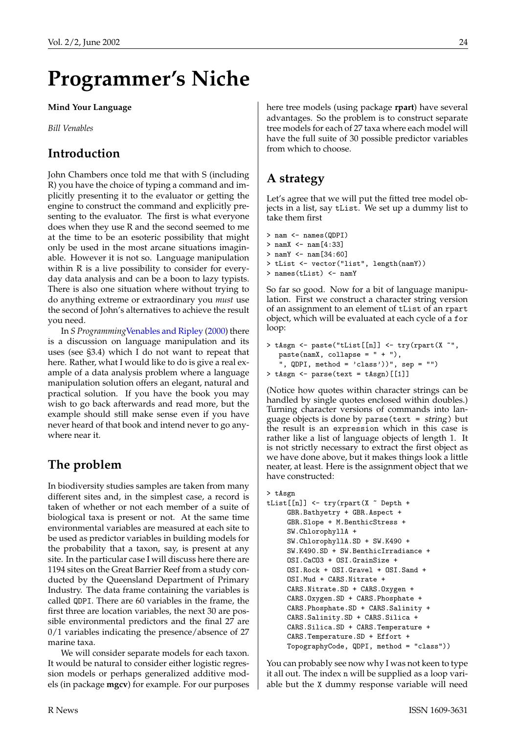# Programmer's Niche

**Mind Your Language**

*Bill Venables*

## Introduction

John Chambers once told me that with S (including R) you have the choice of typing a command and implicitly presenting it to the evaluator or getting the engine to construct the command and explicitly presenting to the evaluator. The first is what everyone does when they use R and the second seemed to me at the time to be an esoteric possibility that might only be used in the most arcane situations imaginable. However it is not so. Language manipulation within R is a live possibility to consider for everyday data analysis and can be a boon to lazy typists. There is also one situation where without trying to do anything extreme or extraordinary you *must* use the second of John's alternatives to achieve the result you need.

In *S Programming*Venables and Ripley (2000) there is a discussion on language manipulation and its uses (see §3.4) which I do not want to repeat that here. Rather, what I would like to do is give a real example of a data analysis problem where a language manipulation solution offers an elegant, natural and practical solution. If you have the book you may wish to go back afterwards and read more, but the example should still make sense even if you have never heard of that book and intend never to go anywhere near it.

## The problem

In biodiversity studies samples are taken from many different sites and, in the simplest case, a record is taken of whether or not each member of a suite of biological taxa is present or not. At the same time environmental variables are measured at each site to be used as predictor variables in building models for the probability that a taxon, say, is present at any site. In the particular case I will discuss here there are 1194 sites on the Great Barrier Reef from a study conducted by the Queensland Department of Primary Industry. The data frame containing the variables is called `QDPI`. There are 60 variables in the frame, the first three are location variables, the next 30 are possible environmental predictors and the final 27 are 0/1 variables indicating the presence/absence of 27 marine taxa.

We will consider separate models for each taxon. It would be natural to consider either logistic regression models or perhaps generalized additive models (in package **mgcv**) for example. For our purposes here tree models (using package **rpart**) have several advantages. So the problem is to construct separate tree models for each of 27 taxa where each model will have the full suite of 30 possible predictor variables from which to choose.

## A strategy

Let's agree that we will put the fitted tree model objects in a list, say `tList`. We set up a dummy list to take them first

```
> nam <- names(QDPI)
> namX <- nam[4:33]
> namY <- nam[34:60]
> tList <- vector("list", length(namY))
> names(tList) <- namY
```

So far so good. Now for a bit of language manipulation. First we construct a character string version of an assignment to an element of `tList` of an `rpart` object, which will be evaluated at each cycle of a `for` loop:

```
> tAsgn <- paste("tList[[n]] <- try(rpart(X ~",
   paste(namX, collapse = " + "),
   ", QDPI, method = 'class'))", sep = "")
> tAsgn <- parse(text = tAsgn)[[1]]
```

(Notice how quotes within character strings can be handled by single quotes enclosed within doubles.) Turning character versions of commands into language objects is done by `parse(text = string)` but the result is an `expression` which in this case is rather like a list of language objects of length 1. It is not strictly necessary to extract the first object as we have done above, but it makes things look a little neater, at least. Here is the assignment object that we have constructed:

```
> tAsgn
tList[[n]] <- try(rpart(X ~ Depth +
     GBR.Bathyetry + GBR.Aspect +
     GBR.Slope + M.BenthicStress +
     SW.ChlorophyllA +
     SW.ChlorophyllA.SD + SW.K490 +
     SW.K490.SD + SW.BenthicIrradiance +
     OSI.CaCO3 + OSI.GrainSize +
     OSI.Rock + OSI.Gravel + OSI.Sand +
     OSI.Mud + CARS.Nitrate +
     CARS.Nitrate.SD + CARS.Oxygen +
     CARS.Oxygen.SD + CARS.Phosphate +
     CARS.Phosphate.SD + CARS.Salinity +
     CARS.Salinity.SD + CARS.Silica +
     CARS.Silica.SD + CARS.Temperature +
     CARS.Temperature.SD + Effort +
     TopographyCode, QDPI, method = "class"))
```

You can probably see now why I was not keen to type it all out. The index `n` will be supplied as a loop variable but the `X` dummy response variable will need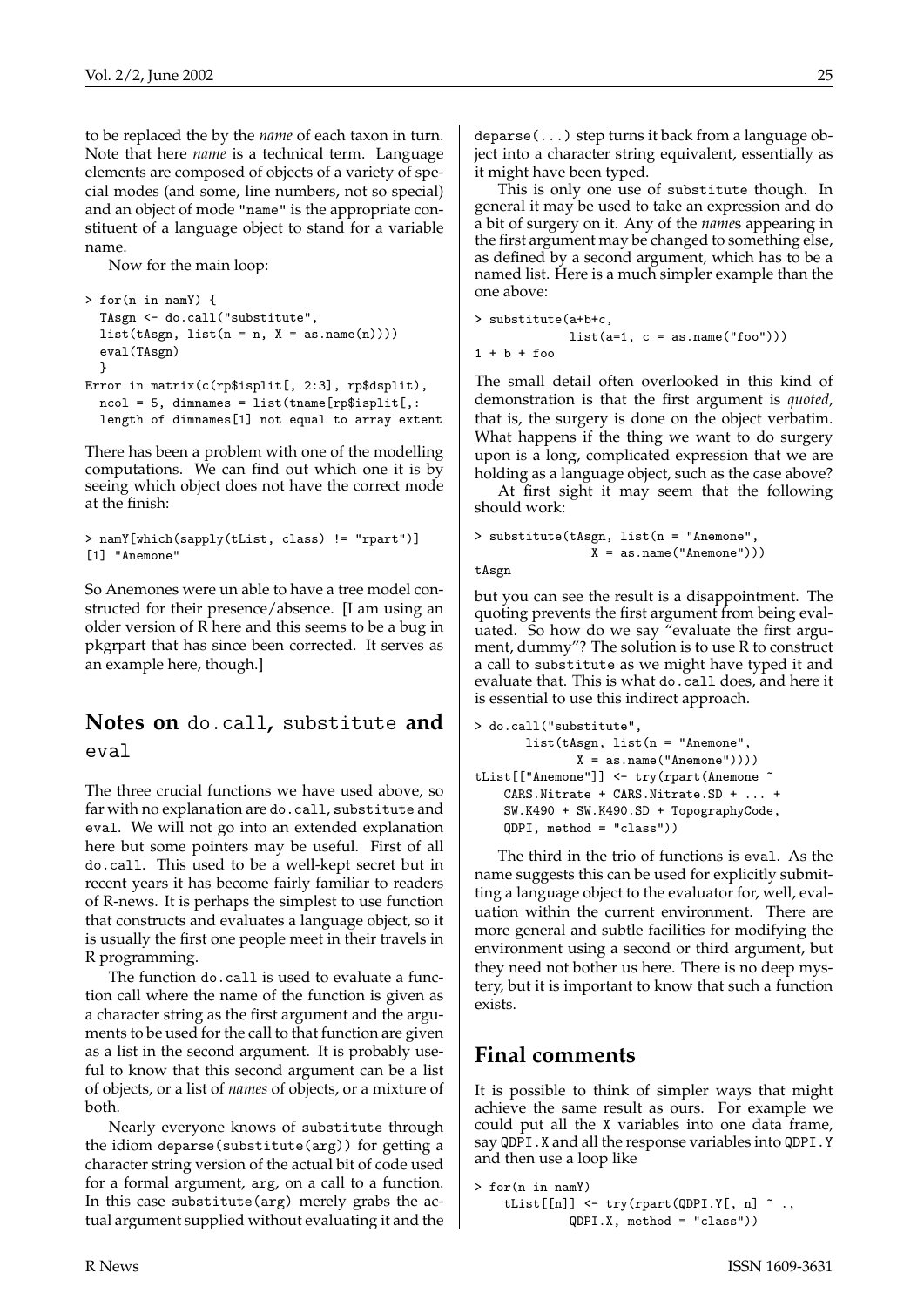to be replaced the by the *name* of each taxon in turn. Note that here *name* is a technical term. Language elements are composed of objects of a variety of special modes (and some, line numbers, not so special) and an object of mode "name" is the appropriate constituent of a language object to stand for a variable name.

Now for the main loop:

```
> for(n in namY) {
  TAsgn <- do.call("substitute",
  list(tAsgn, list(n = n, X = as.name(n))))
  eval(TAsgn)
  }
Error in matrix(c(rp$isplit[, 2:3], rp$dsplit),
  ncol = 5, dimnames = list(tname[rp$isplit[,:
  length of dimnames[1] not equal to array extent
```

There has been a problem with one of the modelling computations. We can find out which one it is by seeing which object does not have the correct mode at the finish:

```
> namY[which(sapply(tList, class) != "rpart")]
[1] "Anemone"
```

So Anemones were un able to have a tree model constructed for their presence/absence. [I am using an older version of R here and this seems to be a bug in pkgrpart that has since been corrected. It serves as an example here, though.]

## Notes on `do.call`, `substitute` and `eval`

The three crucial functions we have used above, so far with no explanation are `do.call`, `substitute` and `eval`. We will not go into an extended explanation here but some pointers may be useful. First of all `do.call`. This used to be a well-kept secret but in recent years it has become fairly familiar to readers of R-news. It is perhaps the simplest to use function that constructs and evaluates a language object, so it is usually the first one people meet in their travels in R programming.

The function `do.call` is used to evaluate a function call where the name of the function is given as a character string as the first argument and the arguments to be used for the call to that function are given as a list in the second argument. It is probably useful to know that this second argument can be a list of objects, or a list of *names* of objects, or a mixture of both.

Nearly everyone knows of `substitute` through the idiom `deparse(substitute(arg))` for getting a character string version of the actual bit of code used for a formal argument, `arg`, on a call to a function. In this case `substitute(arg)` merely grabs the actual argument supplied without evaluating it and the `deparse(...)` step turns it back from a language object into a character string equivalent, essentially as it might have been typed.

This is only one use of `substitute` though. In general it may be used to take an expression and do a bit of surgery on it. Any of the *name*s appearing in the first argument may be changed to something else, as defined by a second argument, which has to be a named list. Here is a much simpler example than the one above:

```
> substitute(a+b+c,
           list(a=1, c = as.name("foo")))
1 + b + foo
```

The small detail often overlooked in this kind of demonstration is that the first argument is *quoted*, that is, the surgery is done on the object verbatim. What happens if the thing we want to do surgery upon is a long, complicated expression that we are holding as a language object, such as the case above?

At first sight it may seem that the following should work:

```
> substitute(tAsgn, list(n = "Anemone",
              X = as.name("Anemone")))
tAsgn
```

but you can see the result is a disappointment. The quoting prevents the first argument from being evaluated. So how do we say "evaluate the first argument, dummy"? The solution is to use R to construct a call to `substitute` as we might have typed it and evaluate that. This is what `do.call` does, and here it is essential to use this indirect approach.

```
> do.call("substitute",
      list(tAsgn, list(n = "Anemone",
            X = as.name("Anemone"))))
tList[["Anemone"]] <- try(rpart(Anemone ~
    CARS.Nitrate + CARS.Nitrate.SD + ... +
    SW.K490 + SW.K490.SD + TopographyCode,
    QDPI, method = "class"))
```

The third in the trio of functions is `eval`. As the name suggests this can be used for explicitly submitting a language object to the evaluator for, well, evaluation within the current environment. There are more general and subtle facilities for modifying the environment using a second or third argument, but they need not bother us here. There is no deep mystery, but it is important to know that such a function exists.

## Final comments

It is possible to think of simpler ways that might achieve the same result as ours. For example we could put all the `X` variables into one data frame, say `QDPI.X` and all the response variables into `QDPI.Y` and then use a loop like

```
> for(n in namY)
    tList[[n]] <- try(rpart(QDPI.Y[, n] ~ .,
            QDPI.X, method = "class"))
```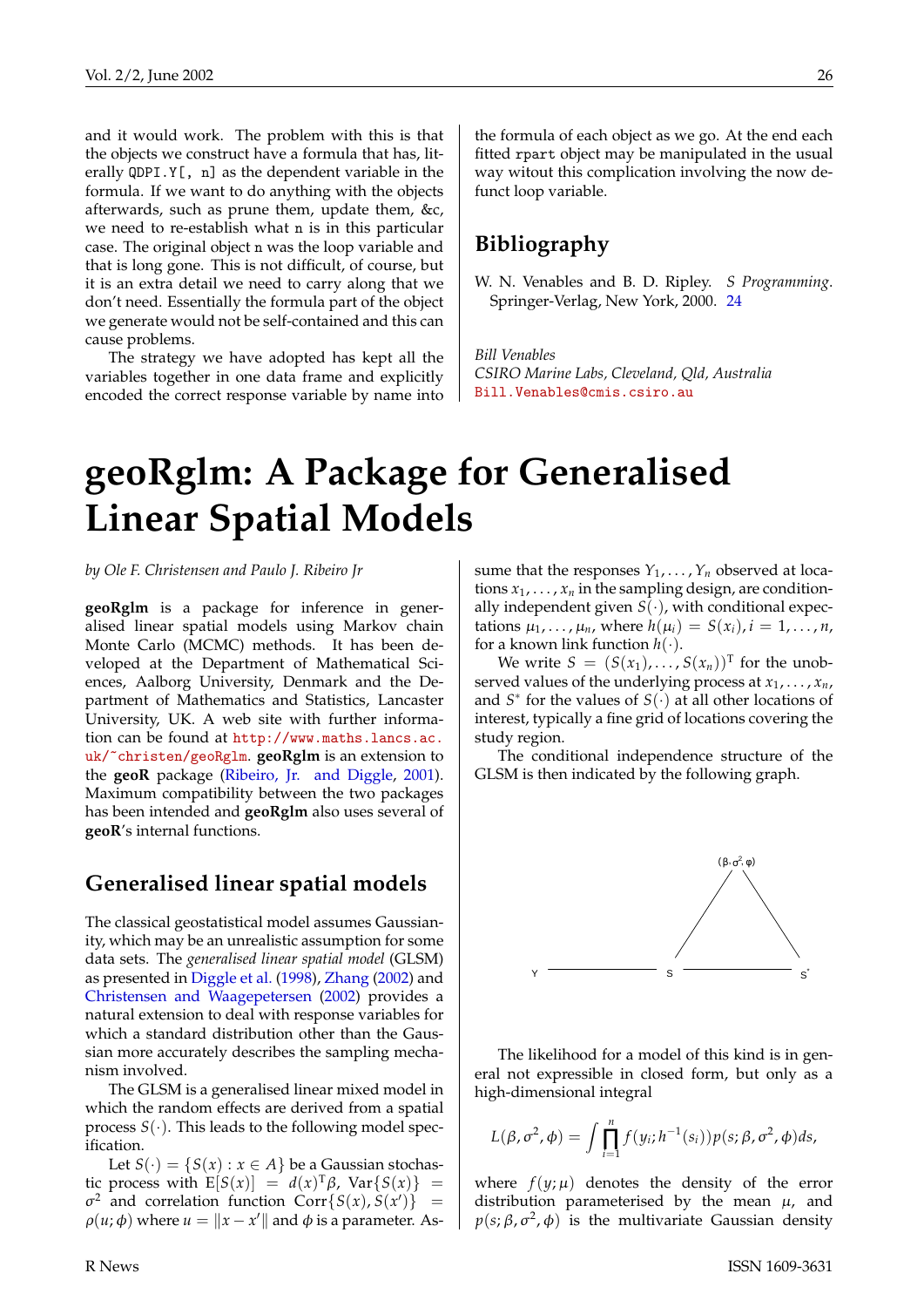and it would work. The problem with this is that the objects we construct have a formula that has, literally `QDPI.Y[, n]` as the dependent variable in the formula. If we want to do anything with the objects afterwards, such as prune them, update them, &c, we need to re-establish what `n` is in this particular case. The original object `n` was the loop variable and that is long gone. This is not difficult, of course, but it is an extra detail we need to carry along that we don't need. Essentially the formula part of the object we generate would not be self-contained and this can cause problems.

The strategy we have adopted has kept all the variables together in one data frame and explicitly encoded the correct response variable by name into the formula of each object as we go. At the end each fitted `rpart` object may be manipulated in the usual way witout this complication involving the now defunct loop variable.

## Bibliography

W. N. Venables and B. D. Ripley. *S Programming*. Springer-Verlag, New York, 2000. 24

*Bill Venables*
*CSIRO Marine Labs, Cleveland, Qld, Australia*
Bill.Venables@cmis.csiro.au

# geoRglm: A Package for Generalised Linear Spatial Models

*by Ole F. Christensen and Paulo J. Ribeiro Jr*

**geoRglm** is a package for inference in generalised linear spatial models using Markov chain Monte Carlo (MCMC) methods. It has been developed at the Department of Mathematical Sciences, Aalborg University, Denmark and the Department of Mathematics and Statistics, Lancaster University, UK. A web site with further information can be found at http://www.maths.lancs.ac.uk/~christen/geoRglm. **geoRglm** is an extension to the **geoR** package (Ribeiro, Jr. and Diggle, 2001). Maximum compatibility between the two packages has been intended and **geoRglm** also uses several of **geoR**'s internal functions.

## Generalised linear spatial models

The classical geostatistical model assumes Gaussianity, which may be an unrealistic assumption for some data sets. The *generalised linear spatial model* (GLSM) as presented in Diggle et al. (1998), Zhang (2002) and Christensen and Waagepetersen (2002) provides a natural extension to deal with response variables for which a standard distribution other than the Gaussian more accurately describes the sampling mechanism involved.

The GLSM is a generalised linear mixed model in which the random effects are derived from a spatial process $S(\cdot)$. This leads to the following model specification.

Let $S(\cdot) = \{S(x) : x \in A\}$ be a Gaussian stochastic process with $\mathrm{E}[S(x)] = d(x)^{\mathrm{T}}\beta$, $\mathrm{Var}\{S(x)\} = \sigma^2$ and correlation function $\mathrm{Corr}\{S(x), S(x')\} = \rho(u; \phi)$ where $u = \|x - x'\|$ and $\phi$ is a parameter. Assume that the responses $Y_1, \ldots, Y_n$ observed at locations $x_1, \ldots, x_n$ in the sampling design, are conditionally independent given $S(\cdot)$, with conditional expectations $\mu_1, \ldots, \mu_n$, where $h(\mu_i) = S(x_i), i = 1, \ldots, n$, for a known link function $h(\cdot)$.

We write $S = (S(x_1), \ldots, S(x_n))^{\mathrm{T}}$ for the unobserved values of the underlying process at $x_1, \ldots, x_n$, and $S^*$ for the values of $S(\cdot)$ at all other locations of interest, typically a fine grid of locations covering the study region.

The conditional independence structure of the GLSM is then indicated by the following graph.

The likelihood for a model of this kind is in general not expressible in closed form, but only as a high-dimensional integral

$$L(\beta, \sigma^2, \phi) = \int \prod_{i=1}^{n} f(y_i; h^{-1}(s_i)) p(s; \beta, \sigma^2, \phi) ds,$$

where $f(y; \mu)$ denotes the density of the error distribution parameterised by the mean $\mu$, and $p(s; \beta, \sigma^2, \phi)$ is the multivariate Gaussian density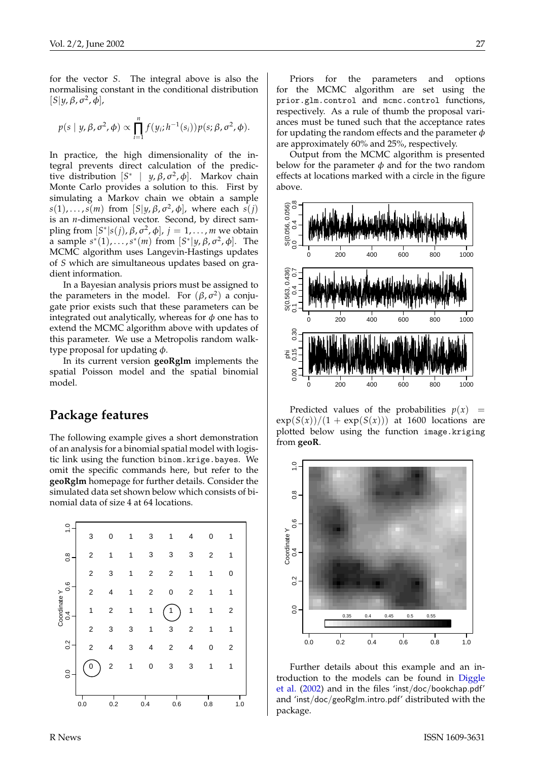for the vector $S$. The integral above is also the normalising constant in the conditional distribution $[S|y, \beta, \sigma^2, \phi]$,

$$p(s \mid y, \beta, \sigma^2, \phi) \propto \prod_{i=1}^{n} f(y_i; h^{-1}(s_i)) p(s; \beta, \sigma^2, \phi).$$

In practice, the high dimensionality of the integral prevents direct calculation of the predictive distribution $[S^* \mid y, \beta, \sigma^2, \phi]$. Markov chain Monte Carlo provides a solution to this. First by simulating a Markov chain we obtain a sample $s(1), \ldots, s(m)$ from $[S|y, \beta, \sigma^2, \phi]$, where each $s(j)$ is an $n$-dimensional vector. Second, by direct sampling from $[S^*|s(j), \beta, \sigma^2, \phi]$, $j = 1, \ldots, m$ we obtain a sample $s^*(1), \ldots, s^*(m)$ from $[S^*|y, \beta, \sigma^2, \phi]$. The MCMC algorithm uses Langevin-Hastings updates of $S$ which are simultaneous updates based on gradient information.

In a Bayesian analysis priors must be assigned to the parameters in the model. For $(\beta, \sigma^2)$ a conjugate prior exists such that these parameters can be integrated out analytically, whereas for $\phi$ one has to extend the MCMC algorithm above with updates of this parameter. We use a Metropolis random walk-type proposal for updating $\phi$.

In its current version **geoRglm** implements the spatial Poisson model and the spatial binomial model.

## Package features

The following example gives a short demonstration of an analysis for a binomial spatial model with logistic link using the function `binom.krige.bayes`. We omit the specific commands here, but refer to the **geoRglm** homepage for further details. Consider the simulated data set shown below which consists of binomial data of size 4 at 64 locations.

Priors for the parameters and options for the MCMC algorithm are set using the `prior.glm.control` and `mcmc.control` functions, respectively. As a rule of thumb the proposal variances must be tuned such that the acceptance rates for updating the random effects and the parameter $\phi$ are approximately 60% and 25%, respectively.

Output from the MCMC algorithm is presented below for the parameter $\phi$ and for the two random effects at locations marked with a circle in the figure above.

Predicted values of the probabilities $p(x) = \exp(S(x))/(1 + \exp(S(x)))$ at 1600 locations are plotted below using the function `image.kriging` from **geoR**.

Further details about this example and an introduction to the models can be found in Diggle et al. (2002) and in the files 'inst/doc/bookchap.pdf' and 'inst/doc/geoRglm.intro.pdf' distributed with the package.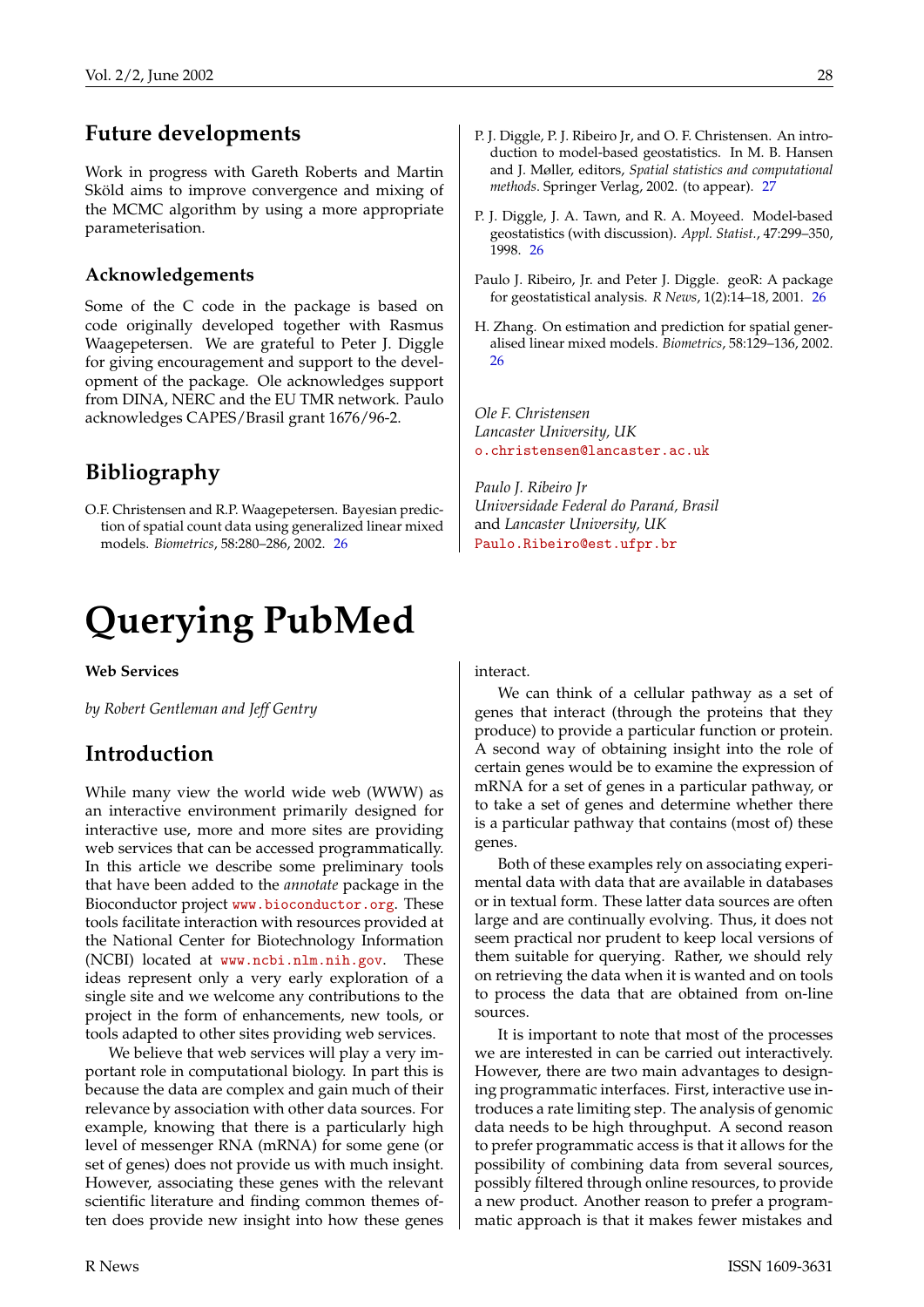## Future developments

Work in progress with Gareth Roberts and Martin Sköld aims to improve convergence and mixing of the MCMC algorithm by using a more appropriate parameterisation.

### Acknowledgements

Some of the C code in the package is based on code originally developed together with Rasmus Waagepetersen. We are grateful to Peter J. Diggle for giving encouragement and support to the development of the package. Ole acknowledges support from DINA, NERC and the EU TMR network. Paulo acknowledges CAPES/Brasil grant 1676/96-2.

## Bibliography

O.F. Christensen and R.P. Waagepetersen. Bayesian prediction of spatial count data using generalized linear mixed models. *Biometrics*, 58:280–286, 2002. 26

P. J. Diggle, P. J. Ribeiro Jr, and O. F. Christensen. An introduction to model-based geostatistics. In M. B. Hansen and J. Møller, editors, *Spatial statistics and computational methods*. Springer Verlag, 2002. (to appear). 27

P. J. Diggle, J. A. Tawn, and R. A. Moyeed. Model-based geostatistics (with discussion). *Appl. Statist.*, 47:299–350, 1998. 26

Paulo J. Ribeiro, Jr. and Peter J. Diggle. geoR: A package for geostatistical analysis. *R News*, 1(2):14–18, 2001. 26

H. Zhang. On estimation and prediction for spatial generalised linear mixed models. *Biometrics*, 58:129–136, 2002. 26

*Ole F. Christensen*
*Lancaster University, UK*
o.christensen@lancaster.ac.uk

*Paulo J. Ribeiro Jr*
*Universidade Federal do Paraná, Brasil*
and *Lancaster University, UK*
Paulo.Ribeiro@est.ufpr.br

# Querying PubMed

**Web Services**

*by Robert Gentleman and Jeff Gentry*

## Introduction

While many view the world wide web (WWW) as an interactive environment primarily designed for interactive use, more and more sites are providing web services that can be accessed programmatically. In this article we describe some preliminary tools that have been added to the *annotate* package in the Bioconductor project www.bioconductor.org. These tools facilitate interaction with resources provided at the National Center for Biotechnology Information (NCBI) located at www.ncbi.nlm.nih.gov. These ideas represent only a very early exploration of a single site and we welcome any contributions to the project in the form of enhancements, new tools, or tools adapted to other sites providing web services.

We believe that web services will play a very important role in computational biology. In part this is because the data are complex and gain much of their relevance by association with other data sources. For example, knowing that there is a particularly high level of messenger RNA (mRNA) for some gene (or set of genes) does not provide us with much insight. However, associating these genes with the relevant scientific literature and finding common themes often does provide new insight into how these genes interact.

We can think of a cellular pathway as a set of genes that interact (through the proteins that they produce) to provide a particular function or protein. A second way of obtaining insight into the role of certain genes would be to examine the expression of mRNA for a set of genes in a particular pathway, or to take a set of genes and determine whether there is a particular pathway that contains (most of) these genes.

Both of these examples rely on associating experimental data with data that are available in databases or in textual form. These latter data sources are often large and are continually evolving. Thus, it does not seem practical nor prudent to keep local versions of them suitable for querying. Rather, we should rely on retrieving the data when it is wanted and on tools to process the data that are obtained from on-line sources.

It is important to note that most of the processes we are interested in can be carried out interactively. However, there are two main advantages to designing programmatic interfaces. First, interactive use introduces a rate limiting step. The analysis of genomic data needs to be high throughput. A second reason to prefer programmatic access is that it allows for the possibility of combining data from several sources, possibly filtered through online resources, to provide a new product. Another reason to prefer a programmatic approach is that it makes fewer mistakes and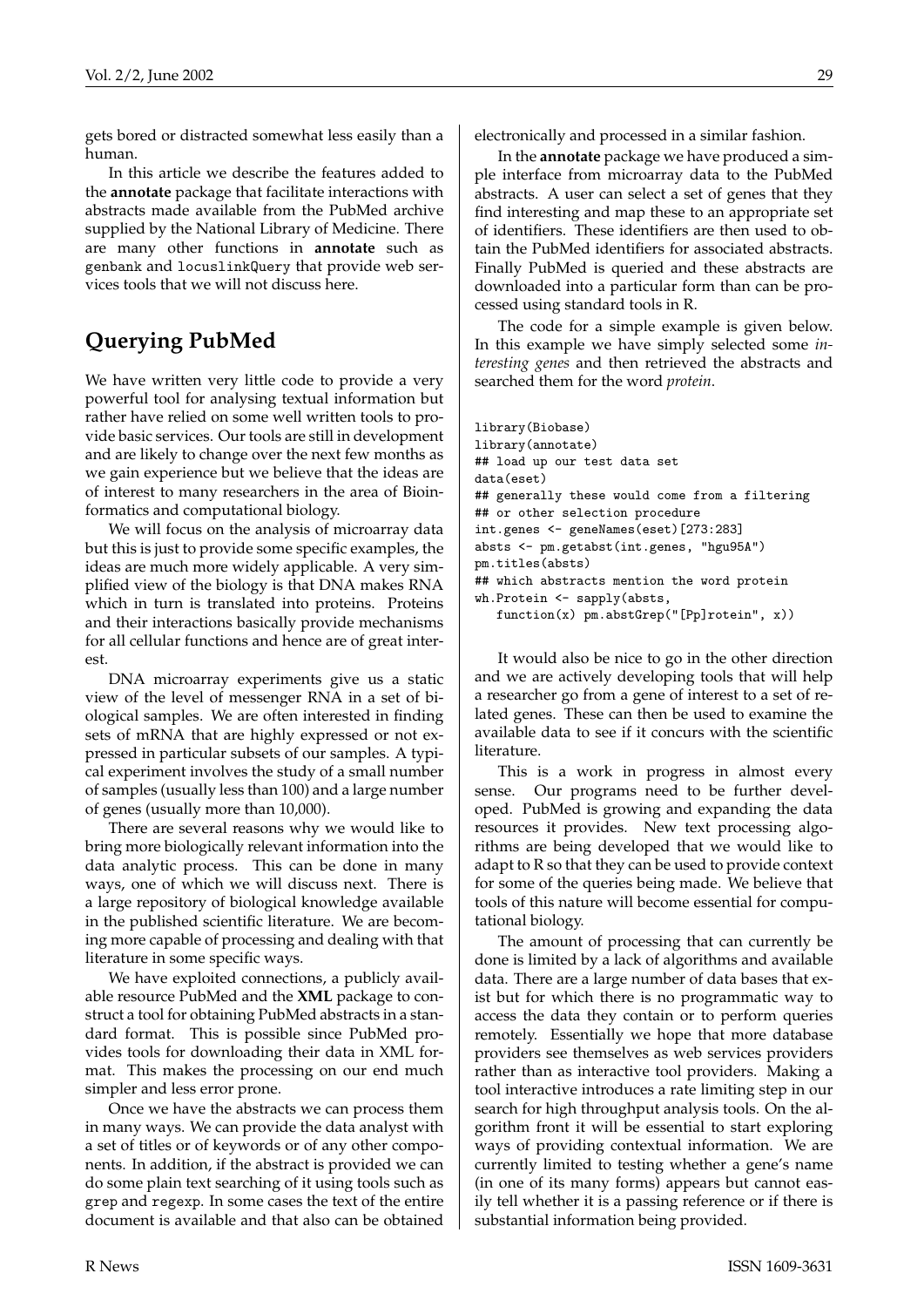gets bored or distracted somewhat less easily than a human.

In this article we describe the features added to the **annotate** package that facilitate interactions with abstracts made available from the PubMed archive supplied by the National Library of Medicine. There are many other functions in **annotate** such as `genbank` and `locuslinkQuery` that provide web services tools that we will not discuss here.

## Querying PubMed

We have written very little code to provide a very powerful tool for analysing textual information but rather have relied on some well written tools to provide basic services. Our tools are still in development and are likely to change over the next few months as we gain experience but we believe that the ideas are of interest to many researchers in the area of Bioinformatics and computational biology.

We will focus on the analysis of microarray data but this is just to provide some specific examples, the ideas are much more widely applicable. A very simplified view of the biology is that DNA makes RNA which in turn is translated into proteins. Proteins and their interactions basically provide mechanisms for all cellular functions and hence are of great interest.

DNA microarray experiments give us a static view of the level of messenger RNA in a set of biological samples. We are often interested in finding sets of mRNA that are highly expressed or not expressed in particular subsets of our samples. A typical experiment involves the study of a small number of samples (usually less than 100) and a large number of genes (usually more than 10,000).

There are several reasons why we would like to bring more biologically relevant information into the data analytic process. This can be done in many ways, one of which we will discuss next. There is a large repository of biological knowledge available in the published scientific literature. We are becoming more capable of processing and dealing with that literature in some specific ways.

We have exploited connections, a publicly available resource PubMed and the **XML** package to construct a tool for obtaining PubMed abstracts in a standard format. This is possible since PubMed provides tools for downloading their data in XML format. This makes the processing on our end much simpler and less error prone.

Once we have the abstracts we can process them in many ways. We can provide the data analyst with a set of titles or of keywords or of any other components. In addition, if the abstract is provided we can do some plain text searching of it using tools such as `grep` and `regexp`. In some cases the text of the entire document is available and that also can be obtained electronically and processed in a similar fashion.

In the **annotate** package we have produced a simple interface from microarray data to the PubMed abstracts. A user can select a set of genes that they find interesting and map these to an appropriate set of identifiers. These identifiers are then used to obtain the PubMed identifiers for associated abstracts. Finally PubMed is queried and these abstracts are downloaded into a particular form than can be processed using standard tools in R.

The code for a simple example is given below. In this example we have simply selected some *interesting genes* and then retrieved the abstracts and searched them for the word *protein*.

```
library(Biobase)
library(annotate)
## load up our test data set
data(eset)
## generally these would come from a filtering
## or other selection procedure
int.genes <- geneNames(eset)[273:283]
absts <- pm.getabst(int.genes, "hgu95A")
pm.titles(absts)
## which abstracts mention the word protein
wh.Protein <- sapply(absts,
   function(x) pm.abstGrep("[Pp]rotein", x))
```

It would also be nice to go in the other direction and we are actively developing tools that will help a researcher go from a gene of interest to a set of related genes. These can then be used to examine the available data to see if it concurs with the scientific literature.

This is a work in progress in almost every sense. Our programs need to be further developed. PubMed is growing and expanding the data resources it provides. New text processing algorithms are being developed that we would like to adapt to R so that they can be used to provide context for some of the queries being made. We believe that tools of this nature will become essential for computational biology.

The amount of processing that can currently be done is limited by a lack of algorithms and available data. There are a large number of data bases that exist but for which there is no programmatic way to access the data they contain or to perform queries remotely. Essentially we hope that more database providers see themselves as web services providers rather than as interactive tool providers. Making a tool interactive introduces a rate limiting step in our search for high throughput analysis tools. On the algorithm front it will be essential to start exploring ways of providing contextual information. We are currently limited to testing whether a gene's name (in one of its many forms) appears but cannot easily tell whether it is a passing reference or if there is substantial information being provided.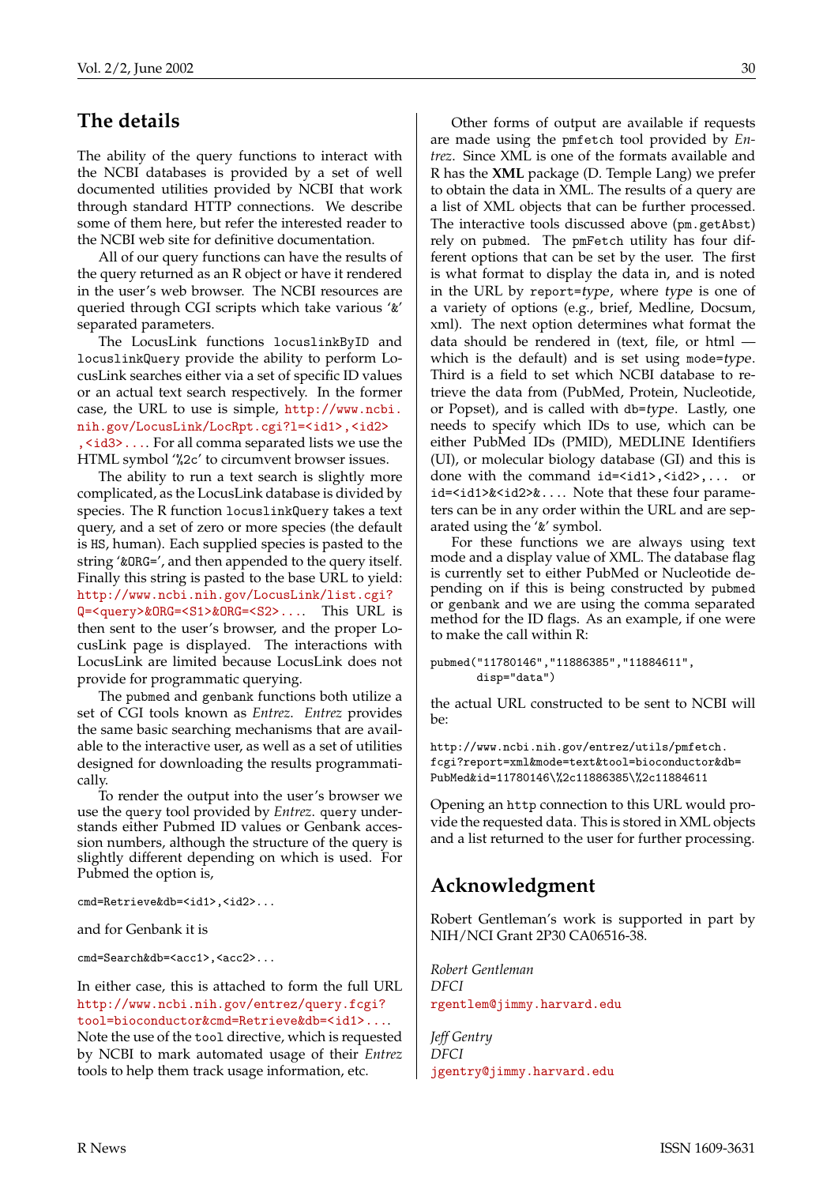## The details

The ability of the query functions to interact with the NCBI databases is provided by a set of well documented utilities provided by NCBI that work through standard HTTP connections. We describe some of them here, but refer the interested reader to the NCBI web site for definitive documentation.

All of our query functions can have the results of the query returned as an R object or have it rendered in the user's web browser. The NCBI resources are queried through CGI scripts which take various '&' separated parameters.

The LocusLink functions `locuslinkByID` and `locuslinkQuery` provide the ability to perform LocusLink searches either via a set of specific ID values or an actual text search respectively. In the former case, the URL to use is simple, http://www.ncbi.nih.gov/LocusLink/LocRpt.cgi?l=<id1>,<id2>,<id3>.... For all comma separated lists we use the HTML symbol '%2c' to circumvent browser issues.

The ability to run a text search is slightly more complicated, as the LocusLink database is divided by species. The R function `locuslinkQuery` takes a text query, and a set of zero or more species (the default is `HS`, human). Each supplied species is pasted to the string '&ORG=', and then appended to the query itself. Finally this string is pasted to the base URL to yield: http://www.ncbi.nih.gov/LocusLink/list.cgi?Q=<query>&ORG=<S1>&ORG=<S2>.... This URL is then sent to the user's browser, and the proper LocusLink page is displayed. The interactions with LocusLink are limited because LocusLink does not provide for programmatic querying.

The `pubmed` and `genbank` functions both utilize a set of CGI tools known as *Entrez*. *Entrez* provides the same basic searching mechanisms that are available to the interactive user, as well as a set of utilities designed for downloading the results programmatically.

To render the output into the user's browser we use the `query` tool provided by *Entrez*. `query` understands either Pubmed ID values or Genbank accession numbers, although the structure of the query is slightly different depending on which is used. For Pubmed the option is,

```
cmd=Retrieve&db=<id1>,<id2>...
```

and for Genbank it is

```
cmd=Search&db=<acc1>,<acc2>...
```

In either case, this is attached to form the full URL http://www.ncbi.nih.gov/entrez/query.fcgi?tool=bioconductor&cmd=Retrieve&db=<id1>.... Note the use of the `tool` directive, which is requested by NCBI to mark automated usage of their *Entrez* tools to help them track usage information, etc.

Other forms of output are available if requests are made using the `pmfetch` tool provided by *Entrez*. Since XML is one of the formats available and R has the **XML** package (D. Temple Lang) we prefer to obtain the data in XML. The results of a query are a list of XML objects that can be further processed. The interactive tools discussed above (`pm.getAbst`) rely on `pubmed`. The `pmFetch` utility has four different options that can be set by the user. The first is what format to display the data in, and is noted in the URL by `report=`*type*, where *type* is one of a variety of options (e.g., brief, Medline, Docsum, xml). The next option determines what format the data should be rendered in (text, file, or html — which is the default) and is set using `mode=`*type*. Third is a field to set which NCBI database to retrieve the data from (PubMed, Protein, Nucleotide, or Popset), and is called with `db=`*type*. Lastly, one needs to specify which IDs to use, which can be either PubMed IDs (PMID), MEDLINE Identifiers (UI), or molecular biology database (GI) and this is done with the command `id=<id1>,<id2>,...` or `id=<id1>&<id2>&...`. Note that these four parameters can be in any order within the URL and are separated using the '&' symbol.

For these functions we are always using text mode and a display value of XML. The database flag is currently set to either PubMed or Nucleotide depending on if this is being constructed by `pubmed` or `genbank` and we are using the comma separated method for the ID flags. As an example, if one were to make the call within R:

```
pubmed("11780146","11886385","11884611",
       disp="data")
```

the actual URL constructed to be sent to NCBI will be:

```
http://www.ncbi.nih.gov/entrez/utils/pmfetch.
fcgi?report=xml&mode=text&tool=bioconductor&db=
PubMed&id=11780146\%2c11886385\%2c11884611
```

Opening an `http` connection to this URL would provide the requested data. This is stored in XML objects and a list returned to the user for further processing.

## Acknowledgment

Robert Gentleman's work is supported in part by NIH/NCI Grant 2P30 CA06516-38.

*Robert Gentleman*
*DFCI*
rgentlem@jimmy.harvard.edu

*Jeff Gentry*
*DFCI*
jgentry@jimmy.harvard.edu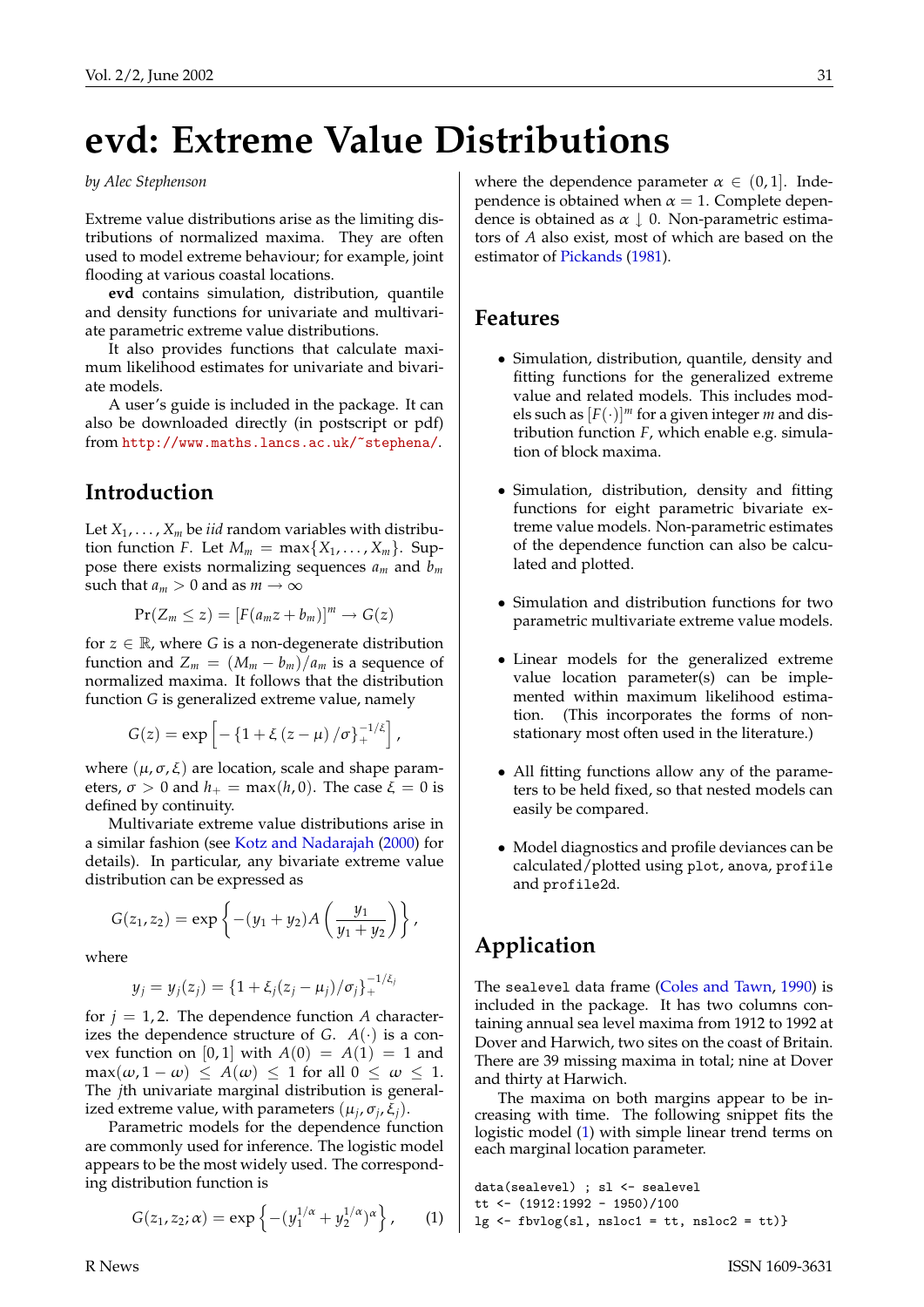# evd: Extreme Value Distributions

*by Alec Stephenson*

Extreme value distributions arise as the limiting distributions of normalized maxima. They are often used to model extreme behaviour; for example, joint flooding at various coastal locations.

**evd** contains simulation, distribution, quantile and density functions for univariate and multivariate parametric extreme value distributions.

It also provides functions that calculate maximum likelihood estimates for univariate and bivariate models.

A user's guide is included in the package. It can also be downloaded directly (in postscript or pdf) from http://www.maths.lancs.ac.uk/~stephena/.

## Introduction

Let $X_1, \ldots, X_m$ be *iid* random variables with distribution function $F$. Let $M_m = \max\{X_1, \ldots, X_m\}$. Suppose there exists normalizing sequences $a_m$ and $b_m$ such that $a_m > 0$ and as $m \to \infty$

$$\Pr(Z_m \le z) = [F(a_m z + b_m)]^m \to G(z)$$

for $z \in \mathbb{R}$, where $G$ is a non-degenerate distribution function and $Z_m = (M_m - b_m)/a_m$ is a sequence of normalized maxima. It follows that the distribution function $G$ is generalized extreme value, namely

$$G(z) = \exp\left[-\left\{1 + \xi\left(z - \mu\right)/\sigma\right\}_+^{-1/\xi}\right],$$

where $(\mu, \sigma, \xi)$ are location, scale and shape parameters, $\sigma > 0$ and $h_+ = \max(h, 0)$. The case $\xi = 0$ is defined by continuity.

Multivariate extreme value distributions arise in a similar fashion (see Kotz and Nadarajah (2000) for details). In particular, any bivariate extreme value distribution can be expressed as

$$G(z_1, z_2) = \exp\left\{-(y_1 + y_2) A\left(\frac{y_1}{y_1 + y_2}\right)\right\},$$

where

$$y_j = y_j(z_j) = \{1 + \xi_j (z_j - \mu_j)/\sigma_j\}_+^{-1/\xi_j}$$

for $j = 1, 2$. The dependence function $A$ characterizes the dependence structure of $G$. $A(\cdot)$ is a convex function on $[0, 1]$ with $A(0) = A(1) = 1$ and $\max(\omega, 1 - \omega) \le A(\omega) \le 1$ for all $0 \le \omega \le 1$. The $j$th univariate marginal distribution is generalized extreme value, with parameters $(\mu_j, \sigma_j, \xi_j)$.

Parametric models for the dependence function are commonly used for inference. The logistic model appears to be the most widely used. The corresponding distribution function is

$$G(z_1, z_2; \alpha) = \exp\left\{-(y_1^{1/\alpha} + y_2^{1/\alpha})^\alpha\right\}, \qquad (1)$$

where the dependence parameter $\alpha \in (0, 1]$. Independence is obtained when $\alpha = 1$. Complete dependence is obtained as $\alpha \downarrow 0$. Non-parametric estimators of $A$ also exist, most of which are based on the estimator of Pickands (1981).

## Features

- Simulation, distribution, quantile, density and fitting functions for the generalized extreme value and related models. This includes models such as $[F(\cdot)]^m$ for a given integer $m$ and distribution function $F$, which enable e.g. simulation of block maxima.

- Simulation, distribution, density and fitting functions for eight parametric bivariate extreme value models. Non-parametric estimates of the dependence function can also be calculated and plotted.

- Simulation and distribution functions for two parametric multivariate extreme value models.

- Linear models for the generalized extreme value location parameter(s) can be implemented within maximum likelihood estimation. (This incorporates the forms of non-stationary most often used in the literature.)

- All fitting functions allow any of the parameters to be held fixed, so that nested models can easily be compared.

- Model diagnostics and profile deviances can be calculated/plotted using `plot`, `anova`, `profile` and `profile2d`.

## Application

The `sealevel` data frame (Coles and Tawn, 1990) is included in the package. It has two columns containing annual sea level maxima from 1912 to 1992 at Dover and Harwich, two sites on the coast of Britain. There are 39 missing maxima in total; nine at Dover and thirty at Harwich.

The maxima on both margins appear to be increasing with time. The following snippet fits the logistic model (1) with simple linear trend terms on each marginal location parameter.

```
data(sealevel) ; sl <- sealevel
tt <- (1912:1992 - 1950)/100
lg <- fbvlog(sl, nsloc1 = tt, nsloc2 = tt)}
```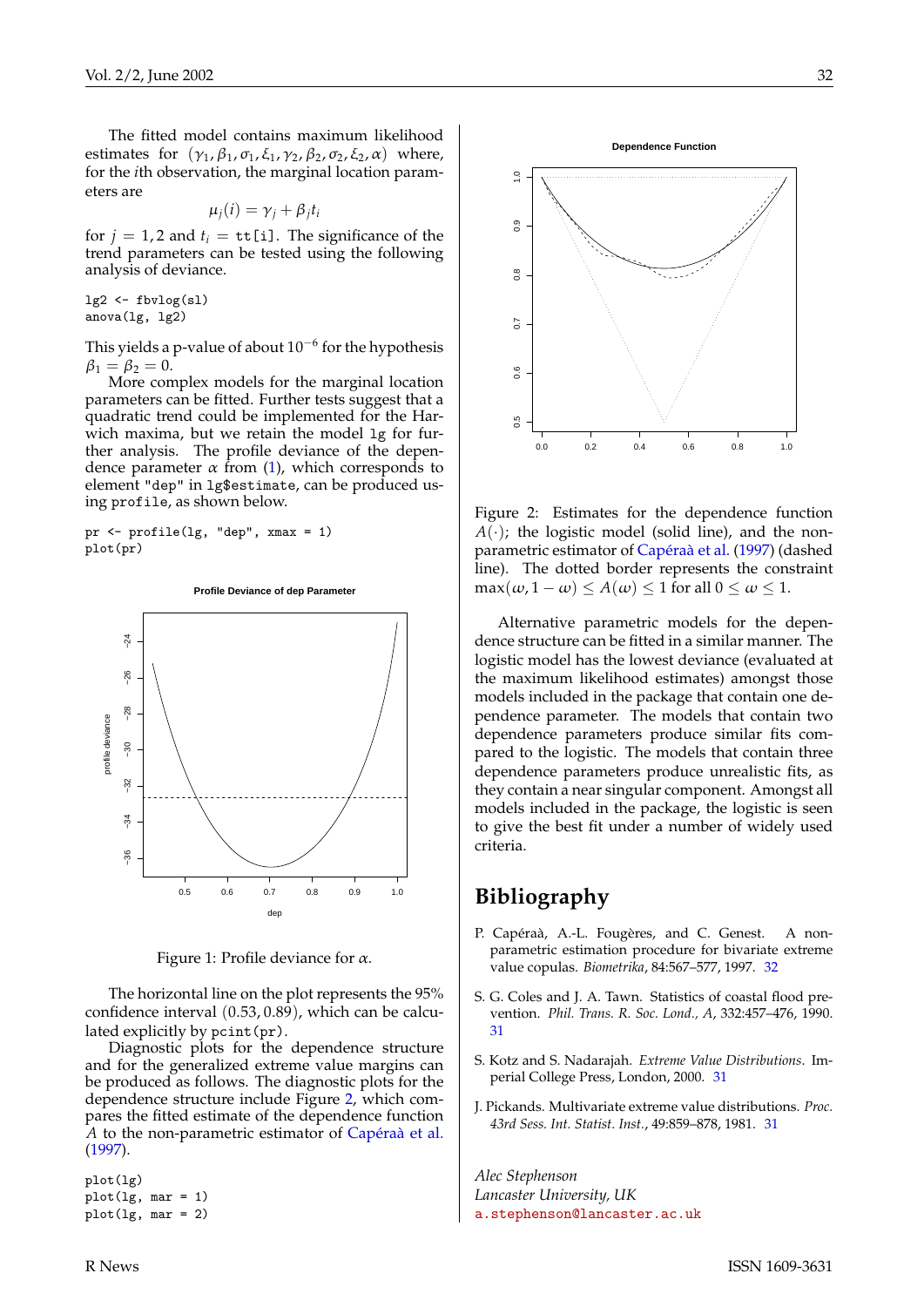The fitted model contains maximum likelihood estimates for $(\gamma_1, \beta_1, \sigma_1, \xi_1, \gamma_2, \beta_2, \sigma_2, \xi_2, \alpha)$ where, for the $i$th observation, the marginal location parameters are

$$\mu_j(i) = \gamma_j + \beta_j t_i$$

for $j = 1, 2$ and $t_i$ = `tt[i]`. The significance of the trend parameters can be tested using the following analysis of deviance.

```
lg2 <- fbvlog(sl)
anova(lg, lg2)
```

This yields a p-value of about $10^{-6}$ for the hypothesis $\beta_1 = \beta_2 = 0$.

More complex models for the marginal location parameters can be fitted. Further tests suggest that a quadratic trend could be implemented for the Harwich maxima, but we retain the model `lg` for further analysis. The profile deviance of the dependence parameter $\alpha$ from (1), which corresponds to element `"dep"` in `lg$estimate`, can be produced using `profile`, as shown below.

```
pr <- profile(lg, "dep", xmax = 1)
plot(pr)
```

Figure 1: Profile deviance for $\alpha$.

The horizontal line on the plot represents the 95% confidence interval $(0.53, 0.89)$, which can be calculated explicitly by `pcint(pr)`.

Diagnostic plots for the dependence structure and for the generalized extreme value margins can be produced as follows. The diagnostic plots for the dependence structure include Figure 2, which compares the fitted estimate of the dependence function $A$ to the non-parametric estimator of Capéraà et al. (1997).

```
plot(lg)
plot(lg, mar = 1)
plot(lg, mar = 2)
```

Figure 2: Estimates for the dependence function $A(\cdot)$; the logistic model (solid line), and the non-parametric estimator of Capéraà et al. (1997) (dashed line). The dotted border represents the constraint $\max(\omega, 1-\omega) \leq A(\omega) \leq 1$ for all $0 \leq \omega \leq 1$.

Alternative parametric models for the dependence structure can be fitted in a similar manner. The logistic model has the lowest deviance (evaluated at the maximum likelihood estimates) amongst those models included in the package that contain one dependence parameter. The models that contain two dependence parameters produce similar fits compared to the logistic. The models that contain three dependence parameters produce unrealistic fits, as they contain a near singular component. Amongst all models included in the package, the logistic is seen to give the best fit under a number of widely used criteria.

## Bibliography

P. Capéraà, A.-L. Fougères, and C. Genest. A non-parametric estimation procedure for bivariate extreme value copulas. *Biometrika*, 84:567–577, 1997. 32

S. G. Coles and J. A. Tawn. Statistics of coastal flood prevention. *Phil. Trans. R. Soc. Lond., A*, 332:457–476, 1990. 31

S. Kotz and S. Nadarajah. *Extreme Value Distributions*. Imperial College Press, London, 2000. 31

J. Pickands. Multivariate extreme value distributions. *Proc. 43rd Sess. Int. Statist. Inst.*, 49:859–878, 1981. 31

*Alec Stephenson*
*Lancaster University, UK*
a.stephenson@lancaster.ac.uk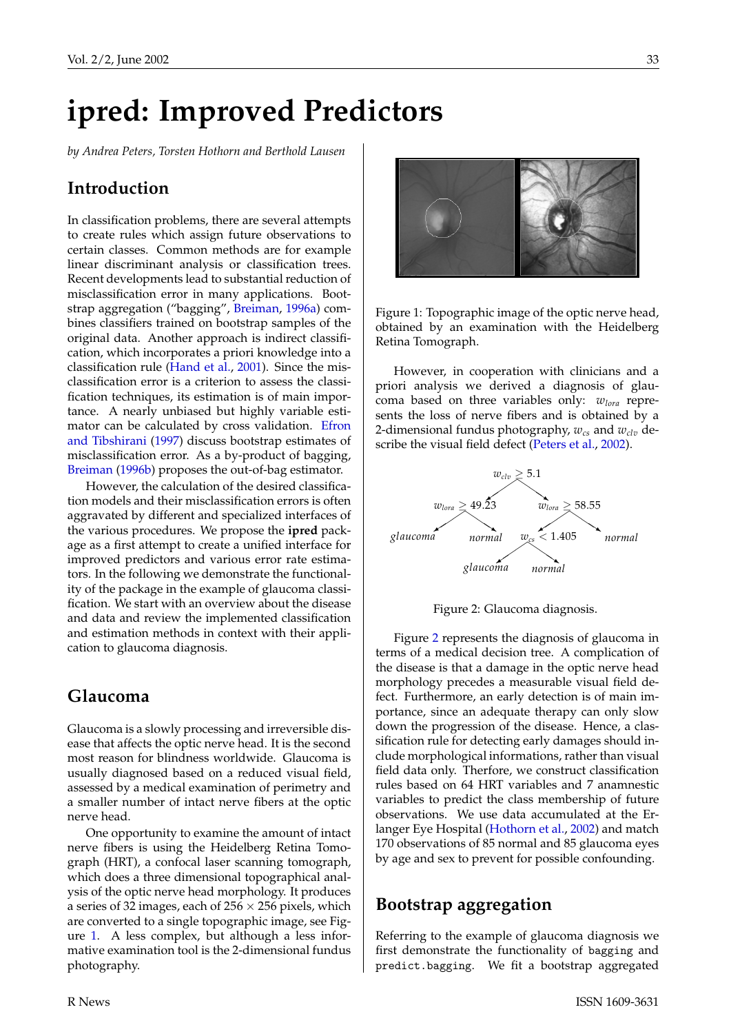# ipred: Improved Predictors

*by Andrea Peters, Torsten Hothorn and Berthold Lausen*

## Introduction

In classification problems, there are several attempts to create rules which assign future observations to certain classes. Common methods are for example linear discriminant analysis or classification trees. Recent developments lead to substantial reduction of misclassification error in many applications. Bootstrap aggregation ("bagging", Breiman, 1996a) combines classifiers trained on bootstrap samples of the original data. Another approach is indirect classification, which incorporates a priori knowledge into a classification rule (Hand et al., 2001). Since the misclassification error is a criterion to assess the classification techniques, its estimation is of main importance. A nearly unbiased but highly variable estimator can be calculated by cross validation. Efron and Tibshirani (1997) discuss bootstrap estimates of misclassification error. As a by-product of bagging, Breiman (1996b) proposes the out-of-bag estimator.

However, the calculation of the desired classification models and their misclassification errors is often aggravated by different and specialized interfaces of the various procedures. We propose the **ipred** package as a first attempt to create a unified interface for improved predictors and various error rate estimators. In the following we demonstrate the functionality of the package in the example of glaucoma classification. We start with an overview about the disease and data and review the implemented classification and estimation methods in context with their application to glaucoma diagnosis.

## Glaucoma

Glaucoma is a slowly processing and irreversible disease that affects the optic nerve head. It is the second most reason for blindness worldwide. Glaucoma is usually diagnosed based on a reduced visual field, assessed by a medical examination of perimetry and a smaller number of intact nerve fibers at the optic nerve head.

One opportunity to examine the amount of intact nerve fibers is using the Heidelberg Retina Tomograph (HRT), a confocal laser scanning tomograph, which does a three dimensional topographical analysis of the optic nerve head morphology. It produces a series of 32 images, each of $256 \times 256$ pixels, which are converted to a single topographic image, see Figure 1. A less complex, but although a less informative examination tool is the 2-dimensional fundus photography.

Figure 1: Topographic image of the optic nerve head, obtained by an examination with the Heidelberg Retina Tomograph.

However, in cooperation with clinicians and a priori analysis we derived a diagnosis of glaucoma based on three variables only: $w_{lora}$ represents the loss of nerve fibers and is obtained by a 2-dimensional fundus photography, $w_{cs}$ and $w_{clv}$ describe the visual field defect (Peters et al., 2002).

$w_{clv} \geq 5.1$; left: $w_{lora} \geq 49.23$ → *glaucoma* / *normal*; right: $w_{lora} \geq 58.55$ → $w_{cs} < 1.405$ (→ *glaucoma* / *normal*) / *normal*

Figure 2: Glaucoma diagnosis.

Figure 2 represents the diagnosis of glaucoma in terms of a medical decision tree. A complication of the disease is that a damage in the optic nerve head morphology precedes a measurable visual field defect. Furthermore, an early detection is of main importance, since an adequate therapy can only slow down the progression of the disease. Hence, a classification rule for detecting early damages should include morphological informations, rather than visual field data only. Therfore, we construct classification rules based on 64 HRT variables and 7 anamnestic variables to predict the class membership of future observations. We use data accumulated at the Erlanger Eye Hospital (Hothorn et al., 2002) and match 170 observations of 85 normal and 85 glaucoma eyes by age and sex to prevent for possible confounding.

## Bootstrap aggregation

Referring to the example of glaucoma diagnosis we first demonstrate the functionality of `bagging` and `predict.bagging`. We fit a bootstrap aggregated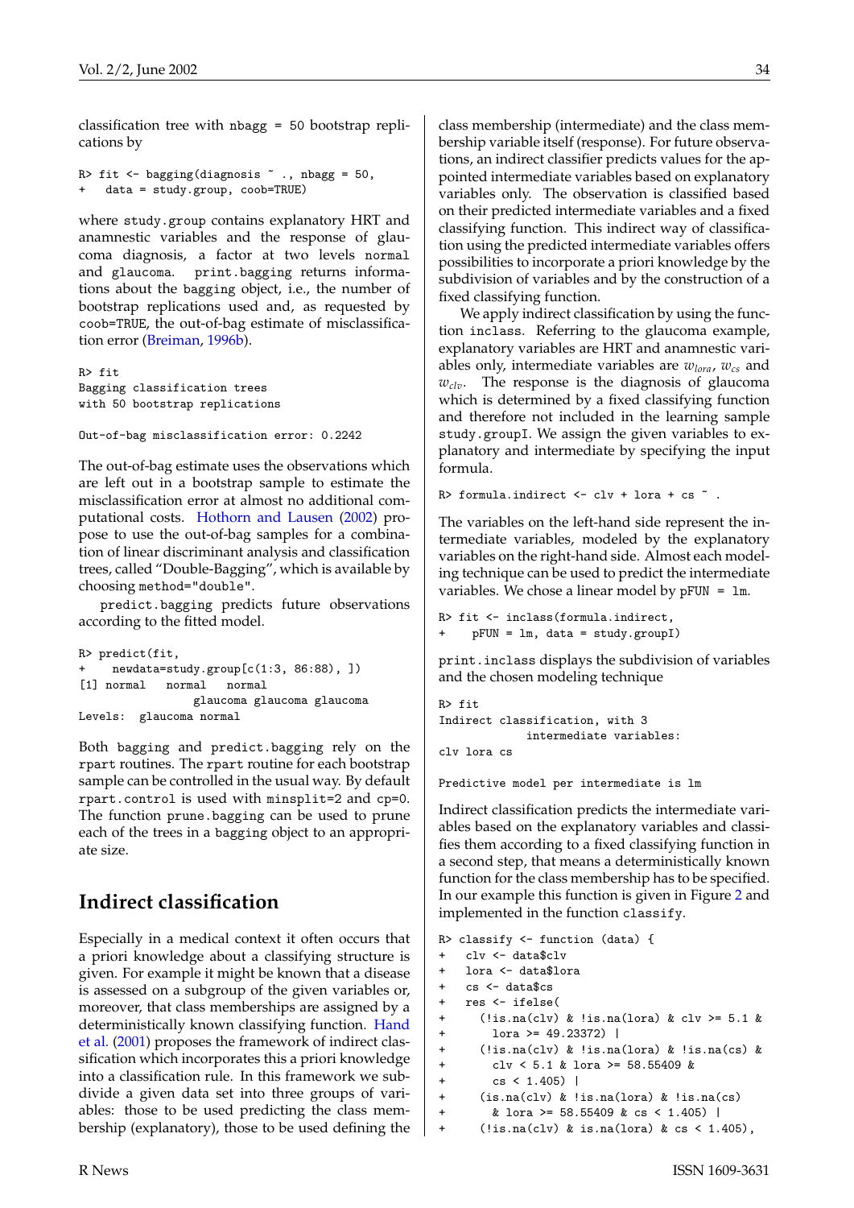classification tree with nbagg = 50 bootstrap replications by

```
R> fit <- bagging(diagnosis ~ ., nbagg = 50,
+    data = study.group, coob=TRUE)
```

where study.group contains explanatory HRT and anamnestic variables and the response of glaucoma diagnosis, a factor at two levels normal and glaucoma. print.bagging returns informations about the bagging object, i.e., the number of bootstrap replications used and, as requested by coob=TRUE, the out-of-bag estimate of misclassification error (Breiman, 1996b).

```
R> fit
Bagging classification trees
with 50 bootstrap replications

Out-of-bag misclassification error: 0.2242
```

The out-of-bag estimate uses the observations which are left out in a bootstrap sample to estimate the misclassification error at almost no additional computational costs. Hothorn and Lausen (2002) propose to use the out-of-bag samples for a combination of linear discriminant analysis and classification trees, called "Double-Bagging", which is available by choosing method="double".

predict.bagging predicts future observations according to the fitted model.

```
R> predict(fit,
+    newdata=study.group[c(1:3, 86:88), ])
[1] normal   normal   normal
              glaucoma glaucoma glaucoma
Levels:  glaucoma normal
```

Both bagging and predict.bagging rely on the rpart routines. The rpart routine for each bootstrap sample can be controlled in the usual way. By default rpart.control is used with minsplit=2 and cp=0. The function prune.bagging can be used to prune each of the trees in a bagging object to an appropriate size.

## Indirect classification

Especially in a medical context it often occurs that a priori knowledge about a classifying structure is given. For example it might be known that a disease is assessed on a subgroup of the given variables or, moreover, that class memberships are assigned by a deterministically known classifying function. Hand et al. (2001) proposes the framework of indirect classification which incorporates this a priori knowledge into a classification rule. In this framework we subdivide a given data set into three groups of variables: those to be used predicting the class membership (explanatory), those to be used defining the class membership (intermediate) and the class membership variable itself (response). For future observations, an indirect classifier predicts values for the appointed intermediate variables based on explanatory variables only. The observation is classified based on their predicted intermediate variables and a fixed classifying function. This indirect way of classification using the predicted intermediate variables offers possibilities to incorporate a priori knowledge by the subdivision of variables and by the construction of a fixed classifying function.

We apply indirect classification by using the function inclass. Referring to the glaucoma example, explanatory variables are HRT and anamnestic variables only, intermediate variables are $w_{lora}$, $w_{cs}$ and $w_{clv}$. The response is the diagnosis of glaucoma which is determined by a fixed classifying function and therefore not included in the learning sample study.groupI. We assign the given variables to explanatory and intermediate by specifying the input formula.

```
R> formula.indirect <- clv + lora + cs ~ .
```

The variables on the left-hand side represent the intermediate variables, modeled by the explanatory variables on the right-hand side. Almost each modeling technique can be used to predict the intermediate variables. We chose a linear model by pFUN = lm.

```
R> fit <- inclass(formula.indirect,
+    pFUN = lm, data = study.groupI)
```

print.inclass displays the subdivision of variables and the chosen modeling technique

```
R> fit
Indirect classification, with 3
            intermediate variables:
clv lora cs

Predictive model per intermediate is lm
```

Indirect classification predicts the intermediate variables based on the explanatory variables and classifies them according to a fixed classifying function in a second step, that means a deterministically known function for the class membership has to be specified. In our example this function is given in Figure 2 and implemented in the function classify.

```
R> classify <- function (data) {
+   clv <- data$clv
+   lora <- data$lora
+   cs <- data$cs
+   res <- ifelse(
+     (!is.na(clv) & !is.na(lora) & clv >= 5.1 &
+       lora >= 49.23372) |
+     (!is.na(clv) & !is.na(lora) & !is.na(cs) &
+       clv < 5.1 & lora >= 58.55409 &
+       cs < 1.405) |
+     (is.na(clv) & !is.na(lora) & !is.na(cs)
+       & lora >= 58.55409 & cs < 1.405) |
+     (!is.na(clv) & is.na(lora) & cs < 1.405),
```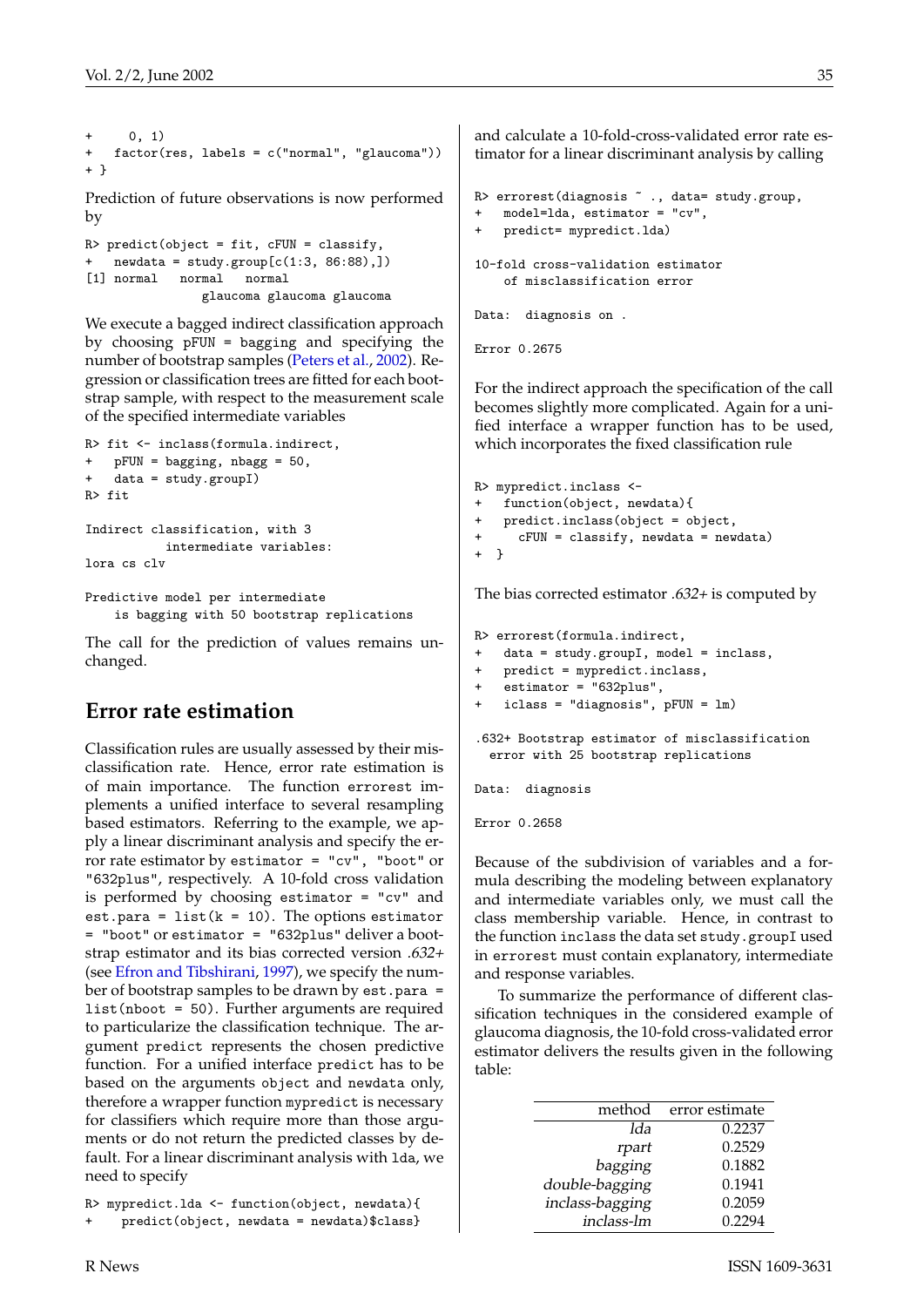```
+     0, 1)
+   factor(res, labels = c("normal", "glaucoma"))
+ }
```

Prediction of future observations is now performed by

```
R> predict(object = fit, cFUN = classify,
+   newdata = study.group[c(1:3, 86:88),])
[1] normal    normal   normal
                glaucoma glaucoma glaucoma
```

We execute a bagged indirect classification approach by choosing `pFUN = bagging` and specifying the number of bootstrap samples (Peters et al., 2002). Regression or classification trees are fitted for each bootstrap sample, with respect to the measurement scale of the specified intermediate variables

```
R> fit <- inclass(formula.indirect,
+   pFUN = bagging, nbagg = 50,
+   data = study.groupI)
R> fit

Indirect classification, with 3
           intermediate variables:
lora cs clv

Predictive model per intermediate
    is bagging with 50 bootstrap replications
```

The call for the prediction of values remains unchanged.

## Error rate estimation

Classification rules are usually assessed by their misclassification rate. Hence, error rate estimation is of main importance. The function `errorest` implements a unified interface to several resampling based estimators. Referring to the example, we apply a linear discriminant analysis and specify the error rate estimator by `estimator = "cv"`, `"boot"` or `"632plus"`, respectively. A 10-fold cross validation is performed by choosing `estimator = "cv"` and `est.para = list(k = 10)`. The options `estimator = "boot"` or `estimator = "632plus"` deliver a bootstrap estimator and its bias corrected version *.632+* (see Efron and Tibshirani, 1997), we specify the number of bootstrap samples to be drawn by `est.para = list(nboot = 50)`. Further arguments are required to particularize the classification technique. The argument `predict` represents the chosen predictive function. For a unified interface `predict` has to be based on the arguments `object` and `newdata` only, therefore a wrapper function `mypredict` is necessary for classifiers which require more than those arguments or do not return the predicted classes by default. For a linear discriminant analysis with `lda`, we need to specify

```
R> mypredict.lda <- function(object, newdata){
+    predict(object, newdata = newdata)$class}
```

and calculate a 10-fold-cross-validated error rate estimator for a linear discriminant analysis by calling

```
R> errorest(diagnosis ~ ., data= study.group,
+    model=lda, estimator = "cv",
+    predict= mypredict.lda)

10-fold cross-validation estimator
    of misclassification error

Data:  diagnosis on .

Error 0.2675
```

For the indirect approach the specification of the call becomes slightly more complicated. Again for a unified interface a wrapper function has to be used, which incorporates the fixed classification rule

```
R> mypredict.inclass <-
+    function(object, newdata){
+    predict.inclass(object = object,
+      cFUN = classify, newdata = newdata)
+  }
```

The bias corrected estimator *.632+* is computed by

```
R> errorest(formula.indirect,
+    data = study.groupI, model = inclass,
+    predict = mypredict.inclass,
+    estimator = "632plus",
+    iclass = "diagnosis", pFUN = lm)

.632+ Bootstrap estimator of misclassification
  error with 25 bootstrap replications

Data:  diagnosis

Error 0.2658
```

Because of the subdivision of variables and a formula describing the modeling between explanatory and intermediate variables only, we must call the class membership variable. Hence, in contrast to the function `inclass` the data set `study.groupI` used in `errorest` must contain explanatory, intermediate and response variables.

To summarize the performance of different classification techniques in the considered example of glaucoma diagnosis, the 10-fold cross-validated error estimator delivers the results given in the following table:

| method | error estimate |
|---|---|
| *lda* | 0.2237 |
| *rpart* | 0.2529 |
| *bagging* | 0.1882 |
| *double-bagging* | 0.1941 |
| *inclass-bagging* | 0.2059 |
| *inclass-lm* | 0.2294 |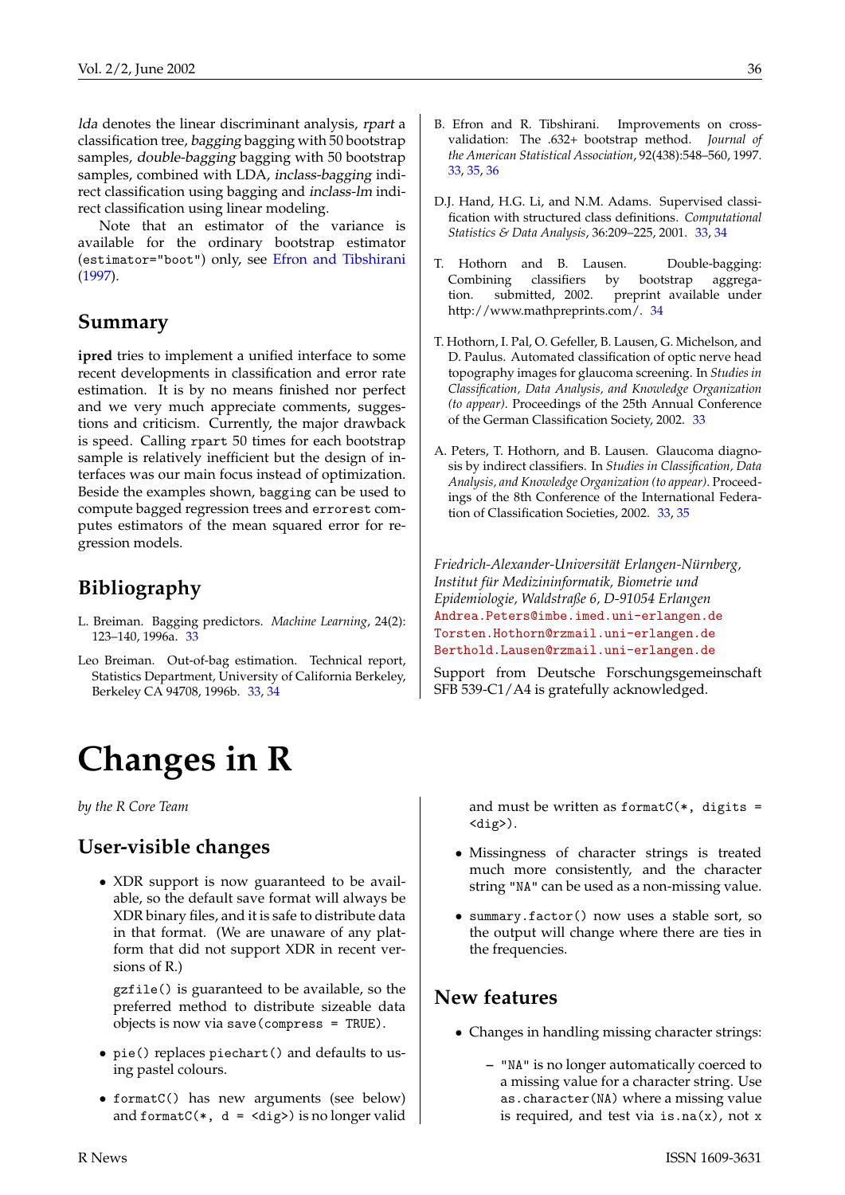*lda* denotes the linear discriminant analysis, *rpart* a classification tree, *bagging* bagging with 50 bootstrap samples, *double-bagging* bagging with 50 bootstrap samples, combined with LDA, *inclass-bagging* indirect classification using bagging and *inclass-lm* indirect classification using linear modeling.

Note that an estimator of the variance is available for the ordinary bootstrap estimator (`estimator="boot"`) only, see Efron and Tibshirani (1997).

## Summary

**ipred** tries to implement a unified interface to some recent developments in classification and error rate estimation. It is by no means finished nor perfect and we very much appreciate comments, suggestions and criticism. Currently, the major drawback is speed. Calling `rpart` 50 times for each bootstrap sample is relatively inefficient but the design of interfaces was our main focus instead of optimization. Beside the examples shown, `bagging` can be used to compute bagged regression trees and `errorest` computes estimators of the mean squared error for regression models.

## Bibliography

L. Breiman. Bagging predictors. *Machine Learning*, 24(2): 123–140, 1996a. 33

Leo Breiman. Out-of-bag estimation. Technical report, Statistics Department, University of California Berkeley, Berkeley CA 94708, 1996b. 33, 34

B. Efron and R. Tibshirani. Improvements on cross-validation: The .632+ bootstrap method. *Journal of the American Statistical Association*, 92(438):548–560, 1997. 33, 35, 36

D.J. Hand, H.G. Li, and N.M. Adams. Supervised classification with structured class definitions. *Computational Statistics & Data Analysis*, 36:209–225, 2001. 33, 34

T. Hothorn and B. Lausen. Double-bagging: Combining classifiers by bootstrap aggregation. submitted, 2002. preprint available under http://www.mathpreprints.com/. 34

T. Hothorn, I. Pal, O. Gefeller, B. Lausen, G. Michelson, and D. Paulus. Automated classification of optic nerve head topography images for glaucoma screening. In *Studies in Classification, Data Analysis, and Knowledge Organization (to appear)*. Proceedings of the 25th Annual Conference of the German Classification Society, 2002. 33

A. Peters, T. Hothorn, and B. Lausen. Glaucoma diagnosis by indirect classifiers. In *Studies in Classification, Data Analysis, and Knowledge Organization (to appear)*. Proceedings of the 8th Conference of the International Federation of Classification Societies, 2002. 33, 35

*Friedrich-Alexander-Universität Erlangen-Nürnberg, Institut für Medizininformatik, Biometrie und Epidemiologie, Waldstraße 6, D-91054 Erlangen*
`Andrea.Peters@imbe.imed.uni-erlangen.de`
`Torsten.Hothorn@rzmail.uni-erlangen.de`
`Berthold.Lausen@rzmail.uni-erlangen.de`

Support from Deutsche Forschungsgemeinschaft SFB 539-C1/A4 is gratefully acknowledged.

# Changes in R

*by the R Core Team*

## User-visible changes

- XDR support is now guaranteed to be available, so the default save format will always be XDR binary files, and it is safe to distribute data in that format. (We are unaware of any platform that did not support XDR in recent versions of R.)

  `gzfile()` is guaranteed to be available, so the preferred method to distribute sizeable data objects is now via `save(compress = TRUE)`.

- `pie()` replaces `piechart()` and defaults to using pastel colours.

- `formatC()` has new arguments (see below) and `formatC(*, d = <dig>)` is no longer valid and must be written as `formatC(*, digits = <dig>)`.

- Missingness of character strings is treated much more consistently, and the character string `"NA"` can be used as a non-missing value.

- `summary.factor()` now uses a stable sort, so the output will change where there are ties in the frequencies.

## New features

- Changes in handling missing character strings:

  – `"NA"` is no longer automatically coerced to a missing value for a character string. Use `as.character(NA)` where a missing value is required, and test via `is.na(x)`, not `x`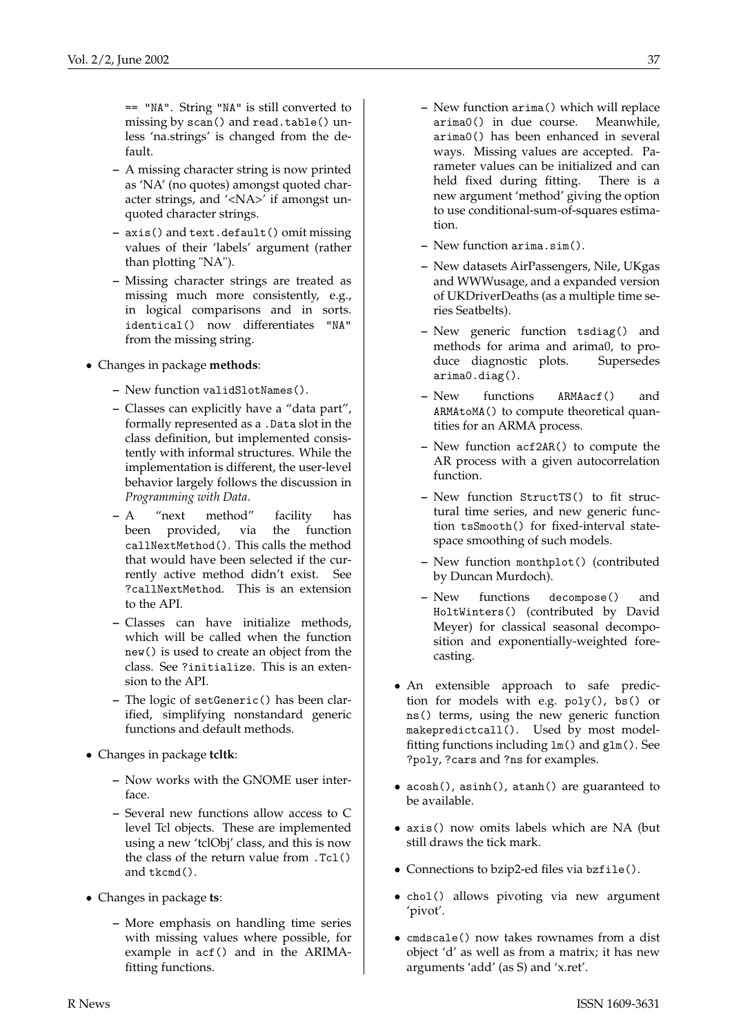== "NA". String "NA" is still converted to missing by scan() and read.table() unless 'na.strings' is changed from the default.

  - A missing character string is now printed as 'NA' (no quotes) amongst quoted character strings, and '<NA>' if amongst unquoted character strings.
  - axis() and text.default() omit missing values of their 'labels' argument (rather than plotting "NA").
  - Missing character strings are treated as missing much more consistently, e.g., in logical comparisons and in sorts. identical() now differentiates "NA" from the missing string.

- Changes in package **methods**:
  - New function validSlotNames().
  - Classes can explicitly have a "data part", formally represented as a .Data slot in the class definition, but implemented consistently with informal structures. While the implementation is different, the user-level behavior largely follows the discussion in *Programming with Data*.
  - A "next method" facility has been provided, via the function callNextMethod(). This calls the method that would have been selected if the currently active method didn't exist. See ?callNextMethod. This is an extension to the API.
  - Classes can have initialize methods, which will be called when the function new() is used to create an object from the class. See ?initialize. This is an extension to the API.
  - The logic of setGeneric() has been clarified, simplifying nonstandard generic functions and default methods.
- Changes in package **tcltk**:
  - Now works with the GNOME user interface.
  - Several new functions allow access to C level Tcl objects. These are implemented using a new 'tclObj' class, and this is now the class of the return value from .Tcl() and tkcmd().
- Changes in package **ts**:
  - More emphasis on handling time series with missing values where possible, for example in acf() and in the ARIMA-fitting functions.
  - New function arima() which will replace arima0() in due course. Meanwhile, arima0() has been enhanced in several ways. Missing values are accepted. Parameter values can be initialized and can held fixed during fitting. There is a new argument 'method' giving the option to use conditional-sum-of-squares estimation.
  - New function arima.sim().
  - New datasets AirPassengers, Nile, UKgas and WWWusage, and a expanded version of UKDriverDeaths (as a multiple time series Seatbelts).
  - New generic function tsdiag() and methods for arima and arima0, to produce diagnostic plots. Supersedes arima0.diag().
  - New functions ARMAacf() and ARMAtoMA() to compute theoretical quantities for an ARMA process.
  - New function acf2AR() to compute the AR process with a given autocorrelation function.
  - New function StructTS() to fit structural time series, and new generic function tsSmooth() for fixed-interval state-space smoothing of such models.
  - New function monthplot() (contributed by Duncan Murdoch).
  - New functions decompose() and HoltWinters() (contributed by David Meyer) for classical seasonal decomposition and exponentially-weighted forecasting.
- An extensible approach to safe prediction for models with e.g. poly(), bs() or ns() terms, using the new generic function makepredictcall(). Used by most model-fitting functions including lm() and glm(). See ?poly, ?cars and ?ns for examples.
- acosh(), asinh(), atanh() are guaranteed to be available.
- axis() now omits labels which are NA (but still draws the tick mark.
- Connections to bzip2-ed files via bzfile().
- chol() allows pivoting via new argument 'pivot'.
- cmdscale() now takes rownames from a dist object 'd' as well as from a matrix; it has new arguments 'add' (as S) and 'x.ret'.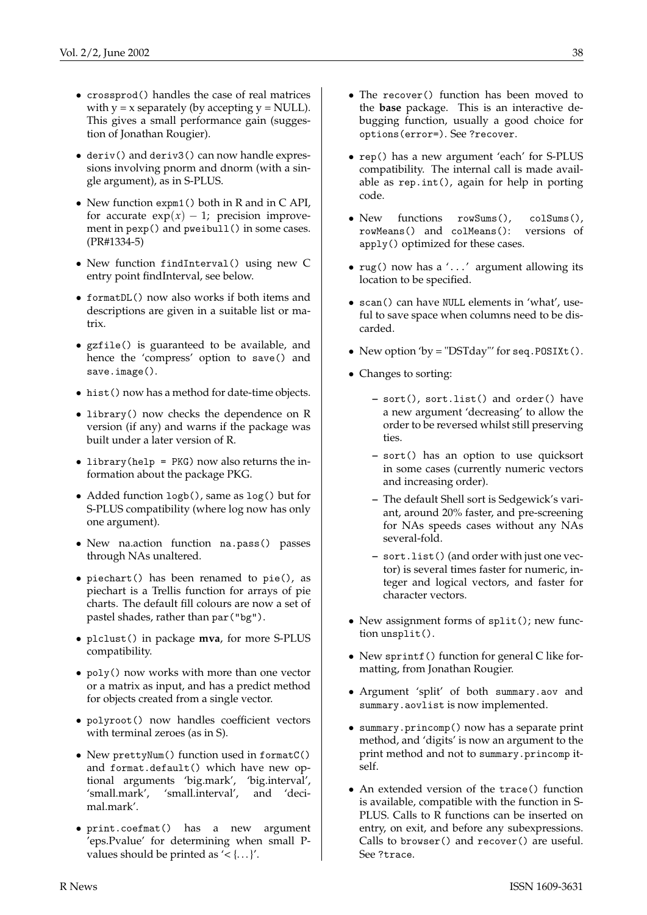- `crossprod()` handles the case of real matrices with y = x separately (by accepting y = NULL). This gives a small performance gain (suggestion of Jonathan Rougier).

- `deriv()` and `deriv3()` can now handle expressions involving pnorm and dnorm (with a single argument), as in S-PLUS.

- New function `expm1()` both in R and in C API, for accurate $\exp(x) - 1$; precision improvement in `pexp()` and `pweibull()` in some cases. (PR#1334-5)

- New function `findInterval()` using new C entry point findInterval, see below.

- `formatDL()` now also works if both items and descriptions are given in a suitable list or matrix.

- `gzfile()` is guaranteed to be available, and hence the 'compress' option to `save()` and `save.image()`.

- `hist()` now has a method for date-time objects.

- `library()` now checks the dependence on R version (if any) and warns if the package was built under a later version of R.

- `library(help = PKG)` now also returns the information about the package PKG.

- Added function `logb()`, same as `log()` but for S-PLUS compatibility (where log now has only one argument).

- New na.action function `na.pass()` passes through NAs unaltered.

- `piechart()` has been renamed to `pie()`, as piechart is a Trellis function for arrays of pie charts. The default fill colours are now a set of pastel shades, rather than `par("bg")`.

- `plclust()` in package **mva**, for more S-PLUS compatibility.

- `poly()` now works with more than one vector or a matrix as input, and has a predict method for objects created from a single vector.

- `polyroot()` now handles coefficient vectors with terminal zeroes (as in S).

- New `prettyNum()` function used in `formatC()` and `format.default()` which have new optional arguments 'big.mark', 'big.interval', 'small.mark', 'small.interval', and 'decimal.mark'.

- `print.coefmat()` has a new argument 'eps.Pvalue' for determining when small P-values should be printed as '< {...}'.

- The `recover()` function has been moved to the **base** package. This is an interactive debugging function, usually a good choice for `options(error=)`. See `?recover`.

- `rep()` has a new argument 'each' for S-PLUS compatibility. The internal call is made available as `rep.int()`, again for help in porting code.

- New functions `rowSums()`, `colSums()`, `rowMeans()` and `colMeans()`: versions of `apply()` optimized for these cases.

- `rug()` now has a '`...`' argument allowing its location to be specified.

- `scan()` can have `NULL` elements in 'what', useful to save space when columns need to be discarded.

- New option 'by = "DSTday"' for `seq.POSIXt()`.

- Changes to sorting:
  - `sort()`, `sort.list()` and `order()` have a new argument 'decreasing' to allow the order to be reversed whilst still preserving ties.
  - `sort()` has an option to use quicksort in some cases (currently numeric vectors and increasing order).
  - The default Shell sort is Sedgewick's variant, around 20% faster, and pre-screening for NAs speeds cases without any NAs several-fold.
  - `sort.list()` (and order with just one vector) is several times faster for numeric, integer and logical vectors, and faster for character vectors.

- New assignment forms of `split()`; new function `unsplit()`.

- New `sprintf()` function for general C like formatting, from Jonathan Rougier.

- Argument 'split' of both `summary.aov` and `summary.aovlist` is now implemented.

- `summary.princomp()` now has a separate print method, and 'digits' is now an argument to the print method and not to `summary.princomp` itself.

- An extended version of the `trace()` function is available, compatible with the function in S-PLUS. Calls to R functions can be inserted on entry, on exit, and before any subexpressions. Calls to `browser()` and `recover()` are useful. See `?trace`.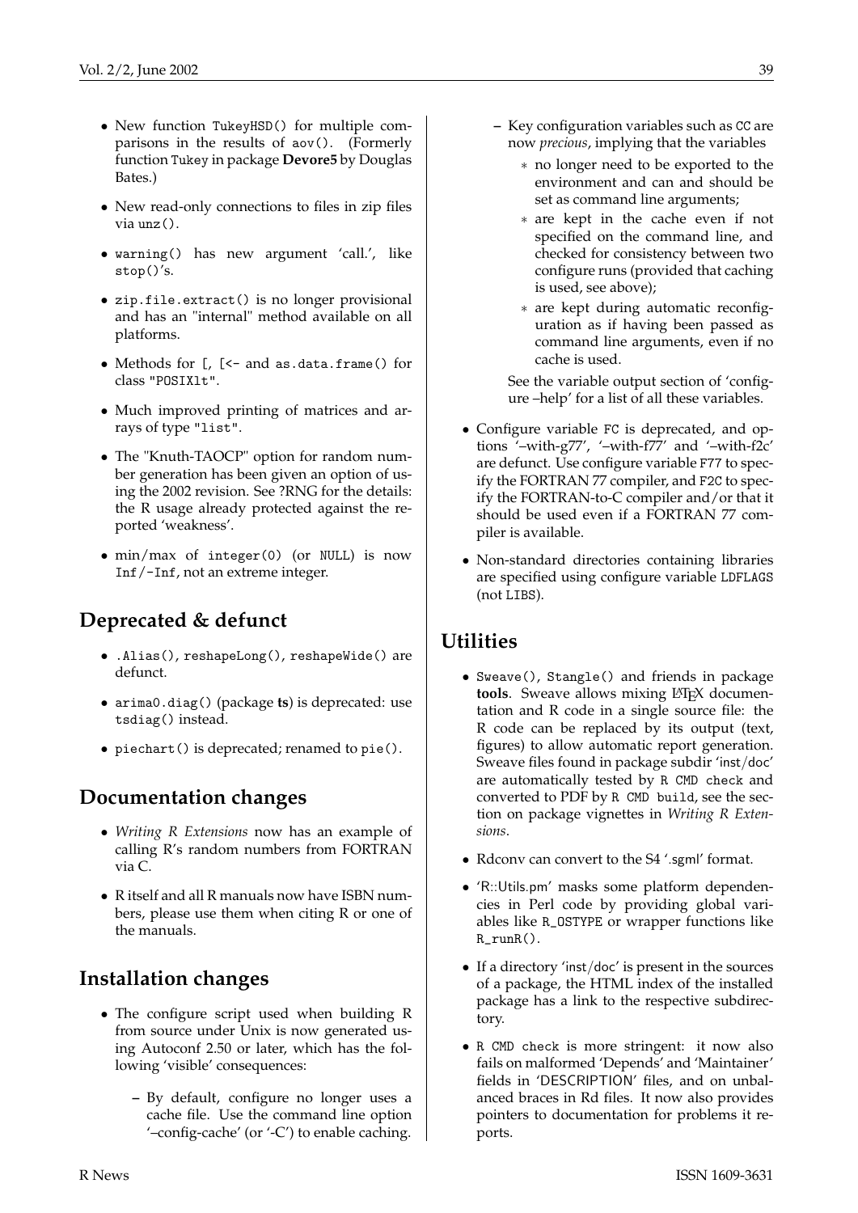- New function TukeyHSD() for multiple comparisons in the results of aov(). (Formerly function Tukey in package **Devore5** by Douglas Bates.)

- New read-only connections to files in zip files via unz().

- warning() has new argument 'call.', like stop()'s.

- zip.file.extract() is no longer provisional and has an "internal" method available on all platforms.

- Methods for [, [<- and as.data.frame() for class "POSIXlt".

- Much improved printing of matrices and arrays of type "list".

- The "Knuth-TAOCP" option for random number generation has been given an option of using the 2002 revision. See ?RNG for the details: the R usage already protected against the reported 'weakness'.

- min/max of integer(0) (or NULL) is now Inf/-Inf, not an extreme integer.

## Deprecated & defunct

- .Alias(), reshapeLong(), reshapeWide() are defunct.

- arima0.diag() (package **ts**) is deprecated: use tsdiag() instead.

- piechart() is deprecated; renamed to pie().

## Documentation changes

- *Writing R Extensions* now has an example of calling R's random numbers from FORTRAN via C.

- R itself and all R manuals now have ISBN numbers, please use them when citing R or one of the manuals.

## Installation changes

- The configure script used when building R from source under Unix is now generated using Autoconf 2.50 or later, which has the following 'visible' consequences:

  - By default, configure no longer uses a cache file. Use the command line option '--config-cache' (or '-C') to enable caching.

  - Key configuration variables such as CC are now *precious*, implying that the variables

    - no longer need to be exported to the environment and can and should be set as command line arguments;

    - are kept in the cache even if not specified on the command line, and checked for consistency between two configure runs (provided that caching is used, see above);

    - are kept during automatic reconfiguration as if having been passed as command line arguments, even if no cache is used.

    See the variable output section of 'configure --help' for a list of all these variables.

- Configure variable FC is deprecated, and options '--with-g77', '--with-f77' and '--with-f2c' are defunct. Use configure variable F77 to specify the FORTRAN 77 compiler, and F2C to specify the FORTRAN-to-C compiler and/or that it should be used even if a FORTRAN 77 compiler is available.

- Non-standard directories containing libraries are specified using configure variable LDFLAGS (not LIBS).

## Utilities

- Sweave(), Stangle() and friends in package **tools**. Sweave allows mixing LaTeX documentation and R code in a single source file: the R code can be replaced by its output (text, figures) to allow automatic report generation. Sweave files found in package subdir 'inst/doc' are automatically tested by R CMD check and converted to PDF by R CMD build, see the section on package vignettes in *Writing R Extensions*.

- Rdconv can convert to the S4 '.sgml' format.

- 'R::Utils.pm' masks some platform dependencies in Perl code by providing global variables like R_OSTYPE or wrapper functions like R_runR().

- If a directory 'inst/doc' is present in the sources of a package, the HTML index of the installed package has a link to the respective subdirectory.

- R CMD check is more stringent: it now also fails on malformed 'Depends' and 'Maintainer' fields in 'DESCRIPTION' files, and on unbalanced braces in Rd files. It now also provides pointers to documentation for problems it reports.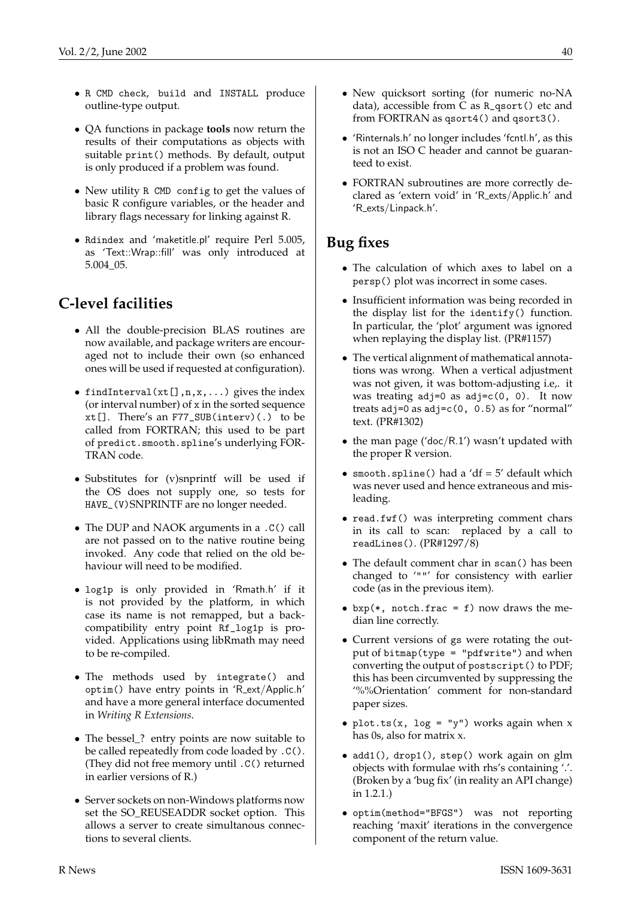- `R CMD check`, `build` and `INSTALL` produce outline-type output.

- QA functions in package **tools** now return the results of their computations as objects with suitable `print()` methods. By default, output is only produced if a problem was found.

- New utility `R CMD config` to get the values of basic R configure variables, or the header and library flags necessary for linking against R.

- `Rdindex` and 'maketitle.pl' require Perl 5.005, as 'Text::Wrap::fill' was only introduced at 5.004_05.

## C-level facilities

- All the double-precision BLAS routines are now available, and package writers are encouraged not to include their own (so enhanced ones will be used if requested at configuration).

- `findInterval(xt[],n,x,...)` gives the index (or interval number) of `x` in the sorted sequence `xt[]`. There's an `F77_SUB(interv)(.)` to be called from FORTRAN; this used to be part of `predict.smooth.spline`'s underlying FORTRAN code.

- Substitutes for (v)snprintf will be used if the OS does not supply one, so tests for `HAVE_(V)`SNPRINTF are no longer needed.

- The DUP and NAOK arguments in a `.C()` call are not passed on to the native routine being invoked. Any code that relied on the old behaviour will need to be modified.

- `log1p` is only provided in 'Rmath.h' if it is not provided by the platform, in which case its name is not remapped, but a back-compatibility entry point `Rf_log1p` is provided. Applications using libRmath may need to be re-compiled.

- The methods used by `integrate()` and `optim()` have entry points in 'R_ext/Applic.h' and have a more general interface documented in *Writing R Extensions*.

- The bessel_? entry points are now suitable to be called repeatedly from code loaded by `.C()`. (They did not free memory until `.C()` returned in earlier versions of R.)

- Server sockets on non-Windows platforms now set the SO_REUSEADDR socket option. This allows a server to create simultanous connections to several clients.

- New quicksort sorting (for numeric no-NA data), accessible from C as `R_qsort()` etc and from FORTRAN as `qsort4()` and `qsort3()`.

- 'Rinternals.h' no longer includes 'fcntl.h', as this is not an ISO C header and cannot be guaranteed to exist.

- FORTRAN subroutines are more correctly declared as 'extern void' in 'R_exts/Applic.h' and 'R_exts/Linpack.h'.

## Bug fixes

- The calculation of which axes to label on a `persp()` plot was incorrect in some cases.

- Insufficient information was being recorded in the display list for the `identify()` function. In particular, the 'plot' argument was ignored when replaying the display list. (PR#1157)

- The vertical alignment of mathematical annotations was wrong. When a vertical adjustment was not given, it was bottom-adjusting i.e,. it was treating `adj=0` as `adj=c(0, 0)`. It now treats `adj=0` as `adj=c(0, 0.5)` as for "normal" text. (PR#1302)

- the man page ('doc/R.1') wasn't updated with the proper R version.

- `smooth.spline()` had a 'df = 5' default which was never used and hence extraneous and misleading.

- `read.fwf()` was interpreting comment chars in its call to scan: replaced by a call to `readLines()`. (PR#1297/8)

- The default comment char in `scan()` has been changed to '`""`' for consistency with earlier code (as in the previous item).

- `bxp(*, notch.frac = f)` now draws the median line correctly.

- Current versions of `gs` were rotating the output of `bitmap(type = "pdfwrite")` and when converting the output of `postscript()` to PDF; this has been circumvented by suppressing the '%%Orientation' comment for non-standard paper sizes.

- `plot.ts(x, log = "y")` works again when x has 0s, also for matrix x.

- `add1()`, `drop1()`, `step()` work again on glm objects with formulae with rhs's containing '.'. (Broken by a 'bug fix' (in reality an API change) in 1.2.1.)

- `optim(method="BFGS")` was not reporting reaching 'maxit' iterations in the convergence component of the return value.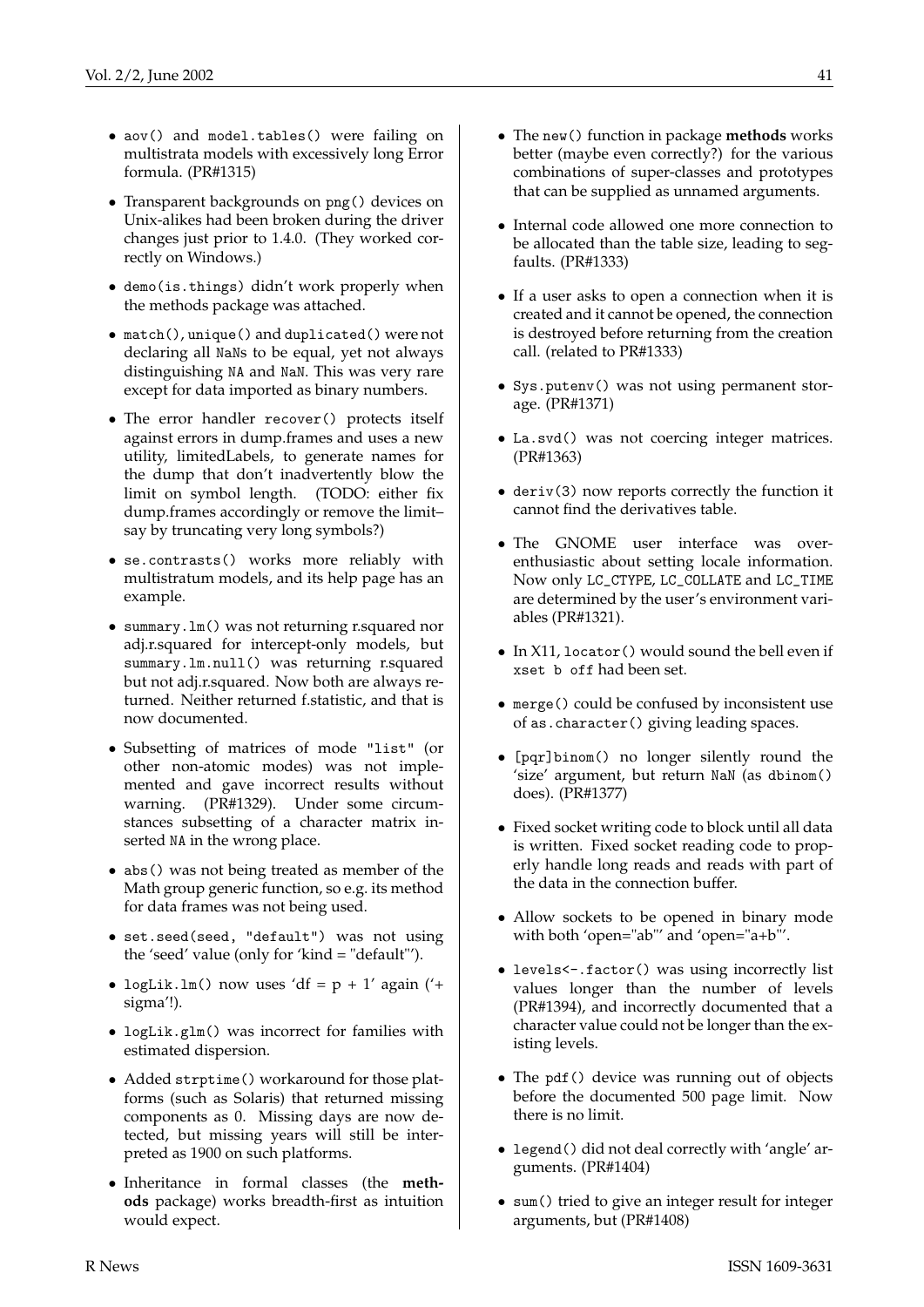- `aov()` and `model.tables()` were failing on multistrata models with excessively long Error formula. (PR#1315)

- Transparent backgrounds on `png()` devices on Unix-alikes had been broken during the driver changes just prior to 1.4.0. (They worked correctly on Windows.)

- `demo(is.things)` didn't work properly when the methods package was attached.

- `match()`, `unique()` and `duplicated()` were not declaring all `NaN`s to be equal, yet not always distinguishing `NA` and `NaN`. This was very rare except for data imported as binary numbers.

- The error handler `recover()` protects itself against errors in dump.frames and uses a new utility, limitedLabels, to generate names for the dump that don't inadvertently blow the limit on symbol length. (TODO: either fix dump.frames accordingly or remove the limit–say by truncating very long symbols?)

- `se.contrasts()` works more reliably with multistratum models, and its help page has an example.

- `summary.lm()` was not returning r.squared nor adj.r.squared for intercept-only models, but `summary.lm.null()` was returning r.squared but not adj.r.squared. Now both are always returned. Neither returned f.statistic, and that is now documented.

- Subsetting of matrices of mode `"list"` (or other non-atomic modes) was not implemented and gave incorrect results without warning. (PR#1329). Under some circumstances subsetting of a character matrix inserted `NA` in the wrong place.

- `abs()` was not being treated as member of the Math group generic function, so e.g. its method for data frames was not being used.

- `set.seed(seed, "default")` was not using the 'seed' value (only for 'kind = "default"').

- `logLik.lm()` now uses 'df = p + 1' again ('+ sigma'!).

- `logLik.glm()` was incorrect for families with estimated dispersion.

- Added `strptime()` workaround for those platforms (such as Solaris) that returned missing components as 0. Missing days are now detected, but missing years will still be interpreted as 1900 on such platforms.

- Inheritance in formal classes (the **methods** package) works breadth-first as intuition would expect.

- The `new()` function in package **methods** works better (maybe even correctly?) for the various combinations of super-classes and prototypes that can be supplied as unnamed arguments.

- Internal code allowed one more connection to be allocated than the table size, leading to segfaults. (PR#1333)

- If a user asks to open a connection when it is created and it cannot be opened, the connection is destroyed before returning from the creation call. (related to PR#1333)

- `Sys.putenv()` was not using permanent storage. (PR#1371)

- `La.svd()` was not coercing integer matrices. (PR#1363)

- `deriv(3)` now reports correctly the function it cannot find the derivatives table.

- The GNOME user interface was over-enthusiastic about setting locale information. Now only `LC_CTYPE`, `LC_COLLATE` and `LC_TIME` are determined by the user's environment variables (PR#1321).

- In X11, `locator()` would sound the bell even if `xset b off` had been set.

- `merge()` could be confused by inconsistent use of `as.character()` giving leading spaces.

- `[pqr]binom()` no longer silently round the 'size' argument, but return `NaN` (as `dbinom()` does). (PR#1377)

- Fixed socket writing code to block until all data is written. Fixed socket reading code to properly handle long reads and reads with part of the data in the connection buffer.

- Allow sockets to be opened in binary mode with both 'open="ab"' and 'open="a+b"'.

- `levels<-.factor()` was using incorrectly list values longer than the number of levels (PR#1394), and incorrectly documented that a character value could not be longer than the existing levels.

- The `pdf()` device was running out of objects before the documented 500 page limit. Now there is no limit.

- `legend()` did not deal correctly with 'angle' arguments. (PR#1404)

- `sum()` tried to give an integer result for integer arguments, but (PR#1408)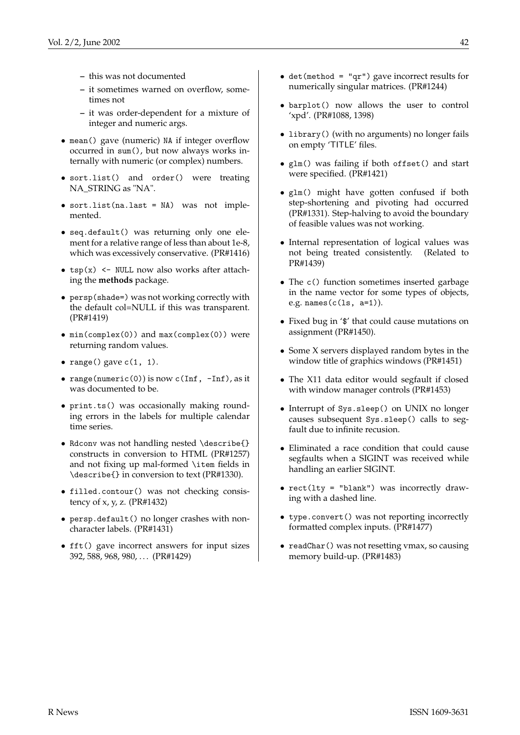- this was not documented
  - it sometimes warned on overflow, sometimes not
  - it was order-dependent for a mixture of integer and numeric args.

- `mean()` gave (numeric) `NA` if integer overflow occurred in `sum()`, but now always works internally with numeric (or complex) numbers.

- `sort.list()` and `order()` were treating NA_STRING as "NA".

- `sort.list(na.last = NA)` was not implemented.

- `seq.default()` was returning only one element for a relative range of less than about 1e-8, which was excessively conservative. (PR#1416)

- `tsp(x) <- NULL` now also works after attaching the **methods** package.

- `persp(shade=)` was not working correctly with the default col=NULL if this was transparent. (PR#1419)

- `min(complex(0))` and `max(complex(0))` were returning random values.

- `range()` gave `c(1, 1)`.

- `range(numeric(0))` is now `c(Inf, -Inf)`, as it was documented to be.

- `print.ts()` was occasionally making rounding errors in the labels for multiple calendar time series.

- `Rdconv` was not handling nested `\describe{}` constructs in conversion to HTML (PR#1257) and not fixing up mal-formed `\item` fields in `\describe{}` in conversion to text (PR#1330).

- `filled.contour()` was not checking consistency of x, y, z. (PR#1432)

- `persp.default()` no longer crashes with non-character labels. (PR#1431)

- `fft()` gave incorrect answers for input sizes 392, 588, 968, 980, … (PR#1429)

- `det(method = "qr")` gave incorrect results for numerically singular matrices. (PR#1244)

- `barplot()` now allows the user to control 'xpd'. (PR#1088, 1398)

- `library()` (with no arguments) no longer fails on empty 'TITLE' files.

- `glm()` was failing if both `offset()` and start were specified. (PR#1421)

- `glm()` might have gotten confused if both step-shortening and pivoting had occurred (PR#1331). Step-halving to avoid the boundary of feasible values was not working.

- Internal representation of logical values was not being treated consistently. (Related to PR#1439)

- The `c()` function sometimes inserted garbage in the name vector for some types of objects, e.g. `names(c(ls, a=1))`.

- Fixed bug in '$' that could cause mutations on assignment (PR#1450).

- Some X servers displayed random bytes in the window title of graphics windows (PR#1451)

- The X11 data editor would segfault if closed with window manager controls (PR#1453)

- Interrupt of `Sys.sleep()` on UNIX no longer causes subsequent `Sys.sleep()` calls to segfault due to infinite recusion.

- Eliminated a race condition that could cause segfaults when a SIGINT was received while handling an earlier SIGINT.

- `rect(lty = "blank")` was incorrectly drawing with a dashed line.

- `type.convert()` was not reporting incorrectly formatted complex inputs. (PR#1477)

- `readChar()` was not resetting vmax, so causing memory build-up. (PR#1483)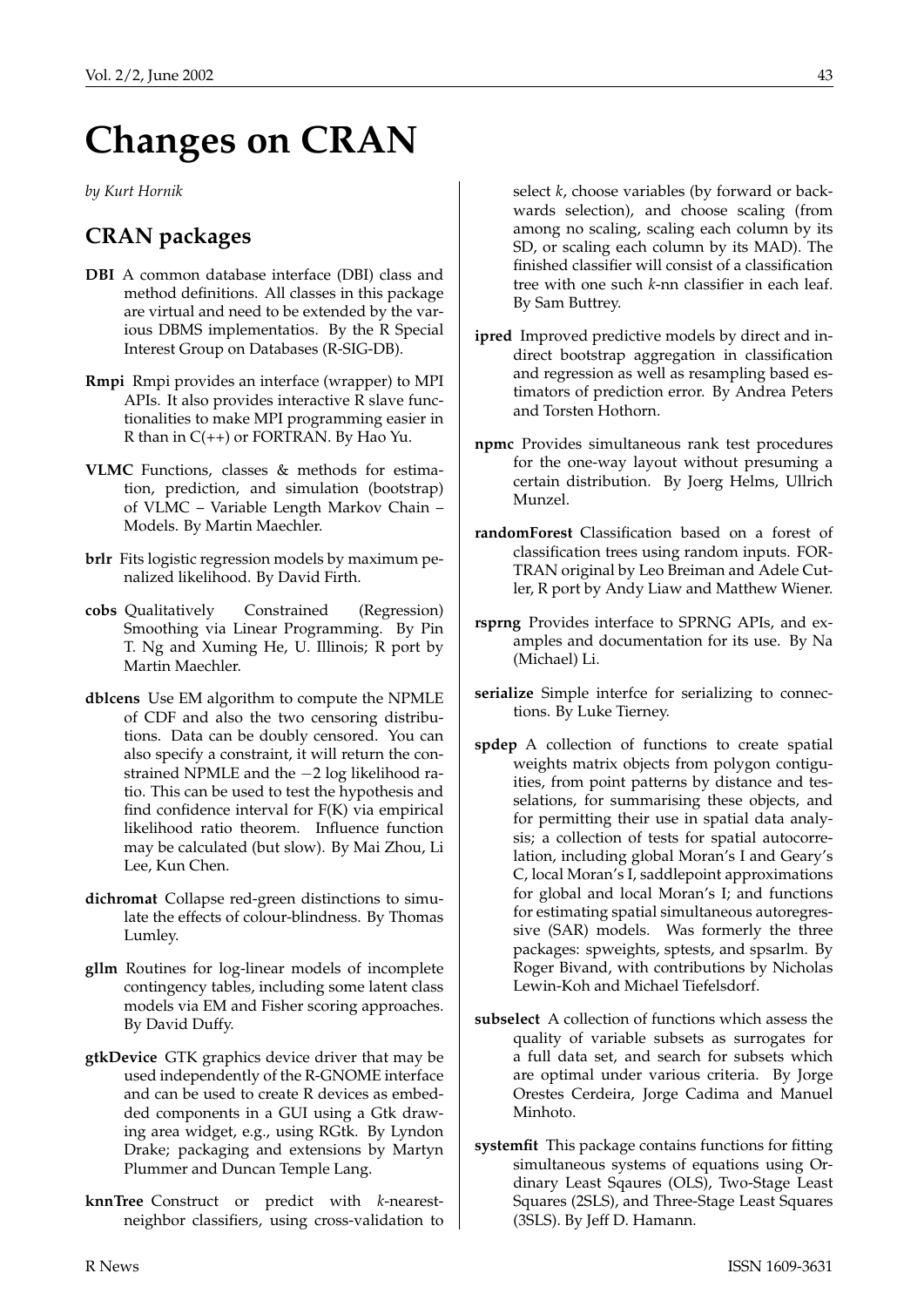# Changes on CRAN

*by Kurt Hornik*

## CRAN packages

**DBI** A common database interface (DBI) class and method definitions. All classes in this package are virtual and need to be extended by the various DBMS implementatios. By the R Special Interest Group on Databases (R-SIG-DB).

**Rmpi** Rmpi provides an interface (wrapper) to MPI APIs. It also provides interactive R slave functionalities to make MPI programming easier in R than in C(++) or FORTRAN. By Hao Yu.

**VLMC** Functions, classes & methods for estimation, prediction, and simulation (bootstrap) of VLMC – Variable Length Markov Chain – Models. By Martin Maechler.

**brlr** Fits logistic regression models by maximum penalized likelihood. By David Firth.

**cobs** Qualitatively Constrained (Regression) Smoothing via Linear Programming. By Pin T. Ng and Xuming He, U. Illinois; R port by Martin Maechler.

**dblcens** Use EM algorithm to compute the NPMLE of CDF and also the two censoring distributions. Data can be doubly censored. You can also specify a constraint, it will return the constrained NPMLE and the $-2 \log$ likelihood ratio. This can be used to test the hypothesis and find confidence interval for F(K) via empirical likelihood ratio theorem. Influence function may be calculated (but slow). By Mai Zhou, Li Lee, Kun Chen.

**dichromat** Collapse red-green distinctions to simulate the effects of colour-blindness. By Thomas Lumley.

**gllm** Routines for log-linear models of incomplete contingency tables, including some latent class models via EM and Fisher scoring approaches. By David Duffy.

**gtkDevice** GTK graphics device driver that may be used independently of the R-GNOME interface and can be used to create R devices as embedded components in a GUI using a Gtk drawing area widget, e.g., using RGtk. By Lyndon Drake; packaging and extensions by Martyn Plummer and Duncan Temple Lang.

**knnTree** Construct or predict with *k*-nearest-neighbor classifiers, using cross-validation to select *k*, choose variables (by forward or backwards selection), and choose scaling (from among no scaling, scaling each column by its SD, or scaling each column by its MAD). The finished classifier will consist of a classification tree with one such *k*-nn classifier in each leaf. By Sam Buttrey.

**ipred** Improved predictive models by direct and indirect bootstrap aggregation in classification and regression as well as resampling based estimators of prediction error. By Andrea Peters and Torsten Hothorn.

**npmc** Provides simultaneous rank test procedures for the one-way layout without presuming a certain distribution. By Joerg Helms, Ullrich Munzel.

**randomForest** Classification based on a forest of classification trees using random inputs. FORTRAN original by Leo Breiman and Adele Cutler, R port by Andy Liaw and Matthew Wiener.

**rsprng** Provides interface to SPRNG APIs, and examples and documentation for its use. By Na (Michael) Li.

**serialize** Simple interfce for serializing to connections. By Luke Tierney.

**spdep** A collection of functions to create spatial weights matrix objects from polygon contiguities, from point patterns by distance and tesselations, for summarising these objects, and for permitting their use in spatial data analysis; a collection of tests for spatial autocorrelation, including global Moran's I and Geary's C, local Moran's I, saddlepoint approximations for global and local Moran's I; and functions for estimating spatial simultaneous autoregressive (SAR) models. Was formerly the three packages: spweights, sptests, and spsarlm. By Roger Bivand, with contributions by Nicholas Lewin-Koh and Michael Tiefelsdorf.

**subselect** A collection of functions which assess the quality of variable subsets as surrogates for a full data set, and search for subsets which are optimal under various criteria. By Jorge Orestes Cerdeira, Jorge Cadima and Manuel Minhoto.

**systemfit** This package contains functions for fitting simultaneous systems of equations using Ordinary Least Sqaures (OLS), Two-Stage Least Squares (2SLS), and Three-Stage Least Squares (3SLS). By Jeff D. Hamann.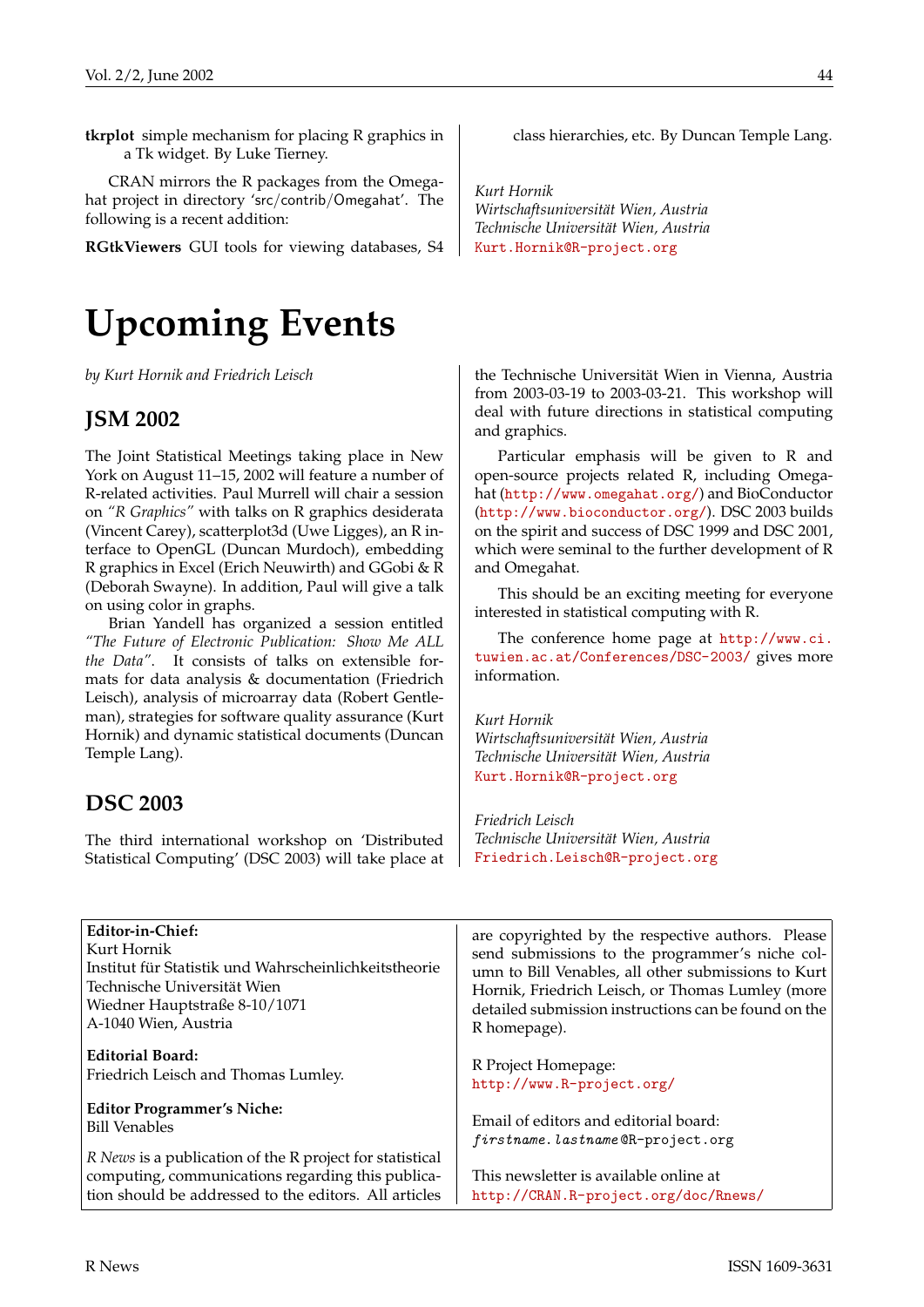**tkrplot** simple mechanism for placing R graphics in a Tk widget. By Luke Tierney.

CRAN mirrors the R packages from the Omegahat project in directory 'src/contrib/Omegahat'. The following is a recent addition:

**RGtkViewers** GUI tools for viewing databases, S4 class hierarchies, etc. By Duncan Temple Lang.

*Kurt Hornik*
*Wirtschaftsuniversität Wien, Austria*
*Technische Universität Wien, Austria*
Kurt.Hornik@R-project.org

# Upcoming Events

*by Kurt Hornik and Friedrich Leisch*

## JSM 2002

The Joint Statistical Meetings taking place in New York on August 11–15, 2002 will feature a number of R-related activities. Paul Murrell will chair a session on *"R Graphics"* with talks on R graphics desiderata (Vincent Carey), scatterplot3d (Uwe Ligges), an R interface to OpenGL (Duncan Murdoch), embedding R graphics in Excel (Erich Neuwirth) and GGobi & R (Deborah Swayne). In addition, Paul will give a talk on using color in graphs.

Brian Yandell has organized a session entitled *"The Future of Electronic Publication: Show Me ALL the Data"*. It consists of talks on extensible formats for data analysis & documentation (Friedrich Leisch), analysis of microarray data (Robert Gentleman), strategies for software quality assurance (Kurt Hornik) and dynamic statistical documents (Duncan Temple Lang).

## DSC 2003

The third international workshop on 'Distributed Statistical Computing' (DSC 2003) will take place at the Technische Universität Wien in Vienna, Austria from 2003-03-19 to 2003-03-21. This workshop will deal with future directions in statistical computing and graphics.

Particular emphasis will be given to R and open-source projects related R, including Omegahat (http://www.omegahat.org/) and BioConductor (http://www.bioconductor.org/). DSC 2003 builds on the spirit and success of DSC 1999 and DSC 2001, which were seminal to the further development of R and Omegahat.

This should be an exciting meeting for everyone interested in statistical computing with R.

The conference home page at http://www.ci.tuwien.ac.at/Conferences/DSC-2003/ gives more information.

*Kurt Hornik*
*Wirtschaftsuniversität Wien, Austria*
*Technische Universität Wien, Austria*
Kurt.Hornik@R-project.org

*Friedrich Leisch*
*Technische Universität Wien, Austria*
Friedrich.Leisch@R-project.org

**Editor-in-Chief:**
Kurt Hornik
Institut für Statistik und Wahrscheinlichkeitstheorie
Technische Universität Wien
Wiedner Hauptstraße 8-10/1071
A-1040 Wien, Austria

**Editorial Board:**
Friedrich Leisch and Thomas Lumley.

**Editor Programmer's Niche:**
Bill Venables

*R News* is a publication of the R project for statistical computing, communications regarding this publication should be addressed to the editors. All articles are copyrighted by the respective authors. Please send submissions to the programmer's niche column to Bill Venables, all other submissions to Kurt Hornik, Friedrich Leisch, or Thomas Lumley (more detailed submission instructions can be found on the R homepage).

R Project Homepage:
http://www.R-project.org/

Email of editors and editorial board:
*firstname.lastname*@R-project.org

This newsletter is available online at
http://CRAN.R-project.org/doc/Rnews/